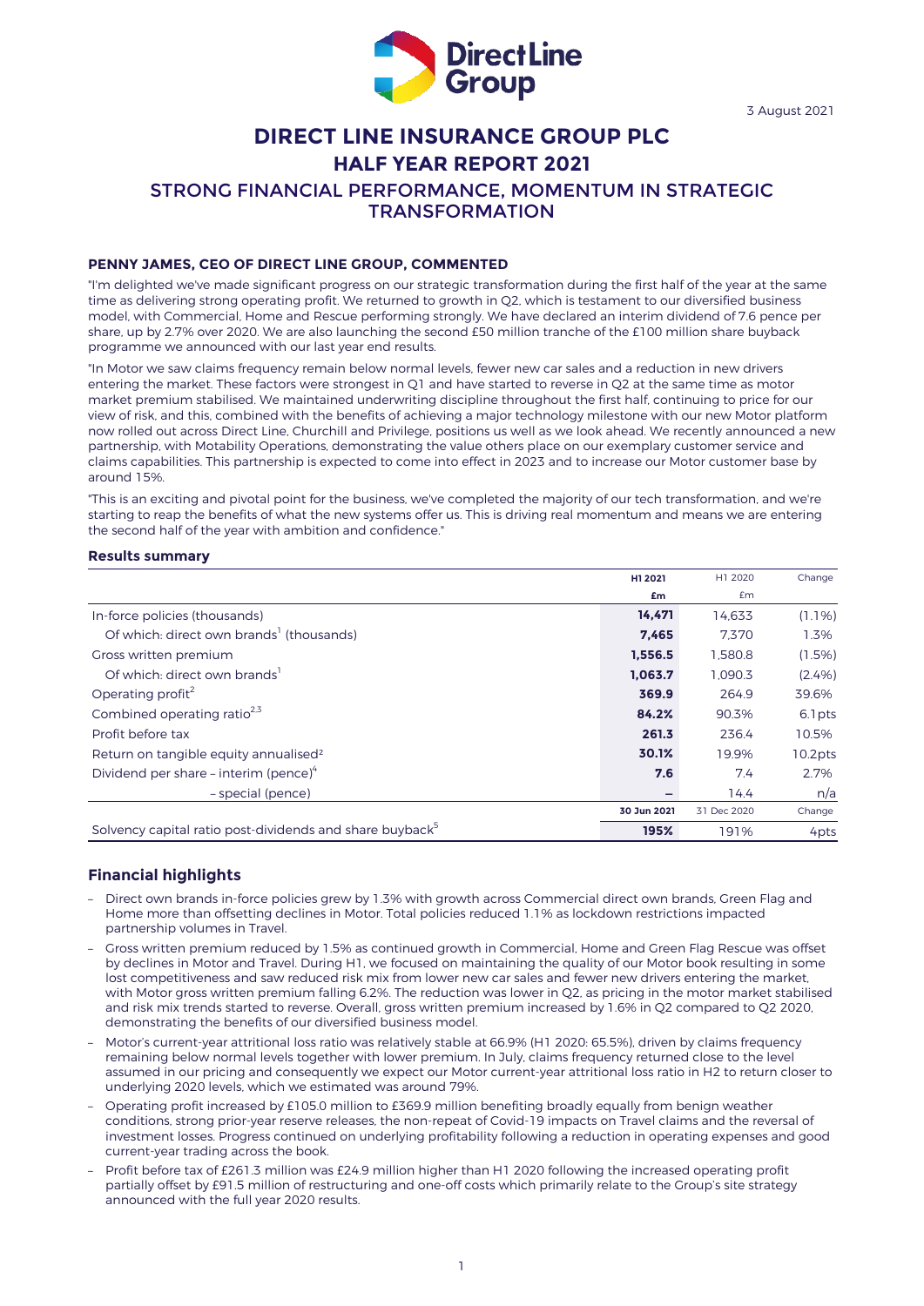3 August 2021

# DIRECT LINE INSURANCE GROUP PLC

## HALF YEAR REPORT 2021

## STRONG FINANCIAL PERFORMANCE, MOMENTUM IN STRATEGIC TRANSFORMATION

### PENNY JAMES, CEO OF DIRECT LINE GROUP, COMMENTED

"I'm delighted we've made significant progress on our strategic transformation during the first half of the year at the same time as delivering strong operating profit. We returned to growth in Q2, which is testament to our diversified business model, with Commercial, Home and Rescue performing strongly. We have declared an interim dividend of 7.6 pence per share, up by 2.7% over 2020. We are also launching the second £50 million tranche of the £100 million share buyback programme we announced with our last year end results.

"In Motor we saw claims frequency remain below normal levels, fewer new car sales and a reduction in new drivers entering the market. These factors were strongest in Q1 and have started to reverse in Q2 at the same time as motor market premium stabilised. We maintained underwriting discipline throughout the first half, continuing to price for our view of risk, and this, combined with the benefits of achieving a major technology milestone with our new Motor platform now rolled out across Direct Line, Churchill and Privilege, positions us well as we look ahead. We recently announced a new partnership, with Motability Operations, demonstrating the value others place on our exemplary customer service and claims capabilities. This partnership is expected to come into effect in 2023 and to increase our Motor customer base by around 15%.

"This is an exciting and pivotal point for the business, we've completed the majority of our tech transformation, and we're starting to reap the benefits of what the new systems offer us. This is driving real momentum and means we are entering the second half of the year with ambition and confidence."

### Results summary

| | H1 2021 | H1 2020 | Change |
|---|---|---|---|
| | **£m** | £m | |
| In-force policies (thousands) | **14,471** | 14,633 | (1.1%) |
| Of which: direct own brands[1] (thousands) | **7,465** | 7,370 | 1.3% |
| Gross written premium | **1,556.5** | 1,580.8 | (1.5%) |
| Of which: direct own brands[1] | **1,063.7** | 1,090.3 | (2.4%) |
| Operating profit[2] | **369.9** | 264.9 | 39.6% |
| Combined operating ratio[2,3] | **84.2%** | 90.3% | 6.1pts |
| Profit before tax | **261.3** | 236.4 | 10.5% |
| Return on tangible equity annualised[2] | **30.1%** | 19.9% | 10.2pts |
| Dividend per share – interim (pence)[4] | **7.6** | 7.4 | 2.7% |
| – special (pence) | **–** | 14.4 | n/a |
| | **30 Jun 2021** | 31 Dec 2020 | Change |
| Solvency capital ratio post-dividends and share buyback[5] | **195%** | 191% | 4pts |

## Financial highlights

- Direct own brands in-force policies grew by 1.3% with growth across Commercial direct own brands, Green Flag and Home more than offsetting declines in Motor. Total policies reduced 1.1% as lockdown restrictions impacted partnership volumes in Travel.
- Gross written premium reduced by 1.5% as continued growth in Commercial, Home and Green Flag Rescue was offset by declines in Motor and Travel. During H1, we focused on maintaining the quality of our Motor book resulting in some lost competitiveness and saw reduced risk mix from lower new car sales and fewer new drivers entering the market, with Motor gross written premium falling 6.2%. The reduction was lower in Q2, as pricing in the motor market stabilised and risk mix trends started to reverse. Overall, gross written premium increased by 1.6% in Q2 compared to Q2 2020, demonstrating the benefits of our diversified business model.
- Motor's current-year attritional loss ratio was relatively stable at 66.9% (H1 2020: 65.5%), driven by claims frequency remaining below normal levels together with lower premium. In July, claims frequency returned close to the level assumed in our pricing and consequently we expect our Motor current-year attritional loss ratio in H2 to return closer to underlying 2020 levels, which we estimated was around 79%.
- Operating profit increased by £105.0 million to £369.9 million benefiting broadly equally from benign weather conditions, strong prior-year reserve releases, the non-repeat of Covid-19 impacts on Travel claims and the reversal of investment losses. Progress continued on underlying profitability following a reduction in operating expenses and good current-year trading across the book.
- Profit before tax of £261.3 million was £24.9 million higher than H1 2020 following the increased operating profit partially offset by £91.5 million of restructuring and one-off costs which primarily relate to the Group's site strategy announced with the full year 2020 results.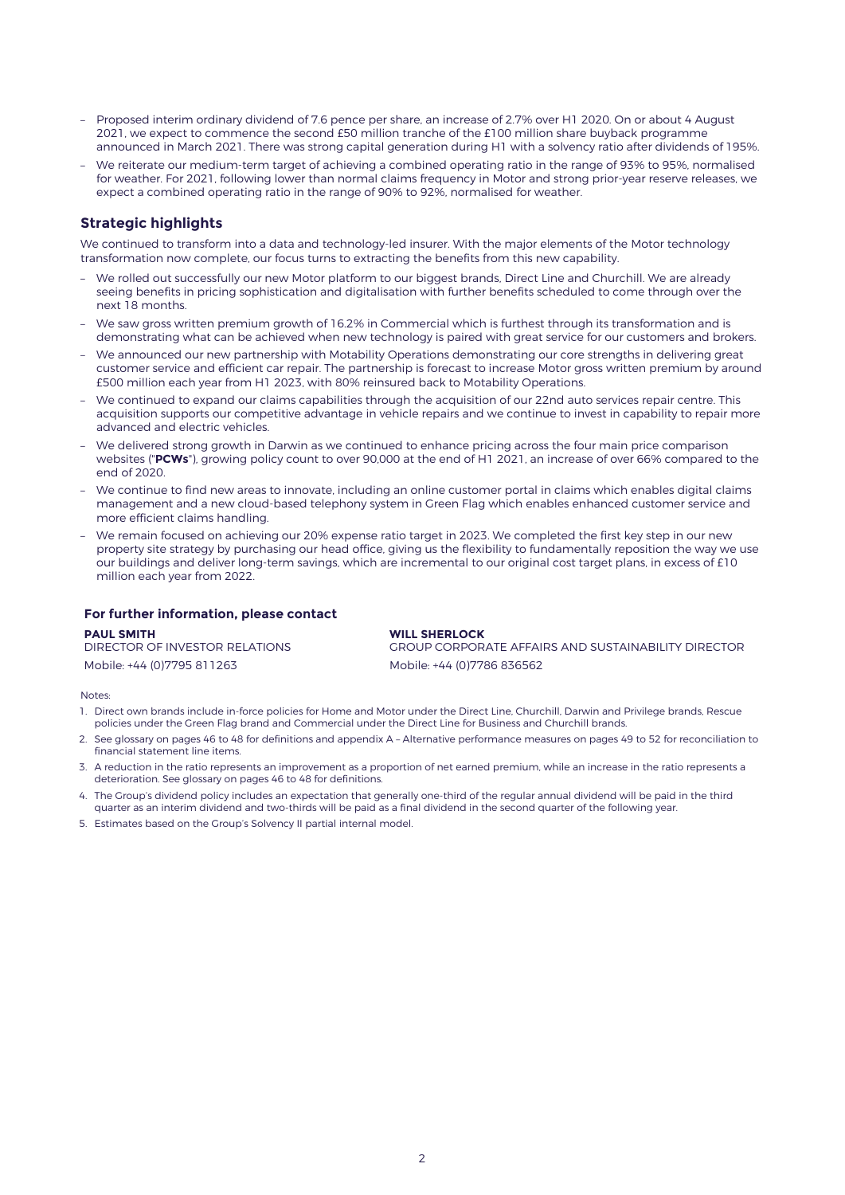- Proposed interim ordinary dividend of 7.6 pence per share, an increase of 2.7% over H1 2020. On or about 4 August 2021, we expect to commence the second £50 million tranche of the £100 million share buyback programme announced in March 2021. There was strong capital generation during H1 with a solvency ratio after dividends of 195%.
- We reiterate our medium-term target of achieving a combined operating ratio in the range of 93% to 95%, normalised for weather. For 2021, following lower than normal claims frequency in Motor and strong prior-year reserve releases, we expect a combined operating ratio in the range of 90% to 92%, normalised for weather.

## Strategic highlights

We continued to transform into a data and technology-led insurer. With the major elements of the Motor technology transformation now complete, our focus turns to extracting the benefits from this new capability.

- We rolled out successfully our new Motor platform to our biggest brands, Direct Line and Churchill. We are already seeing benefits in pricing sophistication and digitalisation with further benefits scheduled to come through over the next 18 months.
- We saw gross written premium growth of 16.2% in Commercial which is furthest through its transformation and is demonstrating what can be achieved when new technology is paired with great service for our customers and brokers.
- We announced our new partnership with Motability Operations demonstrating our core strengths in delivering great customer service and efficient car repair. The partnership is forecast to increase Motor gross written premium by around £500 million each year from H1 2023, with 80% reinsured back to Motability Operations.
- We continued to expand our claims capabilities through the acquisition of our 22nd auto services repair centre. This acquisition supports our competitive advantage in vehicle repairs and we continue to invest in capability to repair more advanced and electric vehicles.
- We delivered strong growth in Darwin as we continued to enhance pricing across the four main price comparison websites ("**PCWs**"), growing policy count to over 90,000 at the end of H1 2021, an increase of over 66% compared to the end of 2020.
- We continue to find new areas to innovate, including an online customer portal in claims which enables digital claims management and a new cloud-based telephony system in Green Flag which enables enhanced customer service and more efficient claims handling.
- We remain focused on achieving our 20% expense ratio target in 2023. We completed the first key step in our new property site strategy by purchasing our head office, giving us the flexibility to fundamentally reposition the way we use our buildings and deliver long-term savings, which are incremental to our original cost target plans, in excess of £10 million each year from 2022.

### For further information, please contact

**PAUL SMITH**
DIRECTOR OF INVESTOR RELATIONS
Mobile: +44 (0)7795 811263

**WILL SHERLOCK**
GROUP CORPORATE AFFAIRS AND SUSTAINABILITY DIRECTOR
Mobile: +44 (0)7786 836562

Notes:

1. Direct own brands include in-force policies for Home and Motor under the Direct Line, Churchill, Darwin and Privilege brands, Rescue policies under the Green Flag brand and Commercial under the Direct Line for Business and Churchill brands.
2. See glossary on pages 46 to 48 for definitions and appendix A – Alternative performance measures on pages 49 to 52 for reconciliation to financial statement line items.
3. A reduction in the ratio represents an improvement as a proportion of net earned premium, while an increase in the ratio represents a deterioration. See glossary on pages 46 to 48 for definitions.
4. The Group's dividend policy includes an expectation that generally one-third of the regular annual dividend will be paid in the third quarter as an interim dividend and two-thirds will be paid as a final dividend in the second quarter of the following year.
5. Estimates based on the Group's Solvency II partial internal model.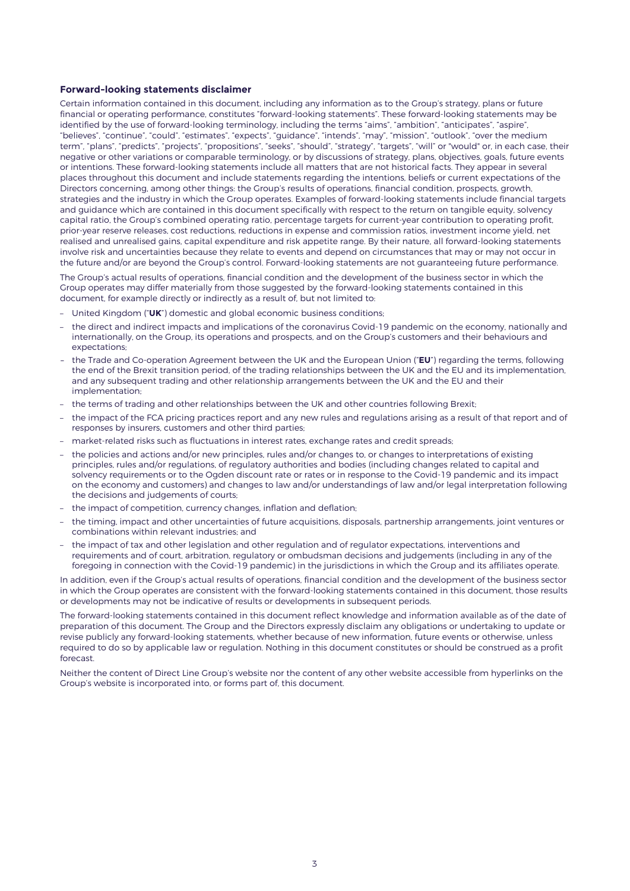### Forward-looking statements disclaimer

Certain information contained in this document, including any information as to the Group's strategy, plans or future financial or operating performance, constitutes "forward-looking statements". These forward-looking statements may be identified by the use of forward-looking terminology, including the terms "aims", "ambition", "anticipates", "aspire", "believes", "continue", "could", "estimates", "expects", "guidance", "intends", "may", "mission", "outlook", "over the medium term", "plans", "predicts", "projects", "propositions", "seeks", "should", "strategy", "targets", "will" or "would" or, in each case, their negative or other variations or comparable terminology, or by discussions of strategy, plans, objectives, goals, future events or intentions. These forward-looking statements include all matters that are not historical facts. They appear in several places throughout this document and include statements regarding the intentions, beliefs or current expectations of the Directors concerning, among other things: the Group's results of operations, financial condition, prospects, growth, strategies and the industry in which the Group operates. Examples of forward-looking statements include financial targets and guidance which are contained in this document specifically with respect to the return on tangible equity, solvency capital ratio, the Group's combined operating ratio, percentage targets for current-year contribution to operating profit, prior-year reserve releases, cost reductions, reductions in expense and commission ratios, investment income yield, net realised and unrealised gains, capital expenditure and risk appetite range. By their nature, all forward-looking statements involve risk and uncertainties because they relate to events and depend on circumstances that may or may not occur in the future and/or are beyond the Group's control. Forward-looking statements are not guaranteeing future performance.

The Group's actual results of operations, financial condition and the development of the business sector in which the Group operates may differ materially from those suggested by the forward-looking statements contained in this document, for example directly or indirectly as a result of, but not limited to:

- United Kingdom ("**UK**") domestic and global economic business conditions;
- the direct and indirect impacts and implications of the coronavirus Covid-19 pandemic on the economy, nationally and internationally, on the Group, its operations and prospects, and on the Group's customers and their behaviours and expectations;
- the Trade and Co-operation Agreement between the UK and the European Union ("**EU**") regarding the terms, following the end of the Brexit transition period, of the trading relationships between the UK and the EU and its implementation, and any subsequent trading and other relationship arrangements between the UK and the EU and their implementation;
- the terms of trading and other relationships between the UK and other countries following Brexit;
- the impact of the FCA pricing practices report and any new rules and regulations arising as a result of that report and of responses by insurers, customers and other third parties;
- market-related risks such as fluctuations in interest rates, exchange rates and credit spreads;
- the policies and actions and/or new principles, rules and/or changes to, or changes to interpretations of existing principles, rules and/or regulations, of regulatory authorities and bodies (including changes related to capital and solvency requirements or to the Ogden discount rate or rates or in response to the Covid-19 pandemic and its impact on the economy and customers) and changes to law and/or understandings of law and/or legal interpretation following the decisions and judgements of courts;
- the impact of competition, currency changes, inflation and deflation;
- the timing, impact and other uncertainties of future acquisitions, disposals, partnership arrangements, joint ventures or combinations within relevant industries; and
- the impact of tax and other legislation and other regulation and of regulator expectations, interventions and requirements and of court, arbitration, regulatory or ombudsman decisions and judgements (including in any of the foregoing in connection with the Covid-19 pandemic) in the jurisdictions in which the Group and its affiliates operate.

In addition, even if the Group's actual results of operations, financial condition and the development of the business sector in which the Group operates are consistent with the forward-looking statements contained in this document, those results or developments may not be indicative of results or developments in subsequent periods.

The forward-looking statements contained in this document reflect knowledge and information available as of the date of preparation of this document. The Group and the Directors expressly disclaim any obligations or undertaking to update or revise publicly any forward-looking statements, whether because of new information, future events or otherwise, unless required to do so by applicable law or regulation. Nothing in this document constitutes or should be construed as a profit forecast.

Neither the content of Direct Line Group's website nor the content of any other website accessible from hyperlinks on the Group's website is incorporated into, or forms part of, this document.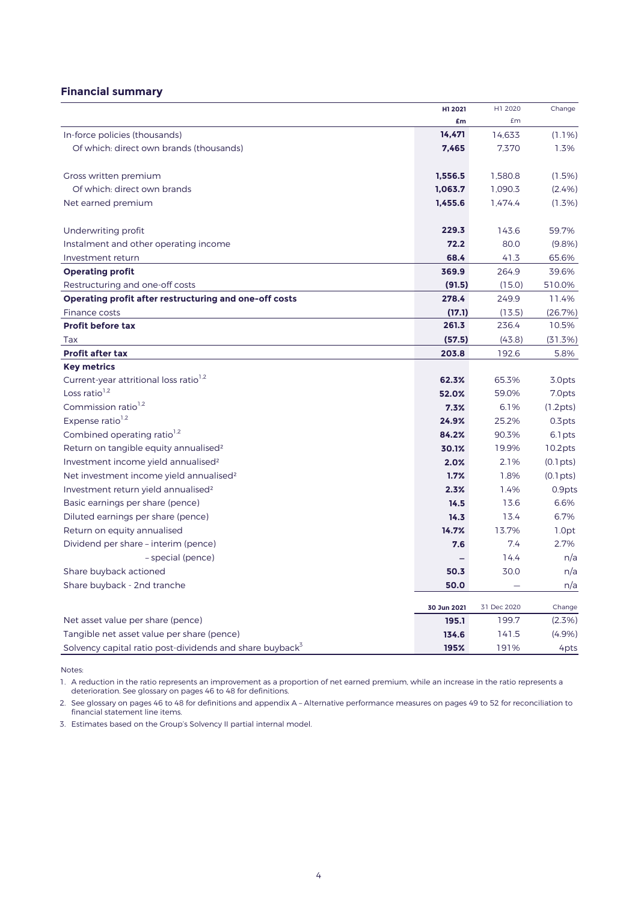## Financial summary

| | H1 2021 £m | H1 2020 £m | Change |
|---|---|---|---|
| In-force policies (thousands) | **14,471** | 14,633 | (1.1%) |
| Of which: direct own brands (thousands) | **7,465** | 7,370 | 1.3% |
| | | | |
| Gross written premium | **1,556.5** | 1,580.8 | (1.5%) |
| Of which: direct own brands | **1,063.7** | 1,090.3 | (2.4%) |
| Net earned premium | **1,455.6** | 1,474.4 | (1.3%) |
| | | | |
| Underwriting profit | **229.3** | 143.6 | 59.7% |
| Instalment and other operating income | **72.2** | 80.0 | (9.8%) |
| Investment return | **68.4** | 41.3 | 65.6% |
| **Operating profit** | **369.9** | 264.9 | 39.6% |
| Restructuring and one-off costs | **(91.5)** | (15.0) | 510.0% |
| **Operating profit after restructuring and one-off costs** | **278.4** | 249.9 | 11.4% |
| Finance costs | **(17.1)** | (13.5) | (26.7%) |
| **Profit before tax** | **261.3** | 236.4 | 10.5% |
| Tax | **(57.5)** | (43.8) | (31.3%) |
| **Profit after tax** | **203.8** | 192.6 | 5.8% |
| **Key metrics** | | | |
| Current-year attritional loss ratio[1,2] | **62.3%** | 65.3% | 3.0pts |
| Loss ratio[1,2] | **52.0%** | 59.0% | 7.0pts |
| Commission ratio[1,2] | **7.3%** | 6.1% | (1.2pts) |
| Expense ratio[1,2] | **24.9%** | 25.2% | 0.3pts |
| Combined operating ratio[1,2] | **84.2%** | 90.3% | 6.1pts |
| Return on tangible equity annualised[2] | **30.1%** | 19.9% | 10.2pts |
| Investment income yield annualised[2] | **2.0%** | 2.1% | (0.1pts) |
| Net investment income yield annualised[2] | **1.7%** | 1.8% | (0.1pts) |
| Investment return yield annualised[2] | **2.3%** | 1.4% | 0.9pts |
| Basic earnings per share (pence) | **14.5** | 13.6 | 6.6% |
| Diluted earnings per share (pence) | **14.3** | 13.4 | 6.7% |
| Return on equity annualised | **14.7%** | 13.7% | 1.0pt |
| Dividend per share – interim (pence) | **7.6** | 7.4 | 2.7% |
| – special (pence) | **–** | 14.4 | n/a |
| Share buyback actioned | **50.3** | 30.0 | n/a |
| Share buyback - 2nd tranche | **50.0** | – | n/a |
| | **30 Jun 2021** | 31 Dec 2020 | Change |
| Net asset value per share (pence) | **195.1** | 199.7 | (2.3%) |
| Tangible net asset value per share (pence) | **134.6** | 141.5 | (4.9%) |
| Solvency capital ratio post-dividends and share buyback[3] | **195%** | 191% | 4pts |

Notes:

1. A reduction in the ratio represents an improvement as a proportion of net earned premium, while an increase in the ratio represents a deterioration. See glossary on pages 46 to 48 for definitions.
2. See glossary on pages 46 to 48 for definitions and appendix A – Alternative performance measures on pages 49 to 52 for reconciliation to financial statement line items.
3. Estimates based on the Group's Solvency II partial internal model.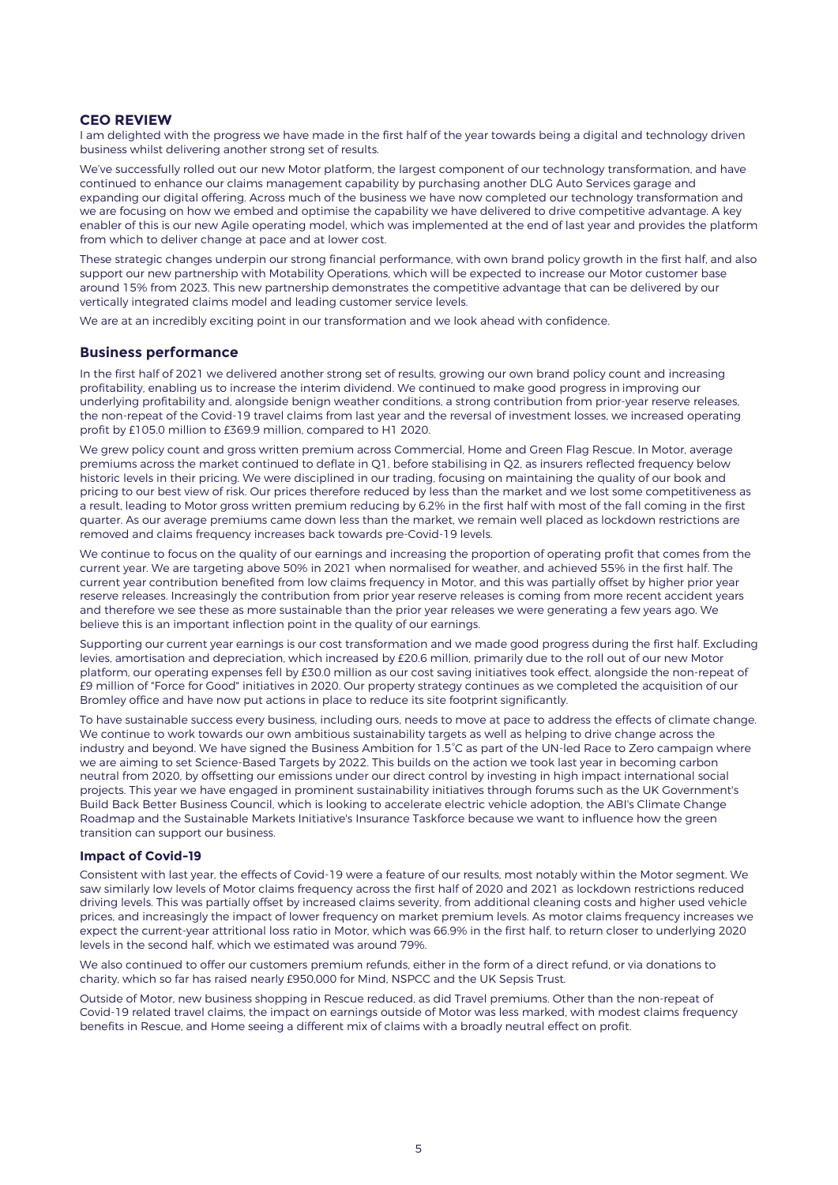## CEO REVIEW

I am delighted with the progress we have made in the first half of the year towards being a digital and technology driven business whilst delivering another strong set of results.

We've successfully rolled out our new Motor platform, the largest component of our technology transformation, and have continued to enhance our claims management capability by purchasing another DLG Auto Services garage and expanding our digital offering. Across much of the business we have now completed our technology transformation and we are focusing on how we embed and optimise the capability we have delivered to drive competitive advantage. A key enabler of this is our new Agile operating model, which was implemented at the end of last year and provides the platform from which to deliver change at pace and at lower cost.

These strategic changes underpin our strong financial performance, with own brand policy growth in the first half, and also support our new partnership with Motability Operations, which will be expected to increase our Motor customer base around 15% from 2023. This new partnership demonstrates the competitive advantage that can be delivered by our vertically integrated claims model and leading customer service levels.

We are at an incredibly exciting point in our transformation and we look ahead with confidence.

## Business performance

In the first half of 2021 we delivered another strong set of results, growing our own brand policy count and increasing profitability, enabling us to increase the interim dividend. We continued to make good progress in improving our underlying profitability and, alongside benign weather conditions, a strong contribution from prior-year reserve releases, the non-repeat of the Covid-19 travel claims from last year and the reversal of investment losses, we increased operating profit by £105.0 million to £369.9 million, compared to H1 2020.

We grew policy count and gross written premium across Commercial, Home and Green Flag Rescue. In Motor, average premiums across the market continued to deflate in Q1, before stabilising in Q2, as insurers reflected frequency below historic levels in their pricing. We were disciplined in our trading, focusing on maintaining the quality of our book and pricing to our best view of risk. Our prices therefore reduced by less than the market and we lost some competitiveness as a result, leading to Motor gross written premium reducing by 6.2% in the first half with most of the fall coming in the first quarter. As our average premiums came down less than the market, we remain well placed as lockdown restrictions are removed and claims frequency increases back towards pre-Covid-19 levels.

We continue to focus on the quality of our earnings and increasing the proportion of operating profit that comes from the current year. We are targeting above 50% in 2021 when normalised for weather, and achieved 55% in the first half. The current year contribution benefited from low claims frequency in Motor, and this was partially offset by higher prior year reserve releases. Increasingly the contribution from prior year reserve releases is coming from more recent accident years and therefore we see these as more sustainable than the prior year releases we were generating a few years ago. We believe this is an important inflection point in the quality of our earnings.

Supporting our current year earnings is our cost transformation and we made good progress during the first half. Excluding levies, amortisation and depreciation, which increased by £20.6 million, primarily due to the roll out of our new Motor platform, our operating expenses fell by £30.0 million as our cost saving initiatives took effect, alongside the non-repeat of £9 million of "Force for Good" initiatives in 2020. Our property strategy continues as we completed the acquisition of our Bromley office and have now put actions in place to reduce its site footprint significantly.

To have sustainable success every business, including ours, needs to move at pace to address the effects of climate change. We continue to work towards our own ambitious sustainability targets as well as helping to drive change across the industry and beyond. We have signed the Business Ambition for 1.5˚C as part of the UN-led Race to Zero campaign where we are aiming to set Science-Based Targets by 2022. This builds on the action we took last year in becoming carbon neutral from 2020, by offsetting our emissions under our direct control by investing in high impact international social projects. This year we have engaged in prominent sustainability initiatives through forums such as the UK Government's Build Back Better Business Council, which is looking to accelerate electric vehicle adoption, the ABI's Climate Change Roadmap and the Sustainable Markets Initiative's Insurance Taskforce because we want to influence how the green transition can support our business.

### Impact of Covid-19

Consistent with last year, the effects of Covid-19 were a feature of our results, most notably within the Motor segment. We saw similarly low levels of Motor claims frequency across the first half of 2020 and 2021 as lockdown restrictions reduced driving levels. This was partially offset by increased claims severity, from additional cleaning costs and higher used vehicle prices, and increasingly the impact of lower frequency on market premium levels. As motor claims frequency increases we expect the current-year attritional loss ratio in Motor, which was 66.9% in the first half, to return closer to underlying 2020 levels in the second half, which we estimated was around 79%.

We also continued to offer our customers premium refunds, either in the form of a direct refund, or via donations to charity, which so far has raised nearly £950,000 for Mind, NSPCC and the UK Sepsis Trust.

Outside of Motor, new business shopping in Rescue reduced, as did Travel premiums. Other than the non-repeat of Covid-19 related travel claims, the impact on earnings outside of Motor was less marked, with modest claims frequency benefits in Rescue, and Home seeing a different mix of claims with a broadly neutral effect on profit.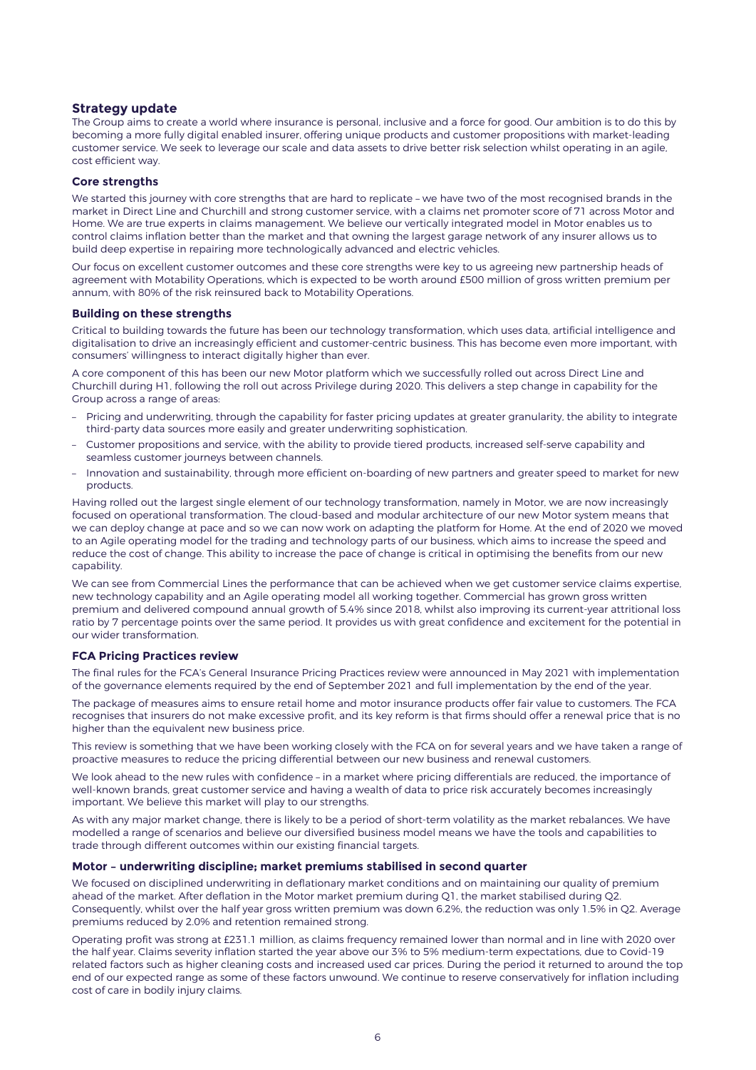## Strategy update

The Group aims to create a world where insurance is personal, inclusive and a force for good. Our ambition is to do this by becoming a more fully digital enabled insurer, offering unique products and customer propositions with market-leading customer service. We seek to leverage our scale and data assets to drive better risk selection whilst operating in an agile, cost efficient way.

### Core strengths

We started this journey with core strengths that are hard to replicate – we have two of the most recognised brands in the market in Direct Line and Churchill and strong customer service, with a claims net promoter score of 71 across Motor and Home. We are true experts in claims management. We believe our vertically integrated model in Motor enables us to control claims inflation better than the market and that owning the largest garage network of any insurer allows us to build deep expertise in repairing more technologically advanced and electric vehicles.

Our focus on excellent customer outcomes and these core strengths were key to us agreeing new partnership heads of agreement with Motability Operations, which is expected to be worth around £500 million of gross written premium per annum, with 80% of the risk reinsured back to Motability Operations.

### Building on these strengths

Critical to building towards the future has been our technology transformation, which uses data, artificial intelligence and digitalisation to drive an increasingly efficient and customer-centric business. This has become even more important, with consumers' willingness to interact digitally higher than ever.

A core component of this has been our new Motor platform which we successfully rolled out across Direct Line and Churchill during H1, following the roll out across Privilege during 2020. This delivers a step change in capability for the Group across a range of areas:

- Pricing and underwriting, through the capability for faster pricing updates at greater granularity, the ability to integrate third-party data sources more easily and greater underwriting sophistication.
- Customer propositions and service, with the ability to provide tiered products, increased self-serve capability and seamless customer journeys between channels.
- Innovation and sustainability, through more efficient on-boarding of new partners and greater speed to market for new products.

Having rolled out the largest single element of our technology transformation, namely in Motor, we are now increasingly focused on operational transformation. The cloud-based and modular architecture of our new Motor system means that we can deploy change at pace and so we can now work on adapting the platform for Home. At the end of 2020 we moved to an Agile operating model for the trading and technology parts of our business, which aims to increase the speed and reduce the cost of change. This ability to increase the pace of change is critical in optimising the benefits from our new capability.

We can see from Commercial Lines the performance that can be achieved when we get customer service claims expertise, new technology capability and an Agile operating model all working together. Commercial has grown gross written premium and delivered compound annual growth of 5.4% since 2018, whilst also improving its current-year attritional loss ratio by 7 percentage points over the same period. It provides us with great confidence and excitement for the potential in our wider transformation.

### FCA Pricing Practices review

The final rules for the FCA's General Insurance Pricing Practices review were announced in May 2021 with implementation of the governance elements required by the end of September 2021 and full implementation by the end of the year.

The package of measures aims to ensure retail home and motor insurance products offer fair value to customers. The FCA recognises that insurers do not make excessive profit, and its key reform is that firms should offer a renewal price that is no higher than the equivalent new business price.

This review is something that we have been working closely with the FCA on for several years and we have taken a range of proactive measures to reduce the pricing differential between our new business and renewal customers.

We look ahead to the new rules with confidence – in a market where pricing differentials are reduced, the importance of well-known brands, great customer service and having a wealth of data to price risk accurately becomes increasingly important. We believe this market will play to our strengths.

As with any major market change, there is likely to be a period of short-term volatility as the market rebalances. We have modelled a range of scenarios and believe our diversified business model means we have the tools and capabilities to trade through different outcomes within our existing financial targets.

### Motor – underwriting discipline; market premiums stabilised in second quarter

We focused on disciplined underwriting in deflationary market conditions and on maintaining our quality of premium ahead of the market. After deflation in the Motor market premium during Q1, the market stabilised during Q2. Consequently, whilst over the half year gross written premium was down 6.2%, the reduction was only 1.5% in Q2. Average premiums reduced by 2.0% and retention remained strong.

Operating profit was strong at £231.1 million, as claims frequency remained lower than normal and in line with 2020 over the half year. Claims severity inflation started the year above our 3% to 5% medium-term expectations, due to Covid-19 related factors such as higher cleaning costs and increased used car prices. During the period it returned to around the top end of our expected range as some of these factors unwound. We continue to reserve conservatively for inflation including cost of care in bodily injury claims.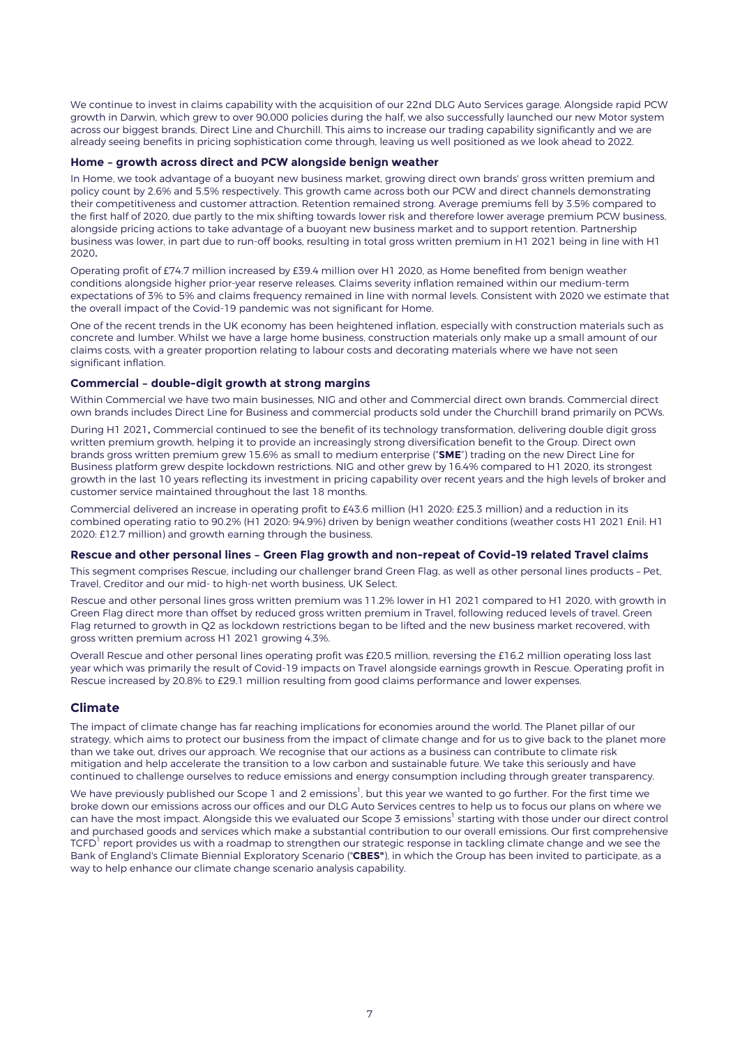We continue to invest in claims capability with the acquisition of our 22nd DLG Auto Services garage. Alongside rapid PCW growth in Darwin, which grew to over 90,000 policies during the half, we also successfully launched our new Motor system across our biggest brands, Direct Line and Churchill. This aims to increase our trading capability significantly and we are already seeing benefits in pricing sophistication come through, leaving us well positioned as we look ahead to 2022.

**Home – growth across direct and PCW alongside benign weather**

In Home, we took advantage of a buoyant new business market, growing direct own brands' gross written premium and policy count by 2.6% and 5.5% respectively. This growth came across both our PCW and direct channels demonstrating their competitiveness and customer attraction. Retention remained strong. Average premiums fell by 3.5% compared to the first half of 2020, due partly to the mix shifting towards lower risk and therefore lower average premium PCW business, alongside pricing actions to take advantage of a buoyant new business market and to support retention. Partnership business was lower, in part due to run-off books, resulting in total gross written premium in H1 2021 being in line with H1 2020**.**

Operating profit of £74.7 million increased by £39.4 million over H1 2020, as Home benefited from benign weather conditions alongside higher prior-year reserve releases. Claims severity inflation remained within our medium-term expectations of 3% to 5% and claims frequency remained in line with normal levels. Consistent with 2020 we estimate that the overall impact of the Covid-19 pandemic was not significant for Home.

One of the recent trends in the UK economy has been heightened inflation, especially with construction materials such as concrete and lumber. Whilst we have a large home business, construction materials only make up a small amount of our claims costs, with a greater proportion relating to labour costs and decorating materials where we have not seen significant inflation.

**Commercial – double-digit growth at strong margins**

Within Commercial we have two main businesses, NIG and other and Commercial direct own brands. Commercial direct own brands includes Direct Line for Business and commercial products sold under the Churchill brand primarily on PCWs.

During H1 2021**,** Commercial continued to see the benefit of its technology transformation, delivering double digit gross written premium growth, helping it to provide an increasingly strong diversification benefit to the Group. Direct own brands gross written premium grew 15.6% as small to medium enterprise ("**SME**") trading on the new Direct Line for Business platform grew despite lockdown restrictions. NIG and other grew by 16.4% compared to H1 2020, its strongest growth in the last 10 years reflecting its investment in pricing capability over recent years and the high levels of broker and customer service maintained throughout the last 18 months.

Commercial delivered an increase in operating profit to £43.6 million (H1 2020: £25.3 million) and a reduction in its combined operating ratio to 90.2% (H1 2020: 94.9%) driven by benign weather conditions (weather costs H1 2021 £nil: H1 2020: £12.7 million) and growth earning through the business.

**Rescue and other personal lines – Green Flag growth and non-repeat of Covid-19 related Travel claims**

This segment comprises Rescue, including our challenger brand Green Flag, as well as other personal lines products – Pet, Travel, Creditor and our mid- to high-net worth business, UK Select.

Rescue and other personal lines gross written premium was 11.2% lower in H1 2021 compared to H1 2020, with growth in Green Flag direct more than offset by reduced gross written premium in Travel, following reduced levels of travel. Green Flag returned to growth in Q2 as lockdown restrictions began to be lifted and the new business market recovered, with gross written premium across H1 2021 growing 4.3%.

Overall Rescue and other personal lines operating profit was £20.5 million, reversing the £16.2 million operating loss last year which was primarily the result of Covid-19 impacts on Travel alongside earnings growth in Rescue. Operating profit in Rescue increased by 20.8% to £29.1 million resulting from good claims performance and lower expenses.

## Climate

The impact of climate change has far reaching implications for economies around the world. The Planet pillar of our strategy, which aims to protect our business from the impact of climate change and for us to give back to the planet more than we take out, drives our approach. We recognise that our actions as a business can contribute to climate risk mitigation and help accelerate the transition to a low carbon and sustainable future. We take this seriously and have continued to challenge ourselves to reduce emissions and energy consumption including through greater transparency.

We have previously published our Scope 1 and 2 emissions[1], but this year we wanted to go further. For the first time we broke down our emissions across our offices and our DLG Auto Services centres to help us to focus our plans on where we can have the most impact. Alongside this we evaluated our Scope 3 emissions[1] starting with those under our direct control and purchased goods and services which make a substantial contribution to our overall emissions. Our first comprehensive TCFD[1] report provides us with a roadmap to strengthen our strategic response in tackling climate change and we see the Bank of England's Climate Biennial Exploratory Scenario ("**CBES"**), in which the Group has been invited to participate, as a way to help enhance our climate change scenario analysis capability.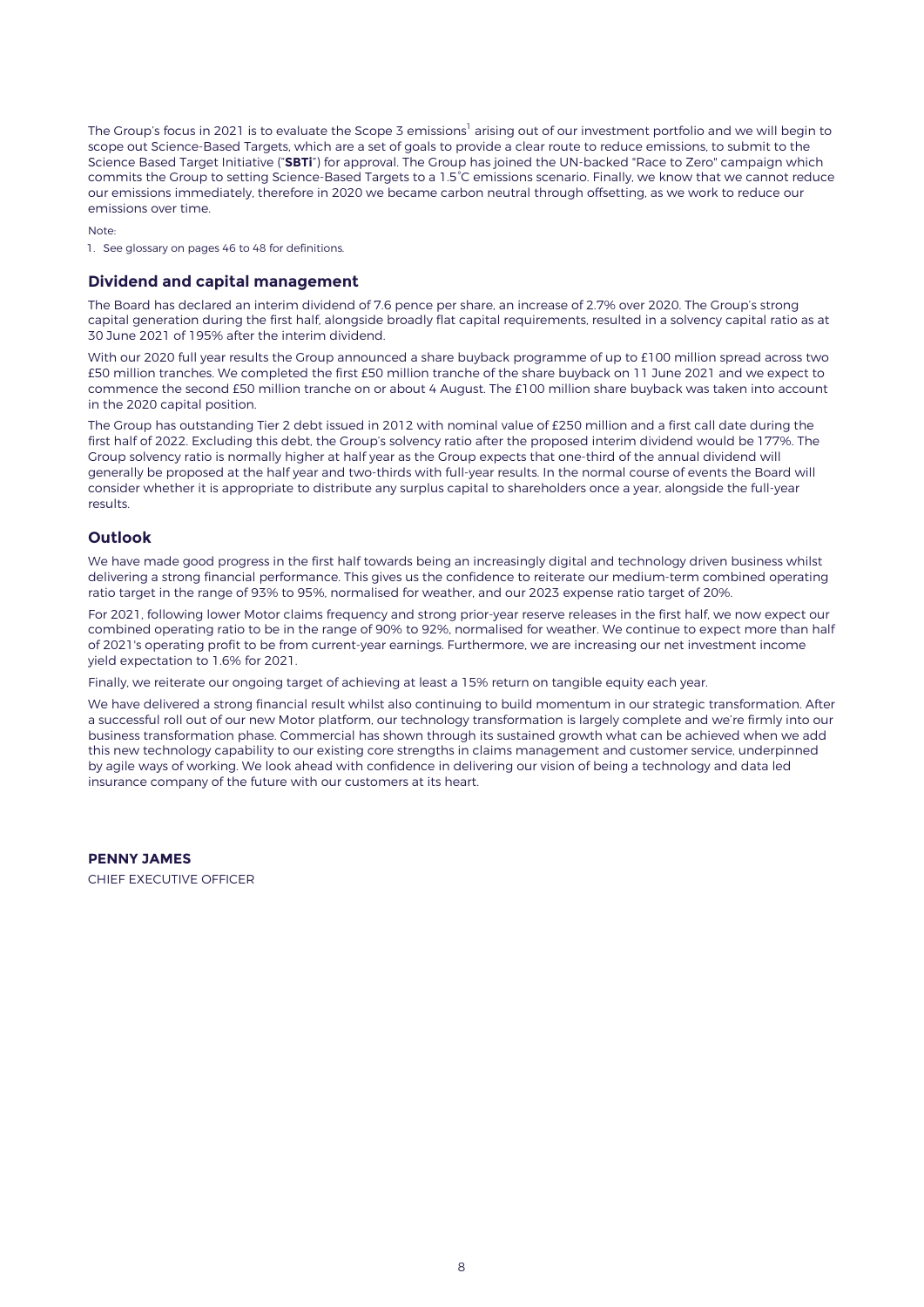The Group's focus in 2021 is to evaluate the Scope 3 emissions[1] arising out of our investment portfolio and we will begin to scope out Science-Based Targets, which are a set of goals to provide a clear route to reduce emissions, to submit to the Science Based Target Initiative ("**SBTi**") for approval. The Group has joined the UN-backed "Race to Zero" campaign which commits the Group to setting Science-Based Targets to a 1.5°C emissions scenario. Finally, we know that we cannot reduce our emissions immediately, therefore in 2020 we became carbon neutral through offsetting, as we work to reduce our emissions over time.

Note:

1. See glossary on pages 46 to 48 for definitions.

## Dividend and capital management

The Board has declared an interim dividend of 7.6 pence per share, an increase of 2.7% over 2020. The Group's strong capital generation during the first half, alongside broadly flat capital requirements, resulted in a solvency capital ratio as at 30 June 2021 of 195% after the interim dividend.

With our 2020 full year results the Group announced a share buyback programme of up to £100 million spread across two £50 million tranches. We completed the first £50 million tranche of the share buyback on 11 June 2021 and we expect to commence the second £50 million tranche on or about 4 August. The £100 million share buyback was taken into account in the 2020 capital position.

The Group has outstanding Tier 2 debt issued in 2012 with nominal value of £250 million and a first call date during the first half of 2022. Excluding this debt, the Group's solvency ratio after the proposed interim dividend would be 177%. The Group solvency ratio is normally higher at half year as the Group expects that one-third of the annual dividend will generally be proposed at the half year and two-thirds with full-year results. In the normal course of events the Board will consider whether it is appropriate to distribute any surplus capital to shareholders once a year, alongside the full-year results.

## Outlook

We have made good progress in the first half towards being an increasingly digital and technology driven business whilst delivering a strong financial performance. This gives us the confidence to reiterate our medium-term combined operating ratio target in the range of 93% to 95%, normalised for weather, and our 2023 expense ratio target of 20%.

For 2021, following lower Motor claims frequency and strong prior-year reserve releases in the first half, we now expect our combined operating ratio to be in the range of 90% to 92%, normalised for weather. We continue to expect more than half of 2021's operating profit to be from current-year earnings. Furthermore, we are increasing our net investment income yield expectation to 1.6% for 2021.

Finally, we reiterate our ongoing target of achieving at least a 15% return on tangible equity each year.

We have delivered a strong financial result whilst also continuing to build momentum in our strategic transformation. After a successful roll out of our new Motor platform, our technology transformation is largely complete and we're firmly into our business transformation phase. Commercial has shown through its sustained growth what can be achieved when we add this new technology capability to our existing core strengths in claims management and customer service, underpinned by agile ways of working. We look ahead with confidence in delivering our vision of being a technology and data led insurance company of the future with our customers at its heart.

**PENNY JAMES**

CHIEF EXECUTIVE OFFICER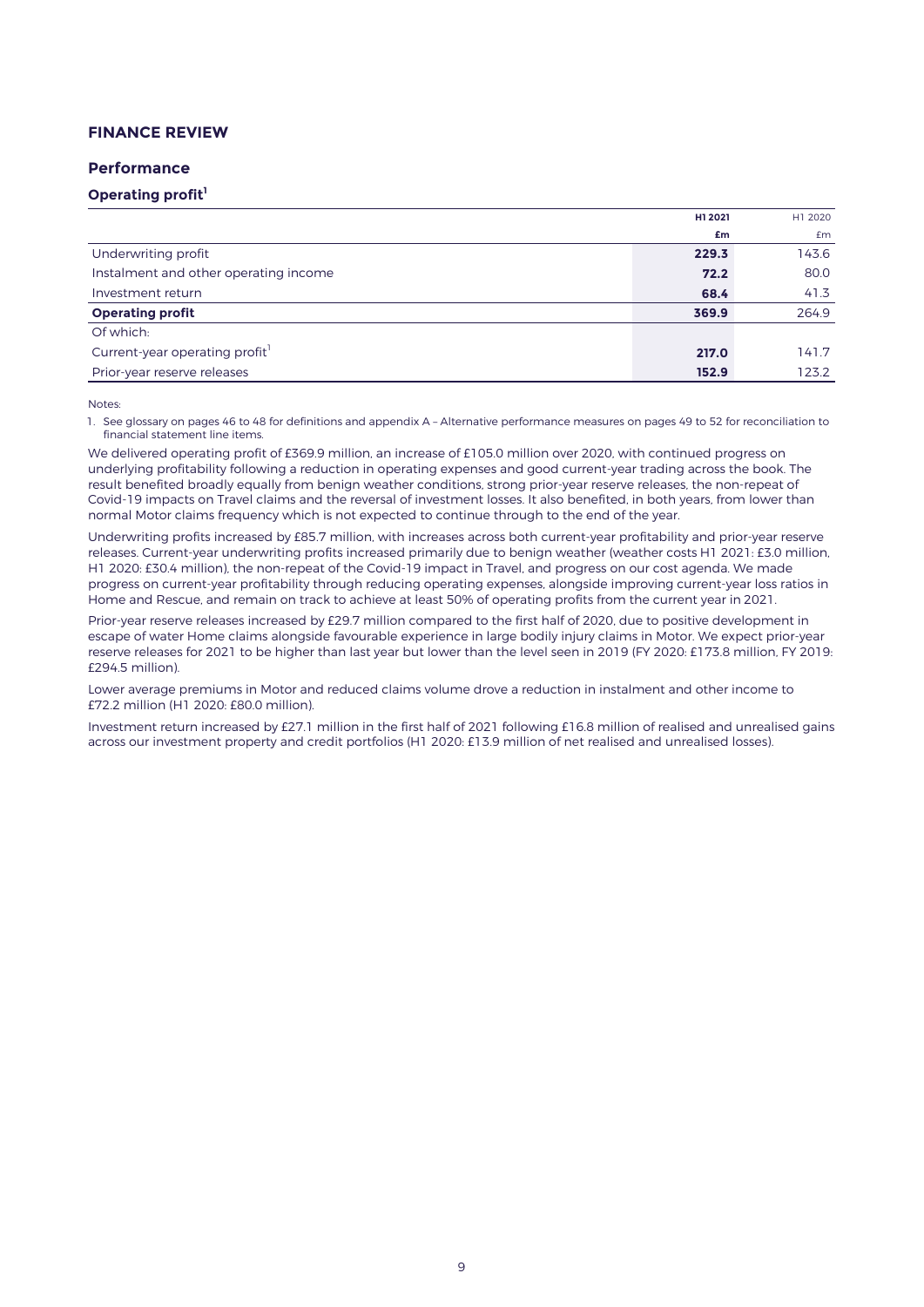## FINANCE REVIEW

### Performance

#### Operating profit[1]

| | H1 2021 | H1 2020 |
|---|---|---|
| | £m | £m |
| Underwriting profit | **229.3** | 143.6 |
| Instalment and other operating income | **72.2** | 80.0 |
| Investment return | **68.4** | 41.3 |
| **Operating profit** | **369.9** | 264.9 |
| Of which: | | |
| Current-year operating profit[1] | **217.0** | 141.7 |
| Prior-year reserve releases | **152.9** | 123.2 |

Notes:

1. See glossary on pages 46 to 48 for definitions and appendix A – Alternative performance measures on pages 49 to 52 for reconciliation to financial statement line items.

We delivered operating profit of £369.9 million, an increase of £105.0 million over 2020, with continued progress on underlying profitability following a reduction in operating expenses and good current-year trading across the book. The result benefited broadly equally from benign weather conditions, strong prior-year reserve releases, the non-repeat of Covid-19 impacts on Travel claims and the reversal of investment losses. It also benefited, in both years, from lower than normal Motor claims frequency which is not expected to continue through to the end of the year.

Underwriting profits increased by £85.7 million, with increases across both current-year profitability and prior-year reserve releases. Current-year underwriting profits increased primarily due to benign weather (weather costs H1 2021: £3.0 million, H1 2020: £30.4 million), the non-repeat of the Covid-19 impact in Travel, and progress on our cost agenda. We made progress on current-year profitability through reducing operating expenses, alongside improving current-year loss ratios in Home and Rescue, and remain on track to achieve at least 50% of operating profits from the current year in 2021.

Prior-year reserve releases increased by £29.7 million compared to the first half of 2020, due to positive development in escape of water Home claims alongside favourable experience in large bodily injury claims in Motor. We expect prior-year reserve releases for 2021 to be higher than last year but lower than the level seen in 2019 (FY 2020: £173.8 million, FY 2019: £294.5 million).

Lower average premiums in Motor and reduced claims volume drove a reduction in instalment and other income to £72.2 million (H1 2020: £80.0 million).

Investment return increased by £27.1 million in the first half of 2021 following £16.8 million of realised and unrealised gains across our investment property and credit portfolios (H1 2020: £13.9 million of net realised and unrealised losses).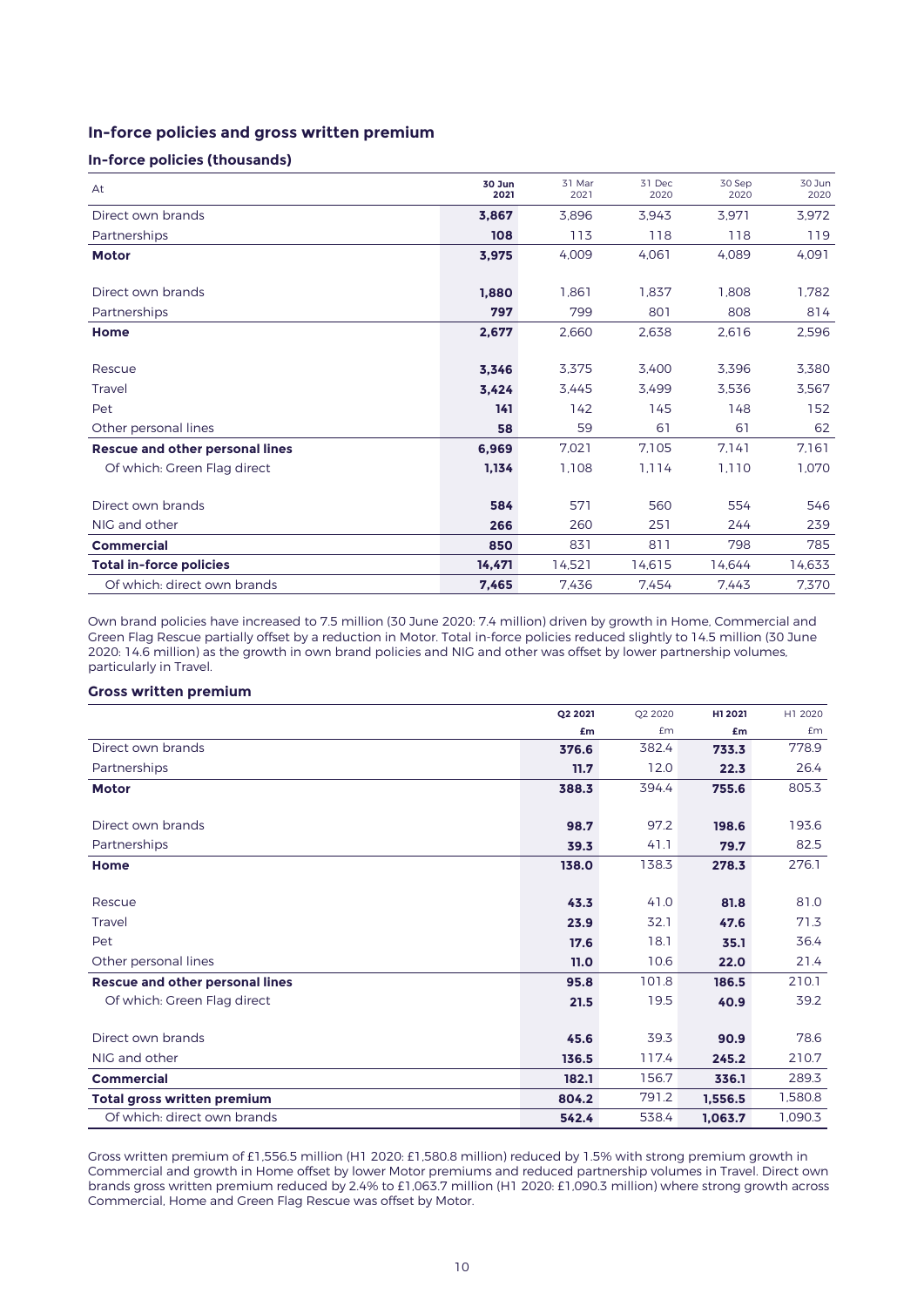## In-force policies and gross written premium

### In-force policies (thousands)

| At | 30 Jun 2021 | 31 Mar 2021 | 31 Dec 2020 | 30 Sep 2020 | 30 Jun 2020 |
|---|---|---|---|---|---|
| Direct own brands | **3,867** | 3,896 | 3,943 | 3,971 | 3,972 |
| Partnerships | **108** | 113 | 118 | 118 | 119 |
| **Motor** | **3,975** | 4,009 | 4,061 | 4,089 | 4,091 |
| | | | | | |
| Direct own brands | **1,880** | 1,861 | 1,837 | 1,808 | 1,782 |
| Partnerships | **797** | 799 | 801 | 808 | 814 |
| **Home** | **2,677** | 2,660 | 2,638 | 2,616 | 2,596 |
| | | | | | |
| Rescue | **3,346** | 3,375 | 3,400 | 3,396 | 3,380 |
| Travel | **3,424** | 3,445 | 3,499 | 3,536 | 3,567 |
| Pet | **141** | 142 | 145 | 148 | 152 |
| Other personal lines | **58** | 59 | 61 | 61 | 62 |
| **Rescue and other personal lines** | **6,969** | 7,021 | 7,105 | 7,141 | 7,161 |
| Of which: Green Flag direct | **1,134** | 1,108 | 1,114 | 1,110 | 1,070 |
| | | | | | |
| Direct own brands | **584** | 571 | 560 | 554 | 546 |
| NIG and other | **266** | 260 | 251 | 244 | 239 |
| **Commercial** | **850** | 831 | 811 | 798 | 785 |
| **Total in-force policies** | **14,471** | 14,521 | 14,615 | 14,644 | 14,633 |
| Of which: direct own brands | **7,465** | 7,436 | 7,454 | 7,443 | 7,370 |

Own brand policies have increased to 7.5 million (30 June 2020: 7.4 million) driven by growth in Home, Commercial and Green Flag Rescue partially offset by a reduction in Motor. Total in-force policies reduced slightly to 14.5 million (30 June 2020: 14.6 million) as the growth in own brand policies and NIG and other was offset by lower partnership volumes, particularly in Travel.

### Gross written premium

| | Q2 2021 £m | Q2 2020 £m | H1 2021 £m | H1 2020 £m |
|---|---|---|---|---|
| Direct own brands | **376.6** | 382.4 | **733.3** | 778.9 |
| Partnerships | **11.7** | 12.0 | **22.3** | 26.4 |
| **Motor** | **388.3** | 394.4 | **755.6** | 805.3 |
| | | | | |
| Direct own brands | **98.7** | 97.2 | **198.6** | 193.6 |
| Partnerships | **39.3** | 41.1 | **79.7** | 82.5 |
| **Home** | **138.0** | 138.3 | **278.3** | 276.1 |
| | | | | |
| Rescue | **43.3** | 41.0 | **81.8** | 81.0 |
| Travel | **23.9** | 32.1 | **47.6** | 71.3 |
| Pet | **17.6** | 18.1 | **35.1** | 36.4 |
| Other personal lines | **11.0** | 10.6 | **22.0** | 21.4 |
| **Rescue and other personal lines** | **95.8** | 101.8 | **186.5** | 210.1 |
| Of which: Green Flag direct | **21.5** | 19.5 | **40.9** | 39.2 |
| | | | | |
| Direct own brands | **45.6** | 39.3 | **90.9** | 78.6 |
| NIG and other | **136.5** | 117.4 | **245.2** | 210.7 |
| **Commercial** | **182.1** | 156.7 | **336.1** | 289.3 |
| **Total gross written premium** | **804.2** | 791.2 | **1,556.5** | 1,580.8 |
| Of which: direct own brands | **542.4** | 538.4 | **1,063.7** | 1,090.3 |

Gross written premium of £1,556.5 million (H1 2020: £1,580.8 million) reduced by 1.5% with strong premium growth in Commercial and growth in Home offset by lower Motor premiums and reduced partnership volumes in Travel. Direct own brands gross written premium reduced by 2.4% to £1,063.7 million (H1 2020: £1,090.3 million) where strong growth across Commercial, Home and Green Flag Rescue was offset by Motor.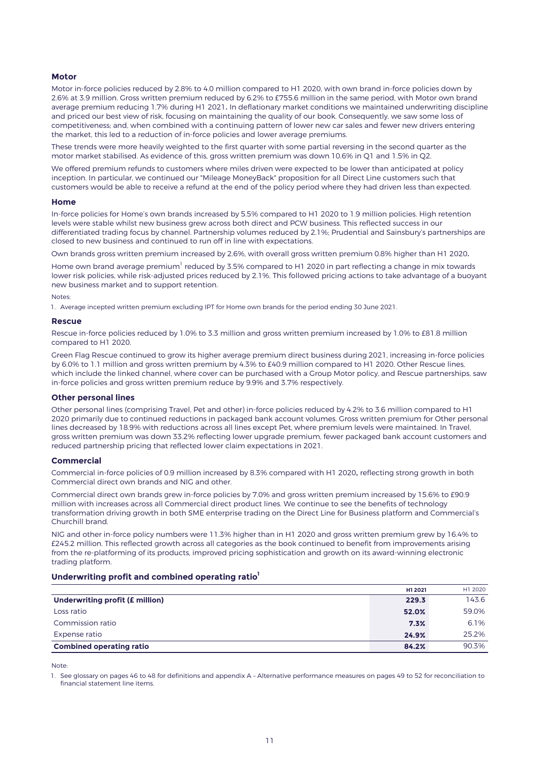### Motor

Motor in-force policies reduced by 2.8% to 4.0 million compared to H1 2020, with own brand in-force policies down by 2.6% at 3.9 million. Gross written premium reduced by 6.2% to £755.6 million in the same period, with Motor own brand average premium reducing 1.7% during H1 2021. In deflationary market conditions we maintained underwriting discipline and priced our best view of risk, focusing on maintaining the quality of our book. Consequently, we saw some loss of competitiveness; and, when combined with a continuing pattern of lower new car sales and fewer new drivers entering the market, this led to a reduction of in-force policies and lower average premiums.

These trends were more heavily weighted to the first quarter with some partial reversing in the second quarter as the motor market stabilised. As evidence of this, gross written premium was down 10.6% in Q1 and 1.5% in Q2.

We offered premium refunds to customers where miles driven were expected to be lower than anticipated at policy inception. In particular, we continued our "Mileage MoneyBack" proposition for all Direct Line customers such that customers would be able to receive a refund at the end of the policy period where they had driven less than expected.

### Home

In-force policies for Home's own brands increased by 5.5% compared to H1 2020 to 1.9 million policies. High retention levels were stable whilst new business grew across both direct and PCW business. This reflected success in our differentiated trading focus by channel. Partnership volumes reduced by 2.1%; Prudential and Sainsbury's partnerships are closed to new business and continued to run off in line with expectations.

Own brands gross written premium increased by 2.6%, with overall gross written premium 0.8% higher than H1 2020.

Home own brand average premium[1] reduced by 3.5% compared to H1 2020 in part reflecting a change in mix towards lower risk policies, while risk-adjusted prices reduced by 2.1%. This followed pricing actions to take advantage of a buoyant new business market and to support retention.

Notes:

1. Average incepted written premium excluding IPT for Home own brands for the period ending 30 June 2021.

### Rescue

Rescue in-force policies reduced by 1.0% to 3.3 million and gross written premium increased by 1.0% to £81.8 million compared to H1 2020.

Green Flag Rescue continued to grow its higher average premium direct business during 2021, increasing in-force policies by 6.0% to 1.1 million and gross written premium by 4.3% to £40.9 million compared to H1 2020. Other Rescue lines, which include the linked channel, where cover can be purchased with a Group Motor policy, and Rescue partnerships, saw in-force policies and gross written premium reduce by 9.9% and 3.7% respectively.

### Other personal lines

Other personal lines (comprising Travel, Pet and other) in-force policies reduced by 4.2% to 3.6 million compared to H1 2020 primarily due to continued reductions in packaged bank account volumes. Gross written premium for Other personal lines decreased by 18.9% with reductions across all lines except Pet, where premium levels were maintained. In Travel, gross written premium was down 33.2% reflecting lower upgrade premium, fewer packaged bank account customers and reduced partnership pricing that reflected lower claim expectations in 2021.

### Commercial

Commercial in-force policies of 0.9 million increased by 8.3% compared with H1 2020, reflecting strong growth in both Commercial direct own brands and NIG and other.

Commercial direct own brands grew in-force policies by 7.0% and gross written premium increased by 15.6% to £90.9 million with increases across all Commercial direct product lines. We continue to see the benefits of technology transformation driving growth in both SME enterprise trading on the Direct Line for Business platform and Commercial's Churchill brand.

NIG and other in-force policy numbers were 11.3% higher than in H1 2020 and gross written premium grew by 16.4% to £245.2 million. This reflected growth across all categories as the book continued to benefit from improvements arising from the re-platforming of its products, improved pricing sophistication and growth on its award-winning electronic trading platform.

### Underwriting profit and combined operating ratio[1]

| | H1 2021 | H1 2020 |
|---|---|---|
| **Underwriting profit (£ million)** | **229.3** | 143.6 |
| Loss ratio | **52.0%** | 59.0% |
| Commission ratio | **7.3%** | 6.1% |
| Expense ratio | **24.9%** | 25.2% |
| **Combined operating ratio** | **84.2%** | 90.3% |

Note:

1. See glossary on pages 46 to 48 for definitions and appendix A – Alternative performance measures on pages 49 to 52 for reconciliation to financial statement line items.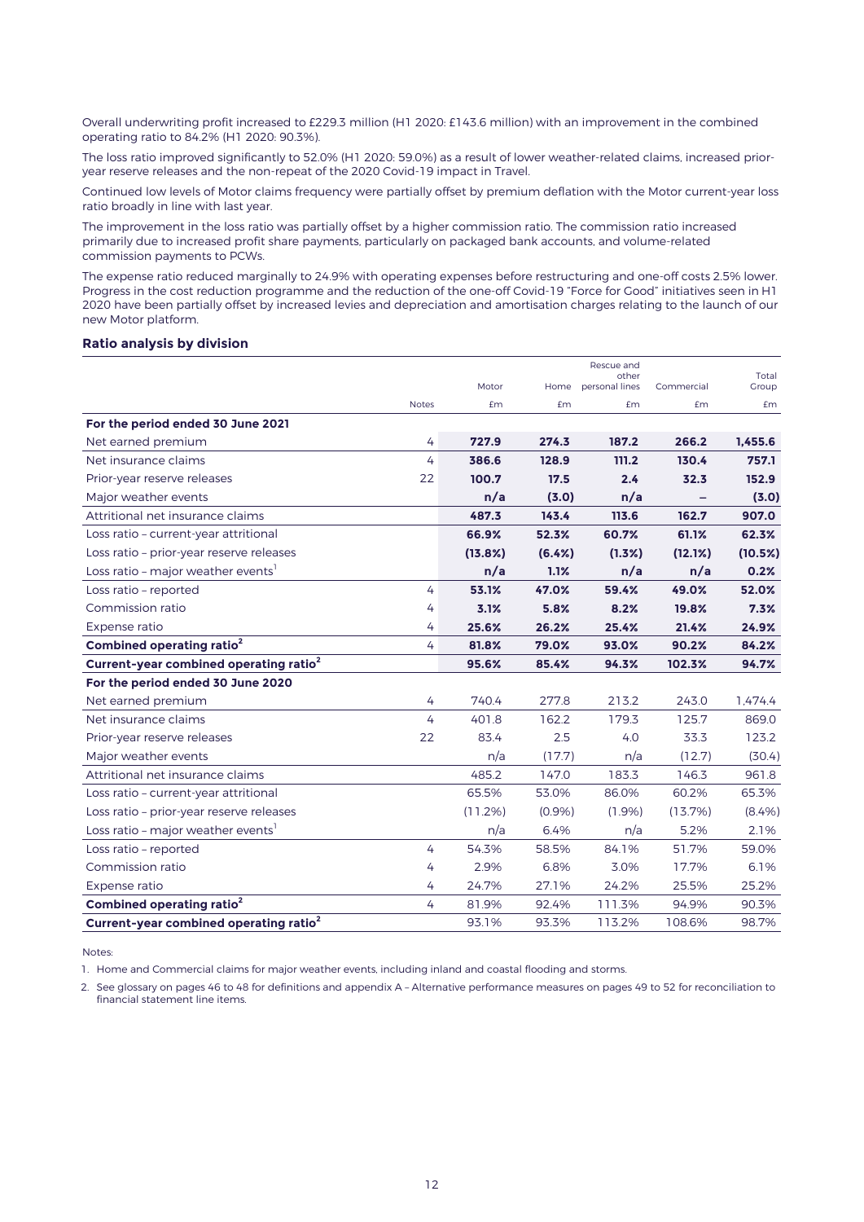Overall underwriting profit increased to £229.3 million (H1 2020: £143.6 million) with an improvement in the combined operating ratio to 84.2% (H1 2020: 90.3%).

The loss ratio improved significantly to 52.0% (H1 2020: 59.0%) as a result of lower weather-related claims, increased prior-year reserve releases and the non-repeat of the 2020 Covid-19 impact in Travel.

Continued low levels of Motor claims frequency were partially offset by premium deflation with the Motor current-year loss ratio broadly in line with last year.

The improvement in the loss ratio was partially offset by a higher commission ratio. The commission ratio increased primarily due to increased profit share payments, particularly on packaged bank accounts, and volume-related commission payments to PCWs.

The expense ratio reduced marginally to 24.9% with operating expenses before restructuring and one-off costs 2.5% lower. Progress in the cost reduction programme and the reduction of the one-off Covid-19 "Force for Good" initiatives seen in H1 2020 have been partially offset by increased levies and depreciation and amortisation charges relating to the launch of our new Motor platform.

### Ratio analysis by division

| | Notes | Motor £m | Home £m | Rescue and other personal lines £m | Commercial £m | Total Group £m |
|---|---|---|---|---|---|---|
| **For the period ended 30 June 2021** | | | | | | |
| Net earned premium | 4 | **727.9** | **274.3** | **187.2** | **266.2** | **1,455.6** |
| Net insurance claims | 4 | **386.6** | **128.9** | **111.2** | **130.4** | **757.1** |
| Prior-year reserve releases | 22 | **100.7** | **17.5** | **2.4** | **32.3** | **152.9** |
| Major weather events | | **n/a** | **(3.0)** | **n/a** | **–** | **(3.0)** |
| Attritional net insurance claims | | **487.3** | **143.4** | **113.6** | **162.7** | **907.0** |
| Loss ratio – current-year attritional | | **66.9%** | **52.3%** | **60.7%** | **61.1%** | **62.3%** |
| Loss ratio – prior-year reserve releases | | **(13.8%)** | **(6.4%)** | **(1.3%)** | **(12.1%)** | **(10.5%)** |
| Loss ratio – major weather events[1] | | **n/a** | **1.1%** | **n/a** | **n/a** | **0.2%** |
| Loss ratio – reported | 4 | **53.1%** | **47.0%** | **59.4%** | **49.0%** | **52.0%** |
| Commission ratio | 4 | **3.1%** | **5.8%** | **8.2%** | **19.8%** | **7.3%** |
| Expense ratio | 4 | **25.6%** | **26.2%** | **25.4%** | **21.4%** | **24.9%** |
| **Combined operating ratio[2]** | 4 | **81.8%** | **79.0%** | **93.0%** | **90.2%** | **84.2%** |
| **Current-year combined operating ratio[2]** | | **95.6%** | **85.4%** | **94.3%** | **102.3%** | **94.7%** |
| **For the period ended 30 June 2020** | | | | | | |
| Net earned premium | 4 | 740.4 | 277.8 | 213.2 | 243.0 | 1,474.4 |
| Net insurance claims | 4 | 401.8 | 162.2 | 179.3 | 125.7 | 869.0 |
| Prior-year reserve releases | 22 | 83.4 | 2.5 | 4.0 | 33.3 | 123.2 |
| Major weather events | | n/a | (17.7) | n/a | (12.7) | (30.4) |
| Attritional net insurance claims | | 485.2 | 147.0 | 183.3 | 146.3 | 961.8 |
| Loss ratio – current-year attritional | | 65.5% | 53.0% | 86.0% | 60.2% | 65.3% |
| Loss ratio – prior-year reserve releases | | (11.2%) | (0.9%) | (1.9%) | (13.7%) | (8.4%) |
| Loss ratio – major weather events[1] | | n/a | 6.4% | n/a | 5.2% | 2.1% |
| Loss ratio – reported | 4 | 54.3% | 58.5% | 84.1% | 51.7% | 59.0% |
| Commission ratio | 4 | 2.9% | 6.8% | 3.0% | 17.7% | 6.1% |
| Expense ratio | 4 | 24.7% | 27.1% | 24.2% | 25.5% | 25.2% |
| **Combined operating ratio[2]** | 4 | 81.9% | 92.4% | 111.3% | 94.9% | 90.3% |
| **Current-year combined operating ratio[2]** | | 93.1% | 93.3% | 113.2% | 108.6% | 98.7% |

Notes:

1. Home and Commercial claims for major weather events, including inland and coastal flooding and storms.
2. See glossary on pages 46 to 48 for definitions and appendix A – Alternative performance measures on pages 49 to 52 for reconciliation to financial statement line items.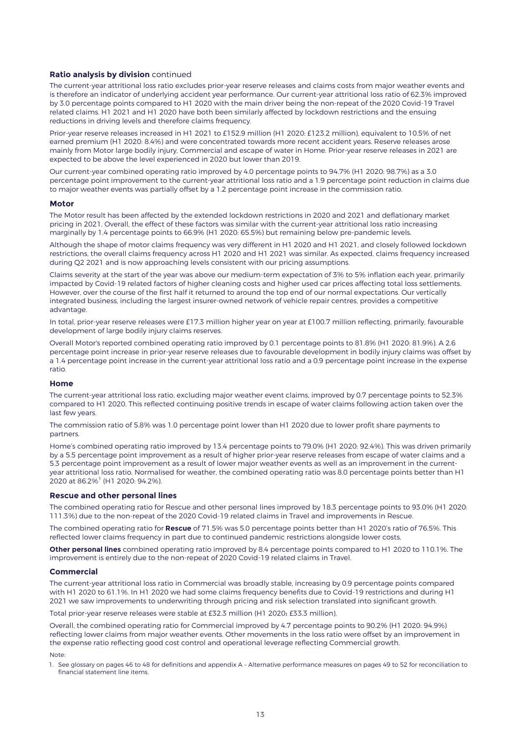**Ratio analysis by division** continued

The current-year attritional loss ratio excludes prior-year reserve releases and claims costs from major weather events and is therefore an indicator of underlying accident year performance. Our current-year attritional loss ratio of 62.3% improved by 3.0 percentage points compared to H1 2020 with the main driver being the non-repeat of the 2020 Covid-19 Travel related claims. H1 2021 and H1 2020 have both been similarly affected by lockdown restrictions and the ensuing reductions in driving levels and therefore claims frequency.

Prior-year reserve releases increased in H1 2021 to £152.9 million (H1 2020: £123.2 million), equivalent to 10.5% of net earned premium (H1 2020: 8.4%) and were concentrated towards more recent accident years. Reserve releases arose mainly from Motor large bodily injury, Commercial and escape of water in Home. Prior-year reserve releases in 2021 are expected to be above the level experienced in 2020 but lower than 2019.

Our current-year combined operating ratio improved by 4.0 percentage points to 94.7% (H1 2020: 98.7%) as a 3.0 percentage point improvement to the current-year attritional loss ratio and a 1.9 percentage point reduction in claims due to major weather events was partially offset by a 1.2 percentage point increase in the commission ratio.

### Motor

The Motor result has been affected by the extended lockdown restrictions in 2020 and 2021 and deflationary market pricing in 2021. Overall, the effect of these factors was similar with the current-year attritional loss ratio increasing marginally by 1.4 percentage points to 66.9% (H1 2020: 65.5%) but remaining below pre-pandemic levels.

Although the shape of motor claims frequency was very different in H1 2020 and H1 2021, and closely followed lockdown restrictions, the overall claims frequency across H1 2020 and H1 2021 was similar. As expected, claims frequency increased during Q2 2021 and is now approaching levels consistent with our pricing assumptions.

Claims severity at the start of the year was above our medium-term expectation of 3% to 5% inflation each year, primarily impacted by Covid-19 related factors of higher cleaning costs and higher used car prices affecting total loss settlements. However, over the course of the first half it returned to around the top end of our normal expectations. Our vertically integrated business, including the largest insurer-owned network of vehicle repair centres, provides a competitive advantage.

In total, prior-year reserve releases were £17.3 million higher year on year at £100.7 million reflecting, primarily, favourable development of large bodily injury claims reserves.

Overall Motor's reported combined operating ratio improved by 0.1 percentage points to 81.8% (H1 2020: 81.9%). A 2.6 percentage point increase in prior-year reserve releases due to favourable development in bodily injury claims was offset by a 1.4 percentage point increase in the current-year attritional loss ratio and a 0.9 percentage point increase in the expense ratio.

### Home

The current-year attritional loss ratio, excluding major weather event claims, improved by 0.7 percentage points to 52.3% compared to H1 2020. This reflected continuing positive trends in escape of water claims following action taken over the last few years.

The commission ratio of 5.8% was 1.0 percentage point lower than H1 2020 due to lower profit share payments to partners.

Home's combined operating ratio improved by 13.4 percentage points to 79.0% (H1 2020: 92.4%). This was driven primarily by a 5.5 percentage point improvement as a result of higher prior-year reserve releases from escape of water claims and a 5.3 percentage point improvement as a result of lower major weather events as well as an improvement in the current-year attritional loss ratio. Normalised for weather, the combined operating ratio was 8.0 percentage points better than H1 2020 at 86.2%[1] (H1 2020: 94.2%).

### Rescue and other personal lines

The combined operating ratio for Rescue and other personal lines improved by 18.3 percentage points to 93.0% (H1 2020: 111.3%) due to the non-repeat of the 2020 Covid-19 related claims in Travel and improvements in Rescue.

The combined operating ratio for **Rescue** of 71.5% was 5.0 percentage points better than H1 2020's ratio of 76.5%. This reflected lower claims frequency in part due to continued pandemic restrictions alongside lower costs.

**Other personal lines** combined operating ratio improved by 8.4 percentage points compared to H1 2020 to 110.1%. The improvement is entirely due to the non-repeat of 2020 Covid-19 related claims in Travel.

### Commercial

The current-year attritional loss ratio in Commercial was broadly stable, increasing by 0.9 percentage points compared with H1 2020 to 61.1%. In H1 2020 we had some claims frequency benefits due to Covid-19 restrictions and during H1 2021 we saw improvements to underwriting through pricing and risk selection translated into significant growth.

Total prior-year reserve releases were stable at £32.3 million (H1 2020: £33.3 million).

Overall, the combined operating ratio for Commercial improved by 4.7 percentage points to 90.2% (H1 2020: 94.9%) reflecting lower claims from major weather events. Other movements in the loss ratio were offset by an improvement in the expense ratio reflecting good cost control and operational leverage reflecting Commercial growth.

Note:

1. See glossary on pages 46 to 48 for definitions and appendix A – Alternative performance measures on pages 49 to 52 for reconciliation to financial statement line items.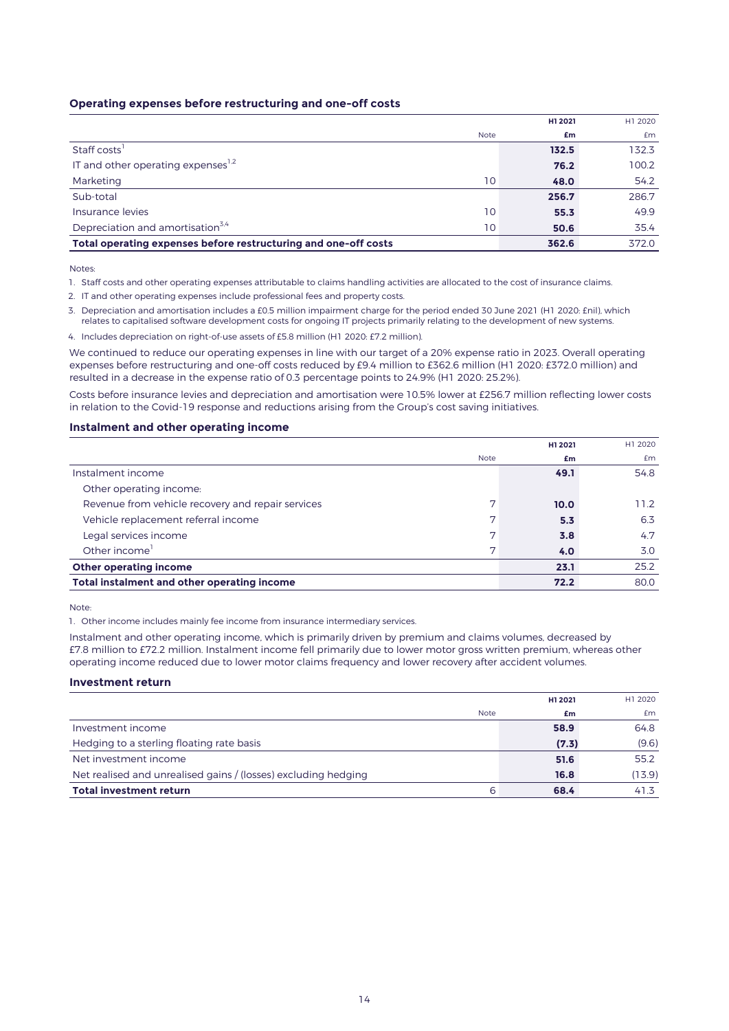### Operating expenses before restructuring and one-off costs

| | Note | H1 2021 £m | H1 2020 £m |
|---|---|---|---|
| Staff costs[1] | | **132.5** | 132.3 |
| IT and other operating expenses[1,2] | | **76.2** | 100.2 |
| Marketing | 10 | **48.0** | 54.2 |
| Sub-total | | **256.7** | 286.7 |
| Insurance levies | 10 | **55.3** | 49.9 |
| Depreciation and amortisation[3,4] | 10 | **50.6** | 35.4 |
| **Total operating expenses before restructuring and one-off costs** | | **362.6** | 372.0 |

Notes:

1. Staff costs and other operating expenses attributable to claims handling activities are allocated to the cost of insurance claims.
2. IT and other operating expenses include professional fees and property costs.
3. Depreciation and amortisation includes a £0.5 million impairment charge for the period ended 30 June 2021 (H1 2020: £nil), which relates to capitalised software development costs for ongoing IT projects primarily relating to the development of new systems.
4. Includes depreciation on right-of-use assets of £5.8 million (H1 2020: £7.2 million).

We continued to reduce our operating expenses in line with our target of a 20% expense ratio in 2023. Overall operating expenses before restructuring and one-off costs reduced by £9.4 million to £362.6 million (H1 2020: £372.0 million) and resulted in a decrease in the expense ratio of 0.3 percentage points to 24.9% (H1 2020: 25.2%).

Costs before insurance levies and depreciation and amortisation were 10.5% lower at £256.7 million reflecting lower costs in relation to the Covid-19 response and reductions arising from the Group's cost saving initiatives.

### Instalment and other operating income

| | Note | H1 2021 £m | H1 2020 £m |
|---|---|---|---|
| Instalment income | | **49.1** | 54.8 |
| Other operating income: | | | |
| Revenue from vehicle recovery and repair services | 7 | **10.0** | 11.2 |
| Vehicle replacement referral income | 7 | **5.3** | 6.3 |
| Legal services income | 7 | **3.8** | 4.7 |
| Other income[1] | 7 | **4.0** | 3.0 |
| **Other operating income** | | **23.1** | 25.2 |
| **Total instalment and other operating income** | | **72.2** | 80.0 |

Note:

1. Other income includes mainly fee income from insurance intermediary services.

Instalment and other operating income, which is primarily driven by premium and claims volumes, decreased by £7.8 million to £72.2 million. Instalment income fell primarily due to lower motor gross written premium, whereas other operating income reduced due to lower motor claims frequency and lower recovery after accident volumes.

### Investment return

| | Note | H1 2021 £m | H1 2020 £m |
|---|---|---|---|
| Investment income | | **58.9** | 64.8 |
| Hedging to a sterling floating rate basis | | **(7.3)** | (9.6) |
| Net investment income | | **51.6** | 55.2 |
| Net realised and unrealised gains / (losses) excluding hedging | | **16.8** | (13.9) |
| **Total investment return** | 6 | **68.4** | 41.3 |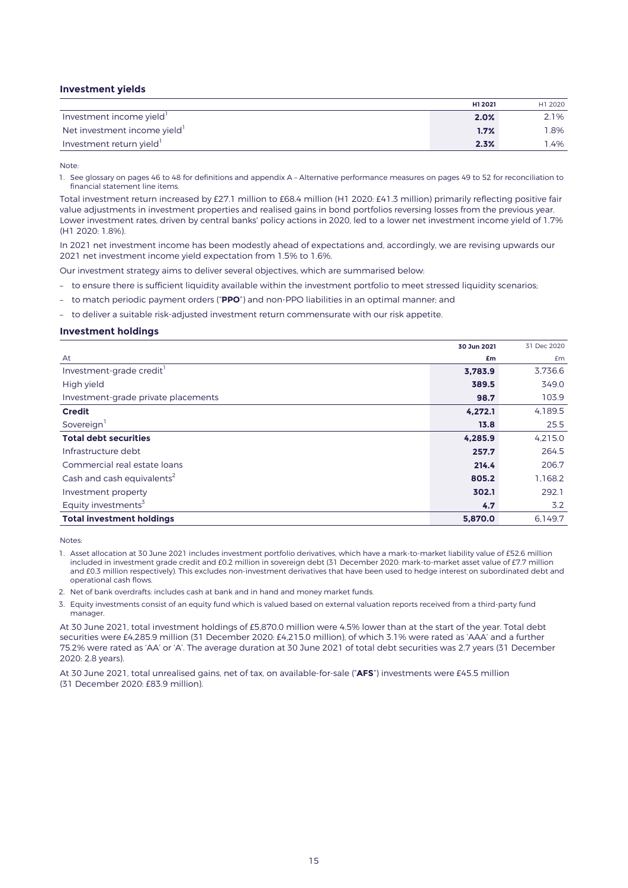## Investment yields

| | H1 2021 | H1 2020 |
|---|---|---|
| Investment income yield[1] | 2.0% | 2.1% |
| Net investment income yield[1] | 1.7% | 1.8% |
| Investment return yield[1] | 2.3% | 1.4% |

Note:

1. See glossary on pages 46 to 48 for definitions and appendix A – Alternative performance measures on pages 49 to 52 for reconciliation to financial statement line items.

Total investment return increased by £27.1 million to £68.4 million (H1 2020: £41.3 million) primarily reflecting positive fair value adjustments in investment properties and realised gains in bond portfolios reversing losses from the previous year. Lower investment rates, driven by central banks' policy actions in 2020, led to a lower net investment income yield of 1.7% (H1 2020: 1.8%).

In 2021 net investment income has been modestly ahead of expectations and, accordingly, we are revising upwards our 2021 net investment income yield expectation from 1.5% to 1.6%.

Our investment strategy aims to deliver several objectives, which are summarised below:

- to ensure there is sufficient liquidity available within the investment portfolio to meet stressed liquidity scenarios;
- to match periodic payment orders ("**PPO**") and non-PPO liabilities in an optimal manner; and
- to deliver a suitable risk-adjusted investment return commensurate with our risk appetite.

## Investment holdings

| At | 30 Jun 2021 £m | 31 Dec 2020 £m |
|---|---|---|
| Investment-grade credit[1] | 3,783.9 | 3,736.6 |
| High yield | 389.5 | 349.0 |
| Investment-grade private placements | 98.7 | 103.9 |
| **Credit** | **4,272.1** | **4,189.5** |
| Sovereign[1] | 13.8 | 25.5 |
| **Total debt securities** | **4,285.9** | **4,215.0** |
| Infrastructure debt | 257.7 | 264.5 |
| Commercial real estate loans | 214.4 | 206.7 |
| Cash and cash equivalents[2] | 805.2 | 1,168.2 |
| Investment property | 302.1 | 292.1 |
| Equity investments[3] | 4.7 | 3.2 |
| **Total investment holdings** | **5,870.0** | **6,149.7** |

Notes:

1. Asset allocation at 30 June 2021 includes investment portfolio derivatives, which have a mark-to-market liability value of £52.6 million included in investment grade credit and £0.2 million in sovereign debt (31 December 2020: mark-to-market asset value of £7.7 million and £0.3 million respectively). This excludes non-investment derivatives that have been used to hedge interest on subordinated debt and operational cash flows.
2. Net of bank overdrafts: includes cash at bank and in hand and money market funds.
3. Equity investments consist of an equity fund which is valued based on external valuation reports received from a third-party fund manager.

At 30 June 2021, total investment holdings of £5,870.0 million were 4.5% lower than at the start of the year. Total debt securities were £4,285.9 million (31 December 2020: £4,215.0 million), of which 3.1% were rated as 'AAA' and a further 75.2% were rated as 'AA' or 'A'. The average duration at 30 June 2021 of total debt securities was 2.7 years (31 December 2020: 2.8 years).

At 30 June 2021, total unrealised gains, net of tax, on available-for-sale ("**AFS**") investments were £45.5 million (31 December 2020: £83.9 million).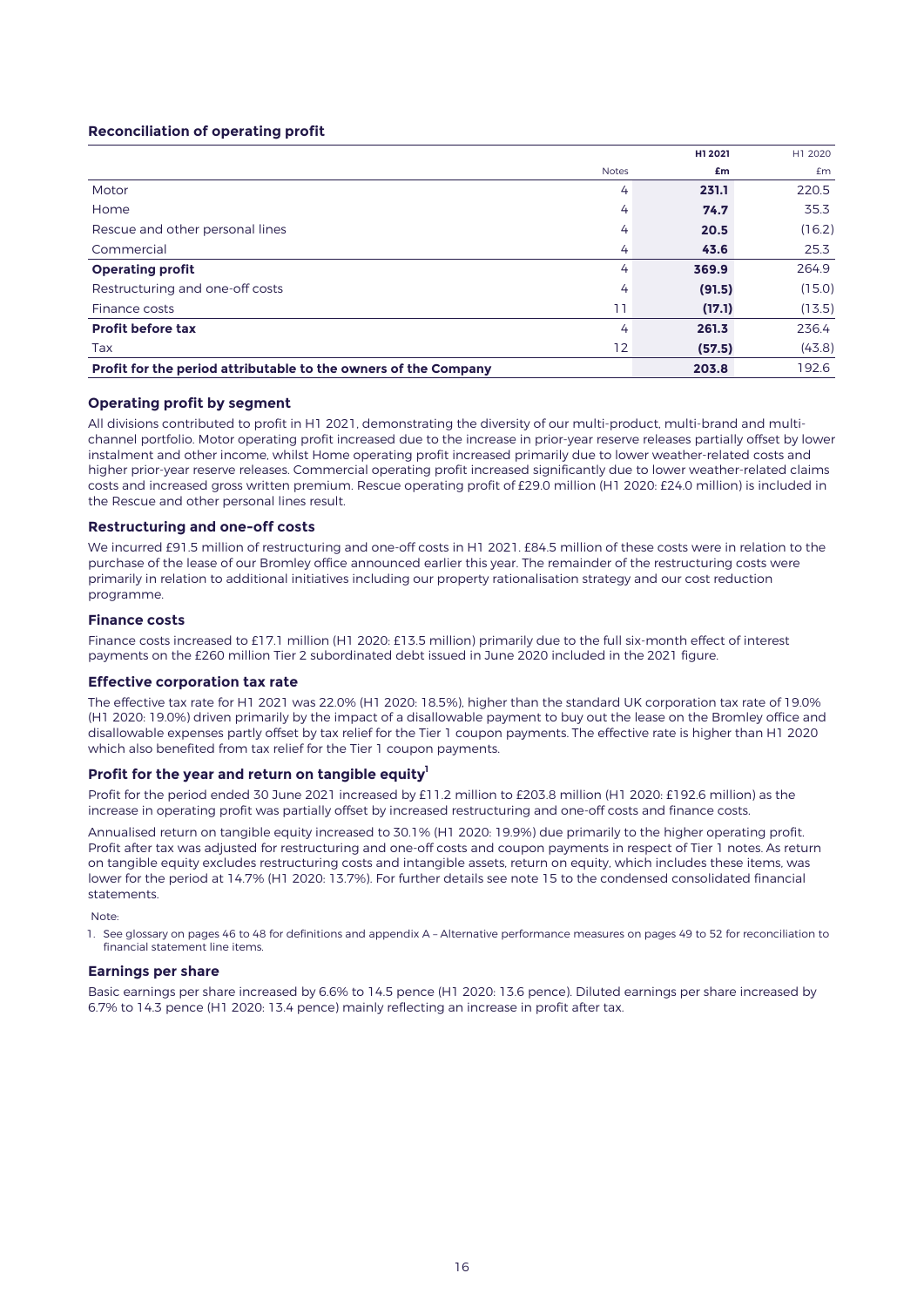### Reconciliation of operating profit

| | Notes | H1 2021 £m | H1 2020 £m |
|---|---|---|---|
| Motor | 4 | **231.1** | 220.5 |
| Home | 4 | **74.7** | 35.3 |
| Rescue and other personal lines | 4 | **20.5** | (16.2) |
| Commercial | 4 | **43.6** | 25.3 |
| **Operating profit** | 4 | **369.9** | 264.9 |
| Restructuring and one-off costs | 4 | **(91.5)** | (15.0) |
| Finance costs | 11 | **(17.1)** | (13.5) |
| **Profit before tax** | 4 | **261.3** | 236.4 |
| Tax | 12 | **(57.5)** | (43.8) |
| **Profit for the period attributable to the owners of the Company** | | **203.8** | 192.6 |

### Operating profit by segment

All divisions contributed to profit in H1 2021, demonstrating the diversity of our multi-product, multi-brand and multi-channel portfolio. Motor operating profit increased due to the increase in prior-year reserve releases partially offset by lower instalment and other income, whilst Home operating profit increased primarily due to lower weather-related costs and higher prior-year reserve releases. Commercial operating profit increased significantly due to lower weather-related claims costs and increased gross written premium. Rescue operating profit of £29.0 million (H1 2020: £24.0 million) is included in the Rescue and other personal lines result.

### Restructuring and one-off costs

We incurred £91.5 million of restructuring and one-off costs in H1 2021. £84.5 million of these costs were in relation to the purchase of the lease of our Bromley office announced earlier this year. The remainder of the restructuring costs were primarily in relation to additional initiatives including our property rationalisation strategy and our cost reduction programme.

### Finance costs

Finance costs increased to £17.1 million (H1 2020: £13.5 million) primarily due to the full six-month effect of interest payments on the £260 million Tier 2 subordinated debt issued in June 2020 included in the 2021 figure.

### Effective corporation tax rate

The effective tax rate for H1 2021 was 22.0% (H1 2020: 18.5%), higher than the standard UK corporation tax rate of 19.0% (H1 2020: 19.0%) driven primarily by the impact of a disallowable payment to buy out the lease on the Bromley office and disallowable expenses partly offset by tax relief for the Tier 1 coupon payments. The effective rate is higher than H1 2020 which also benefited from tax relief for the Tier 1 coupon payments.

### Profit for the year and return on tangible equity[1]

Profit for the period ended 30 June 2021 increased by £11.2 million to £203.8 million (H1 2020: £192.6 million) as the increase in operating profit was partially offset by increased restructuring and one-off costs and finance costs.

Annualised return on tangible equity increased to 30.1% (H1 2020: 19.9%) due primarily to the higher operating profit. Profit after tax was adjusted for restructuring and one-off costs and coupon payments in respect of Tier 1 notes. As return on tangible equity excludes restructuring costs and intangible assets, return on equity, which includes these items, was lower for the period at 14.7% (H1 2020: 13.7%). For further details see note 15 to the condensed consolidated financial statements.

Note:

1. See glossary on pages 46 to 48 for definitions and appendix A – Alternative performance measures on pages 49 to 52 for reconciliation to financial statement line items.

### Earnings per share

Basic earnings per share increased by 6.6% to 14.5 pence (H1 2020: 13.6 pence). Diluted earnings per share increased by 6.7% to 14.3 pence (H1 2020: 13.4 pence) mainly reflecting an increase in profit after tax.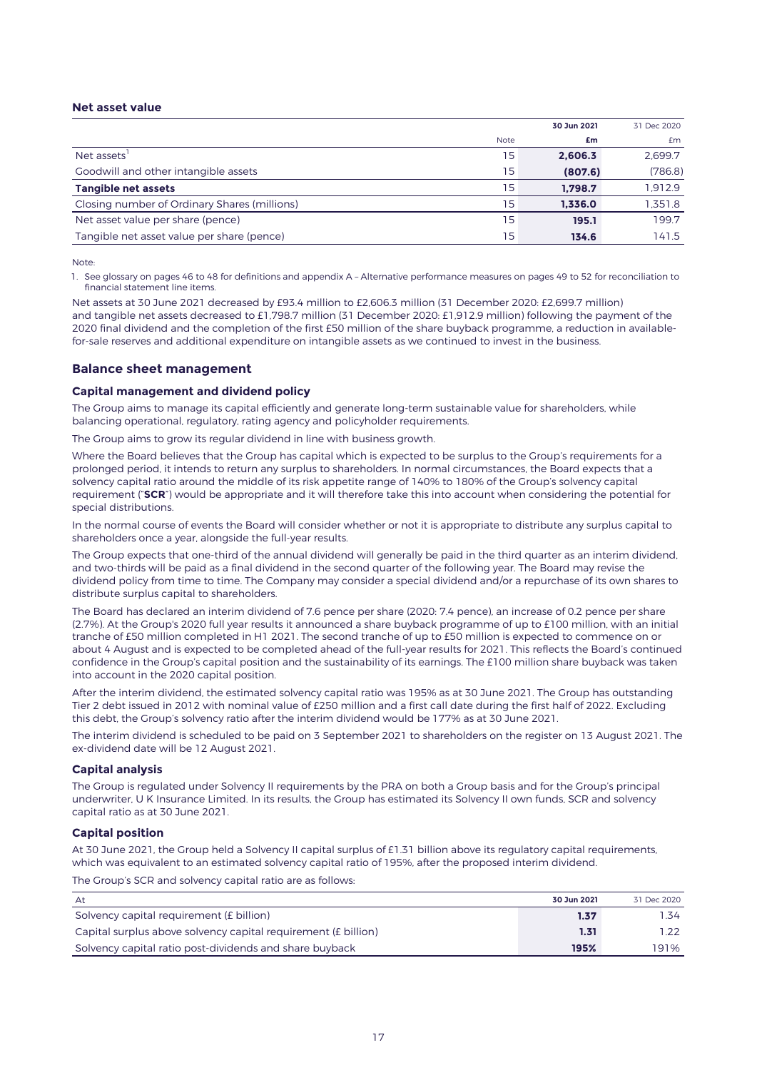### Net asset value

| | Note | 30 Jun 2021 £m | 31 Dec 2020 £m |
|---|---|---|---|
| Net assets[1] | 15 | **2,606.3** | 2,699.7 |
| Goodwill and other intangible assets | 15 | **(807.6)** | (786.8) |
| **Tangible net assets** | 15 | **1,798.7** | 1,912.9 |
| Closing number of Ordinary Shares (millions) | 15 | **1,336.0** | 1,351.8 |
| Net asset value per share (pence) | 15 | **195.1** | 199.7 |
| Tangible net asset value per share (pence) | 15 | **134.6** | 141.5 |

Note:

1. See glossary on pages 46 to 48 for definitions and appendix A – Alternative performance measures on pages 49 to 52 for reconciliation to financial statement line items.

Net assets at 30 June 2021 decreased by £93.4 million to £2,606.3 million (31 December 2020: £2,699.7 million) and tangible net assets decreased to £1,798.7 million (31 December 2020: £1,912.9 million) following the payment of the 2020 final dividend and the completion of the first £50 million of the share buyback programme, a reduction in available-for-sale reserves and additional expenditure on intangible assets as we continued to invest in the business.

## Balance sheet management

### Capital management and dividend policy

The Group aims to manage its capital efficiently and generate long-term sustainable value for shareholders, while balancing operational, regulatory, rating agency and policyholder requirements.

The Group aims to grow its regular dividend in line with business growth.

Where the Board believes that the Group has capital which is expected to be surplus to the Group's requirements for a prolonged period, it intends to return any surplus to shareholders. In normal circumstances, the Board expects that a solvency capital ratio around the middle of its risk appetite range of 140% to 180% of the Group's solvency capital requirement ("**SCR**") would be appropriate and it will therefore take this into account when considering the potential for special distributions.

In the normal course of events the Board will consider whether or not it is appropriate to distribute any surplus capital to shareholders once a year, alongside the full-year results.

The Group expects that one-third of the annual dividend will generally be paid in the third quarter as an interim dividend, and two-thirds will be paid as a final dividend in the second quarter of the following year. The Board may revise the dividend policy from time to time. The Company may consider a special dividend and/or a repurchase of its own shares to distribute surplus capital to shareholders.

The Board has declared an interim dividend of 7.6 pence per share (2020: 7.4 pence), an increase of 0.2 pence per share (2.7%). At the Group's 2020 full year results it announced a share buyback programme of up to £100 million, with an initial tranche of £50 million completed in H1 2021. The second tranche of up to £50 million is expected to commence on or about 4 August and is expected to be completed ahead of the full-year results for 2021. This reflects the Board's continued confidence in the Group's capital position and the sustainability of its earnings. The £100 million share buyback was taken into account in the 2020 capital position.

After the interim dividend, the estimated solvency capital ratio was 195% as at 30 June 2021. The Group has outstanding Tier 2 debt issued in 2012 with nominal value of £250 million and a first call date during the first half of 2022. Excluding this debt, the Group's solvency ratio after the interim dividend would be 177% as at 30 June 2021.

The interim dividend is scheduled to be paid on 3 September 2021 to shareholders on the register on 13 August 2021. The ex-dividend date will be 12 August 2021.

### Capital analysis

The Group is regulated under Solvency II requirements by the PRA on both a Group basis and for the Group's principal underwriter, U K Insurance Limited. In its results, the Group has estimated its Solvency II own funds, SCR and solvency capital ratio as at 30 June 2021.

### Capital position

At 30 June 2021, the Group held a Solvency II capital surplus of £1.31 billion above its regulatory capital requirements, which was equivalent to an estimated solvency capital ratio of 195%, after the proposed interim dividend.

The Group's SCR and solvency capital ratio are as follows:

| At | 30 Jun 2021 | 31 Dec 2020 |
|---|---|---|
| Solvency capital requirement (£ billion) | **1.37** | 1.34 |
| Capital surplus above solvency capital requirement (£ billion) | **1.31** | 1.22 |
| Solvency capital ratio post-dividends and share buyback | **195%** | 191% |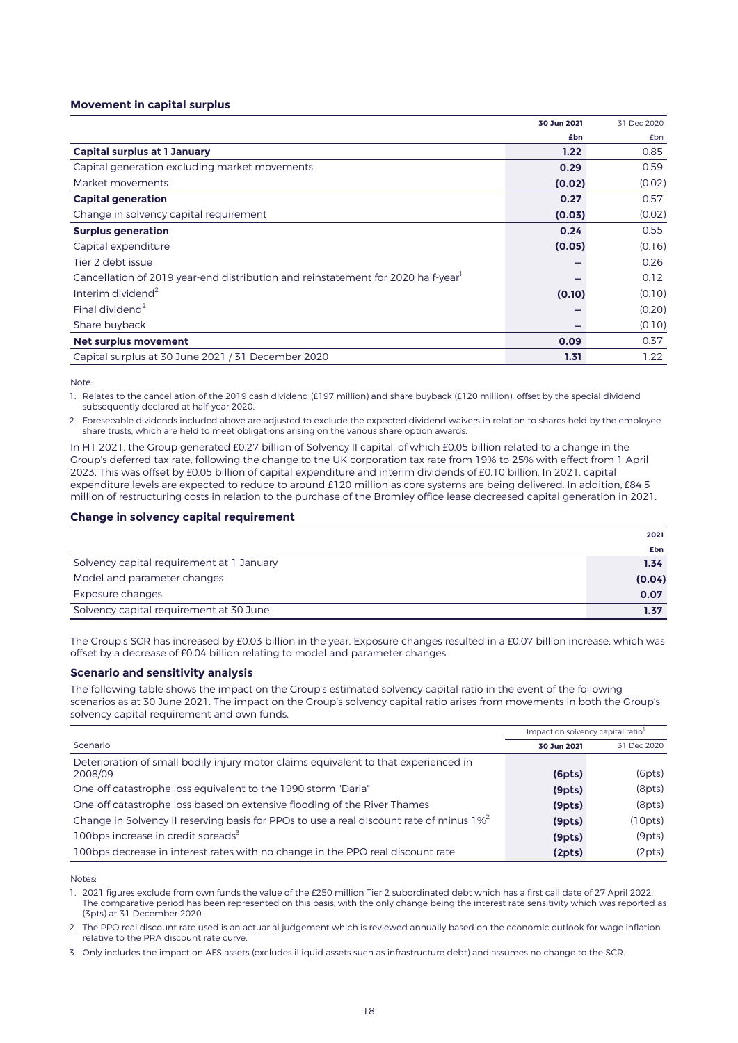### Movement in capital surplus

| | 30 Jun 2021 | 31 Dec 2020 |
|---|---|---|
| | £bn | £bn |
| **Capital surplus at 1 January** | **1.22** | 0.85 |
| Capital generation excluding market movements | **0.29** | 0.59 |
| Market movements | **(0.02)** | (0.02) |
| **Capital generation** | **0.27** | 0.57 |
| Change in solvency capital requirement | **(0.03)** | (0.02) |
| **Surplus generation** | **0.24** | 0.55 |
| Capital expenditure | **(0.05)** | (0.16) |
| Tier 2 debt issue | **–** | 0.26 |
| Cancellation of 2019 year-end distribution and reinstatement for 2020 half-year[1] | **–** | 0.12 |
| Interim dividend[2] | **(0.10)** | (0.10) |
| Final dividend[2] | **–** | (0.20) |
| Share buyback | **–** | (0.10) |
| **Net surplus movement** | **0.09** | 0.37 |
| Capital surplus at 30 June 2021 / 31 December 2020 | **1.31** | 1.22 |

Note:

1. Relates to the cancellation of the 2019 cash dividend (£197 million) and share buyback (£120 million); offset by the special dividend subsequently declared at half-year 2020.
2. Foreseeable dividends included above are adjusted to exclude the expected dividend waivers in relation to shares held by the employee share trusts, which are held to meet obligations arising on the various share option awards.

In H1 2021, the Group generated £0.27 billion of Solvency II capital, of which £0.05 billion related to a change in the Group's deferred tax rate, following the change to the UK corporation tax rate from 19% to 25% with effect from 1 April 2023. This was offset by £0.05 billion of capital expenditure and interim dividends of £0.10 billion. In 2021, capital expenditure levels are expected to reduce to around £120 million as core systems are being delivered. In addition, £84.5 million of restructuring costs in relation to the purchase of the Bromley office lease decreased capital generation in 2021.

### Change in solvency capital requirement

| | 2021 |
|---|---|
| | £bn |
| Solvency capital requirement at 1 January | **1.34** |
| Model and parameter changes | **(0.04)** |
| Exposure changes | **0.07** |
| Solvency capital requirement at 30 June | **1.37** |

The Group's SCR has increased by £0.03 billion in the year. Exposure changes resulted in a £0.07 billion increase, which was offset by a decrease of £0.04 billion relating to model and parameter changes.

### Scenario and sensitivity analysis

The following table shows the impact on the Group's estimated solvency capital ratio in the event of the following scenarios as at 30 June 2021. The impact on the Group's solvency capital ratio arises from movements in both the Group's solvency capital requirement and own funds.

| | Impact on solvency capital ratio[1] | |
|---|---|---|
| Scenario | 30 Jun 2021 | 31 Dec 2020 |
| Deterioration of small bodily injury motor claims equivalent to that experienced in 2008/09 | **(6pts)** | (6pts) |
| One-off catastrophe loss equivalent to the 1990 storm "Daria" | **(9pts)** | (8pts) |
| One-off catastrophe loss based on extensive flooding of the River Thames | **(9pts)** | (8pts) |
| Change in Solvency II reserving basis for PPOs to use a real discount rate of minus 1%[2] | **(9pts)** | (10pts) |
| 100bps increase in credit spreads[3] | **(9pts)** | (9pts) |
| 100bps decrease in interest rates with no change in the PPO real discount rate | **(2pts)** | (2pts) |

Notes:

1. 2021 figures exclude from own funds the value of the £250 million Tier 2 subordinated debt which has a first call date of 27 April 2022. The comparative period has been represented on this basis, with the only change being the interest rate sensitivity which was reported as (3pts) at 31 December 2020.
2. The PPO real discount rate used is an actuarial judgement which is reviewed annually based on the economic outlook for wage inflation relative to the PRA discount rate curve.
3. Only includes the impact on AFS assets (excludes illiquid assets such as infrastructure debt) and assumes no change to the SCR.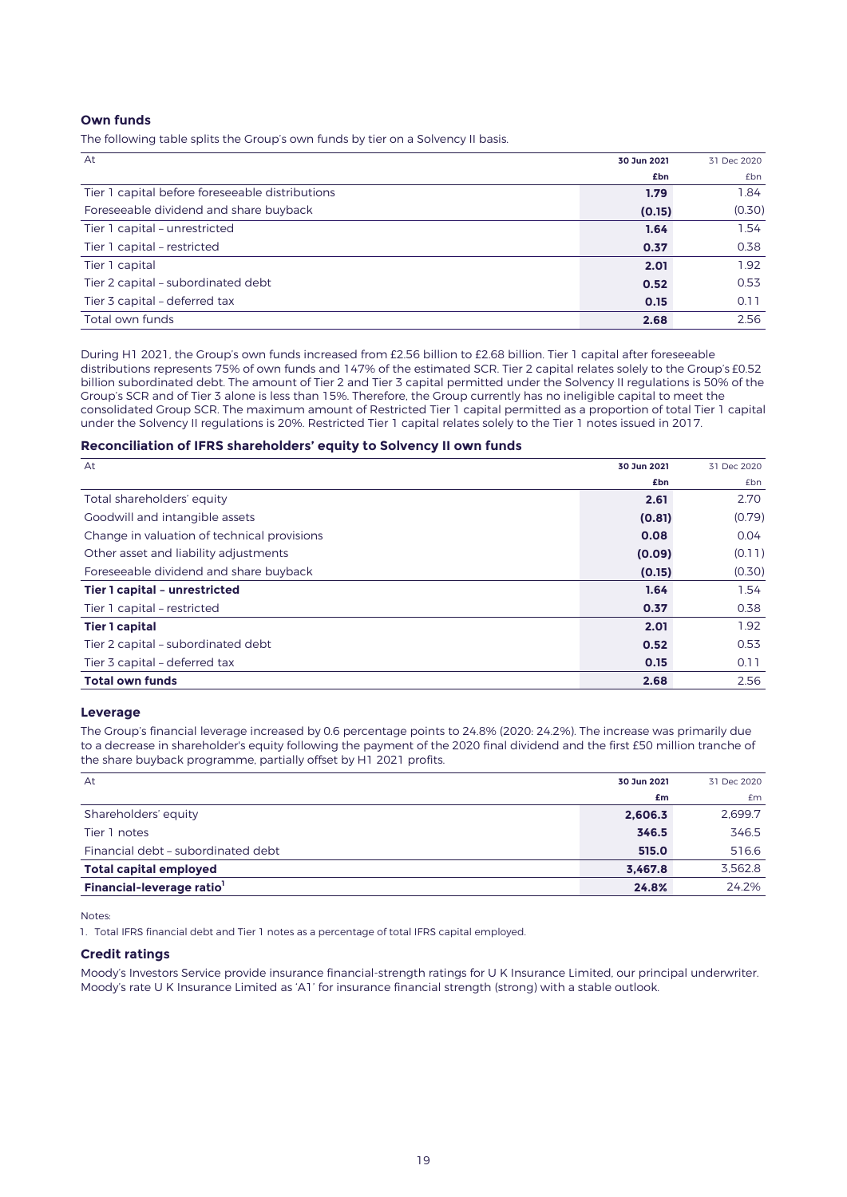### Own funds

The following table splits the Group's own funds by tier on a Solvency II basis.

| At | 30 Jun 2021 | 31 Dec 2020 |
|---|---|---|
| | **£bn** | £bn |
| Tier 1 capital before foreseeable distributions | **1.79** | 1.84 |
| Foreseeable dividend and share buyback | **(0.15)** | (0.30) |
| Tier 1 capital – unrestricted | **1.64** | 1.54 |
| Tier 1 capital – restricted | **0.37** | 0.38 |
| Tier 1 capital | **2.01** | 1.92 |
| Tier 2 capital – subordinated debt | **0.52** | 0.53 |
| Tier 3 capital – deferred tax | **0.15** | 0.11 |
| Total own funds | **2.68** | 2.56 |

During H1 2021, the Group's own funds increased from £2.56 billion to £2.68 billion. Tier 1 capital after foreseeable distributions represents 75% of own funds and 147% of the estimated SCR. Tier 2 capital relates solely to the Group's £0.52 billion subordinated debt. The amount of Tier 2 and Tier 3 capital permitted under the Solvency II regulations is 50% of the Group's SCR and of Tier 3 alone is less than 15%. Therefore, the Group currently has no ineligible capital to meet the consolidated Group SCR. The maximum amount of Restricted Tier 1 capital permitted as a proportion of total Tier 1 capital under the Solvency II regulations is 20%. Restricted Tier 1 capital relates solely to the Tier 1 notes issued in 2017.

### Reconciliation of IFRS shareholders' equity to Solvency II own funds

| At | 30 Jun 2021 | 31 Dec 2020 |
|---|---|---|
| | **£bn** | £bn |
| Total shareholders' equity | **2.61** | 2.70 |
| Goodwill and intangible assets | **(0.81)** | (0.79) |
| Change in valuation of technical provisions | **0.08** | 0.04 |
| Other asset and liability adjustments | **(0.09)** | (0.11) |
| Foreseeable dividend and share buyback | **(0.15)** | (0.30) |
| **Tier 1 capital – unrestricted** | **1.64** | 1.54 |
| Tier 1 capital – restricted | **0.37** | 0.38 |
| **Tier 1 capital** | **2.01** | 1.92 |
| Tier 2 capital – subordinated debt | **0.52** | 0.53 |
| Tier 3 capital – deferred tax | **0.15** | 0.11 |
| **Total own funds** | **2.68** | 2.56 |

### Leverage

The Group's financial leverage increased by 0.6 percentage points to 24.8% (2020: 24.2%). The increase was primarily due to a decrease in shareholder's equity following the payment of the 2020 final dividend and the first £50 million tranche of the share buyback programme, partially offset by H1 2021 profits.

| At | 30 Jun 2021 | 31 Dec 2020 |
|---|---|---|
| | **£m** | £m |
| Shareholders' equity | **2,606.3** | 2,699.7 |
| Tier 1 notes | **346.5** | 346.5 |
| Financial debt – subordinated debt | **515.0** | 516.6 |
| **Total capital employed** | **3,467.8** | 3,562.8 |
| **Financial-leverage ratio[1]** | **24.8%** | 24.2% |

Notes:

1. Total IFRS financial debt and Tier 1 notes as a percentage of total IFRS capital employed.

### Credit ratings

Moody's Investors Service provide insurance financial-strength ratings for U K Insurance Limited, our principal underwriter. Moody's rate U K Insurance Limited as 'A1' for insurance financial strength (strong) with a stable outlook.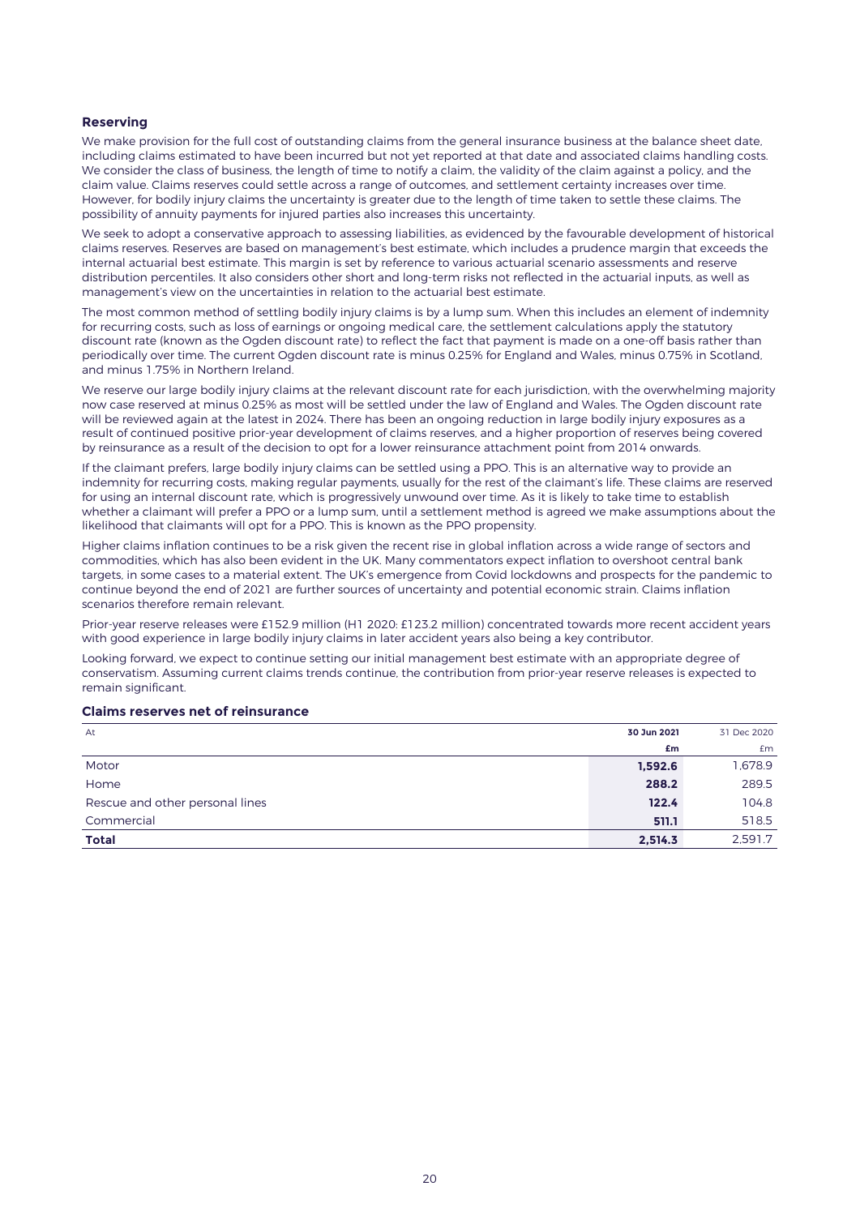### Reserving

We make provision for the full cost of outstanding claims from the general insurance business at the balance sheet date, including claims estimated to have been incurred but not yet reported at that date and associated claims handling costs. We consider the class of business, the length of time to notify a claim, the validity of the claim against a policy, and the claim value. Claims reserves could settle across a range of outcomes, and settlement certainty increases over time. However, for bodily injury claims the uncertainty is greater due to the length of time taken to settle these claims. The possibility of annuity payments for injured parties also increases this uncertainty.

We seek to adopt a conservative approach to assessing liabilities, as evidenced by the favourable development of historical claims reserves. Reserves are based on management's best estimate, which includes a prudence margin that exceeds the internal actuarial best estimate. This margin is set by reference to various actuarial scenario assessments and reserve distribution percentiles. It also considers other short and long-term risks not reflected in the actuarial inputs, as well as management's view on the uncertainties in relation to the actuarial best estimate.

The most common method of settling bodily injury claims is by a lump sum. When this includes an element of indemnity for recurring costs, such as loss of earnings or ongoing medical care, the settlement calculations apply the statutory discount rate (known as the Ogden discount rate) to reflect the fact that payment is made on a one-off basis rather than periodically over time. The current Ogden discount rate is minus 0.25% for England and Wales, minus 0.75% in Scotland, and minus 1.75% in Northern Ireland.

We reserve our large bodily injury claims at the relevant discount rate for each jurisdiction, with the overwhelming majority now case reserved at minus 0.25% as most will be settled under the law of England and Wales. The Ogden discount rate will be reviewed again at the latest in 2024. There has been an ongoing reduction in large bodily injury exposures as a result of continued positive prior-year development of claims reserves, and a higher proportion of reserves being covered by reinsurance as a result of the decision to opt for a lower reinsurance attachment point from 2014 onwards.

If the claimant prefers, large bodily injury claims can be settled using a PPO. This is an alternative way to provide an indemnity for recurring costs, making regular payments, usually for the rest of the claimant's life. These claims are reserved for using an internal discount rate, which is progressively unwound over time. As it is likely to take time to establish whether a claimant will prefer a PPO or a lump sum, until a settlement method is agreed we make assumptions about the likelihood that claimants will opt for a PPO. This is known as the PPO propensity.

Higher claims inflation continues to be a risk given the recent rise in global inflation across a wide range of sectors and commodities, which has also been evident in the UK. Many commentators expect inflation to overshoot central bank targets, in some cases to a material extent. The UK's emergence from Covid lockdowns and prospects for the pandemic to continue beyond the end of 2021 are further sources of uncertainty and potential economic strain. Claims inflation scenarios therefore remain relevant.

Prior-year reserve releases were £152.9 million (H1 2020: £123.2 million) concentrated towards more recent accident years with good experience in large bodily injury claims in later accident years also being a key contributor.

Looking forward, we expect to continue setting our initial management best estimate with an appropriate degree of conservatism. Assuming current claims trends continue, the contribution from prior-year reserve releases is expected to remain significant.

### Claims reserves net of reinsurance

| At | 30 Jun 2021 | 31 Dec 2020 |
|---|---|---|
| | **£m** | £m |
| Motor | **1,592.6** | 1,678.9 |
| Home | **288.2** | 289.5 |
| Rescue and other personal lines | **122.4** | 104.8 |
| Commercial | **511.1** | 518.5 |
| **Total** | **2,514.3** | 2,591.7 |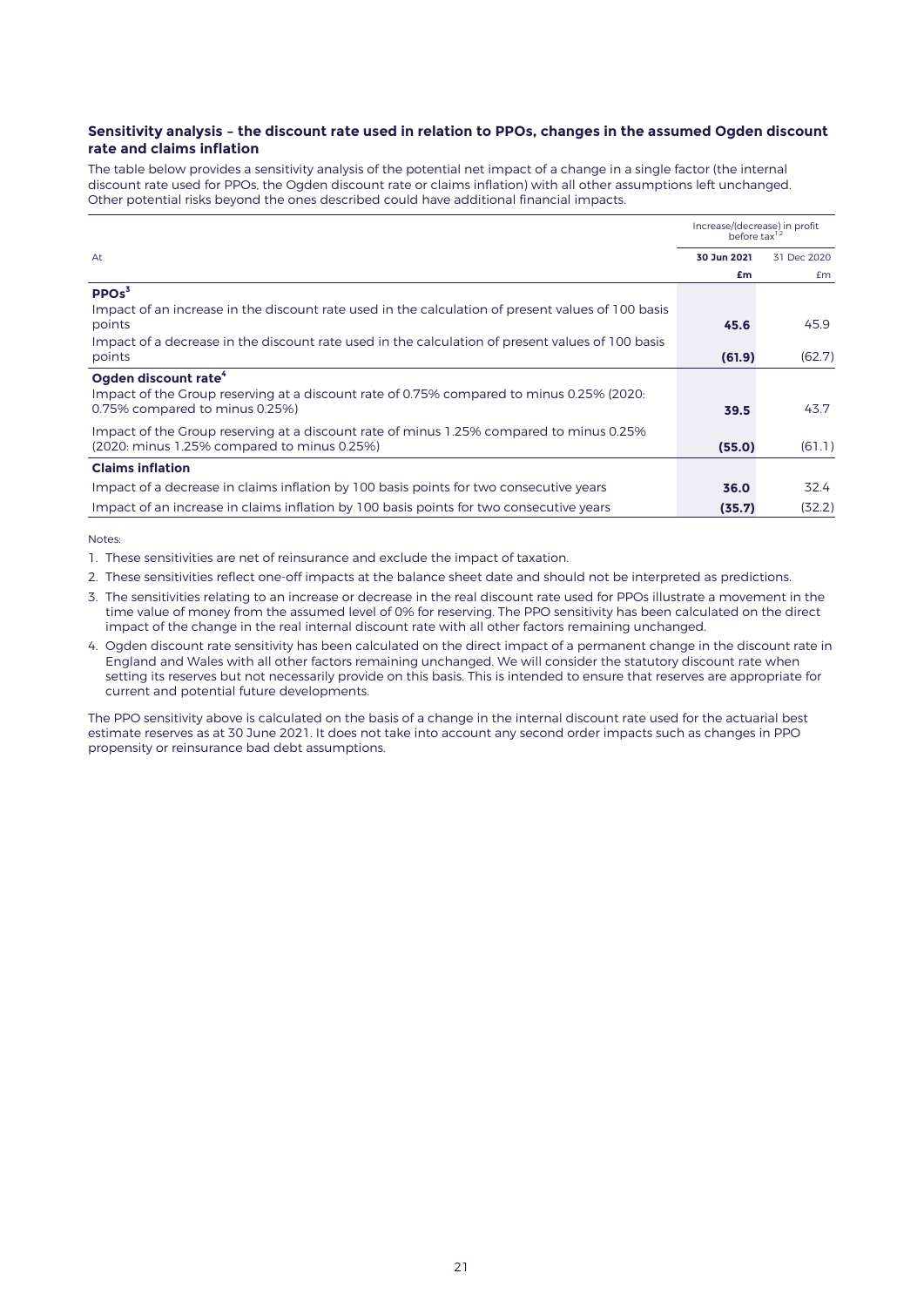### Sensitivity analysis – the discount rate used in relation to PPOs, changes in the assumed Ogden discount rate and claims inflation

The table below provides a sensitivity analysis of the potential net impact of a change in a single factor (the internal discount rate used for PPOs, the Ogden discount rate or claims inflation) with all other assumptions left unchanged. Other potential risks beyond the ones described could have additional financial impacts.

| | Increase/(decrease) in profit before tax[1,2] | |
|---|---|---|
| At | **30 Jun 2021** | 31 Dec 2020 |
| | **£m** | £m |
| **PPOs[3]** | | |
| Impact of an increase in the discount rate used in the calculation of present values of 100 basis points | **45.6** | 45.9 |
| Impact of a decrease in the discount rate used in the calculation of present values of 100 basis points | **(61.9)** | (62.7) |
| **Ogden discount rate[4]** | | |
| Impact of the Group reserving at a discount rate of 0.75% compared to minus 0.25% (2020: 0.75% compared to minus 0.25%) | **39.5** | 43.7 |
| Impact of the Group reserving at a discount rate of minus 1.25% compared to minus 0.25% (2020: minus 1.25% compared to minus 0.25%) | **(55.0)** | (61.1) |
| **Claims inflation** | | |
| Impact of a decrease in claims inflation by 100 basis points for two consecutive years | **36.0** | 32.4 |
| Impact of an increase in claims inflation by 100 basis points for two consecutive years | **(35.7)** | (32.2) |

Notes:

1. These sensitivities are net of reinsurance and exclude the impact of taxation.
2. These sensitivities reflect one-off impacts at the balance sheet date and should not be interpreted as predictions.
3. The sensitivities relating to an increase or decrease in the real discount rate used for PPOs illustrate a movement in the time value of money from the assumed level of 0% for reserving. The PPO sensitivity has been calculated on the direct impact of the change in the real internal discount rate with all other factors remaining unchanged.
4. Ogden discount rate sensitivity has been calculated on the direct impact of a permanent change in the discount rate in England and Wales with all other factors remaining unchanged. We will consider the statutory discount rate when setting its reserves but not necessarily provide on this basis. This is intended to ensure that reserves are appropriate for current and potential future developments.

The PPO sensitivity above is calculated on the basis of a change in the internal discount rate used for the actuarial best estimate reserves as at 30 June 2021. It does not take into account any second order impacts such as changes in PPO propensity or reinsurance bad debt assumptions.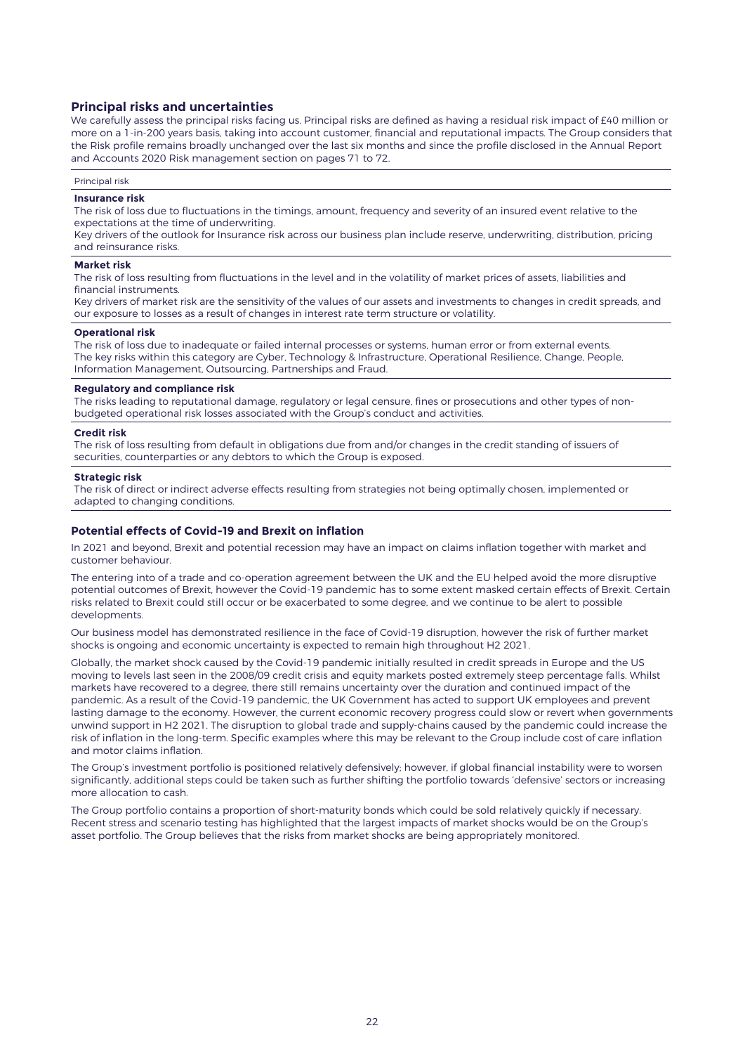## Principal risks and uncertainties

We carefully assess the principal risks facing us. Principal risks are defined as having a residual risk impact of £40 million or more on a 1-in-200 years basis, taking into account customer, financial and reputational impacts. The Group considers that the Risk profile remains broadly unchanged over the last six months and since the profile disclosed in the Annual Report and Accounts 2020 Risk management section on pages 71 to 72.

| Principal risk |
|---|
| **Insurance risk**<br>The risk of loss due to fluctuations in the timings, amount, frequency and severity of an insured event relative to the expectations at the time of underwriting.<br>Key drivers of the outlook for Insurance risk across our business plan include reserve, underwriting, distribution, pricing and reinsurance risks. |
| **Market risk**<br>The risk of loss resulting from fluctuations in the level and in the volatility of market prices of assets, liabilities and financial instruments.<br>Key drivers of market risk are the sensitivity of the values of our assets and investments to changes in credit spreads, and our exposure to losses as a result of changes in interest rate term structure or volatility. |
| **Operational risk**<br>The risk of loss due to inadequate or failed internal processes or systems, human error or from external events.<br>The key risks within this category are Cyber, Technology & Infrastructure, Operational Resilience, Change, People, Information Management, Outsourcing, Partnerships and Fraud. |
| **Regulatory and compliance risk**<br>The risks leading to reputational damage, regulatory or legal censure, fines or prosecutions and other types of non-budgeted operational risk losses associated with the Group's conduct and activities. |
| **Credit risk**<br>The risk of loss resulting from default in obligations due from and/or changes in the credit standing of issuers of securities, counterparties or any debtors to which the Group is exposed. |
| **Strategic risk**<br>The risk of direct or indirect adverse effects resulting from strategies not being optimally chosen, implemented or adapted to changing conditions. |

### Potential effects of Covid-19 and Brexit on inflation

In 2021 and beyond, Brexit and potential recession may have an impact on claims inflation together with market and customer behaviour.

The entering into of a trade and co-operation agreement between the UK and the EU helped avoid the more disruptive potential outcomes of Brexit, however the Covid-19 pandemic has to some extent masked certain effects of Brexit. Certain risks related to Brexit could still occur or be exacerbated to some degree, and we continue to be alert to possible developments.

Our business model has demonstrated resilience in the face of Covid-19 disruption, however the risk of further market shocks is ongoing and economic uncertainty is expected to remain high throughout H2 2021.

Globally, the market shock caused by the Covid-19 pandemic initially resulted in credit spreads in Europe and the US moving to levels last seen in the 2008/09 credit crisis and equity markets posted extremely steep percentage falls. Whilst markets have recovered to a degree, there still remains uncertainty over the duration and continued impact of the pandemic. As a result of the Covid-19 pandemic, the UK Government has acted to support UK employees and prevent lasting damage to the economy. However, the current economic recovery progress could slow or revert when governments unwind support in H2 2021. The disruption to global trade and supply-chains caused by the pandemic could increase the risk of inflation in the long-term. Specific examples where this may be relevant to the Group include cost of care inflation and motor claims inflation.

The Group's investment portfolio is positioned relatively defensively; however, if global financial instability were to worsen significantly, additional steps could be taken such as further shifting the portfolio towards 'defensive' sectors or increasing more allocation to cash.

The Group portfolio contains a proportion of short-maturity bonds which could be sold relatively quickly if necessary. Recent stress and scenario testing has highlighted that the largest impacts of market shocks would be on the Group's asset portfolio. The Group believes that the risks from market shocks are being appropriately monitored.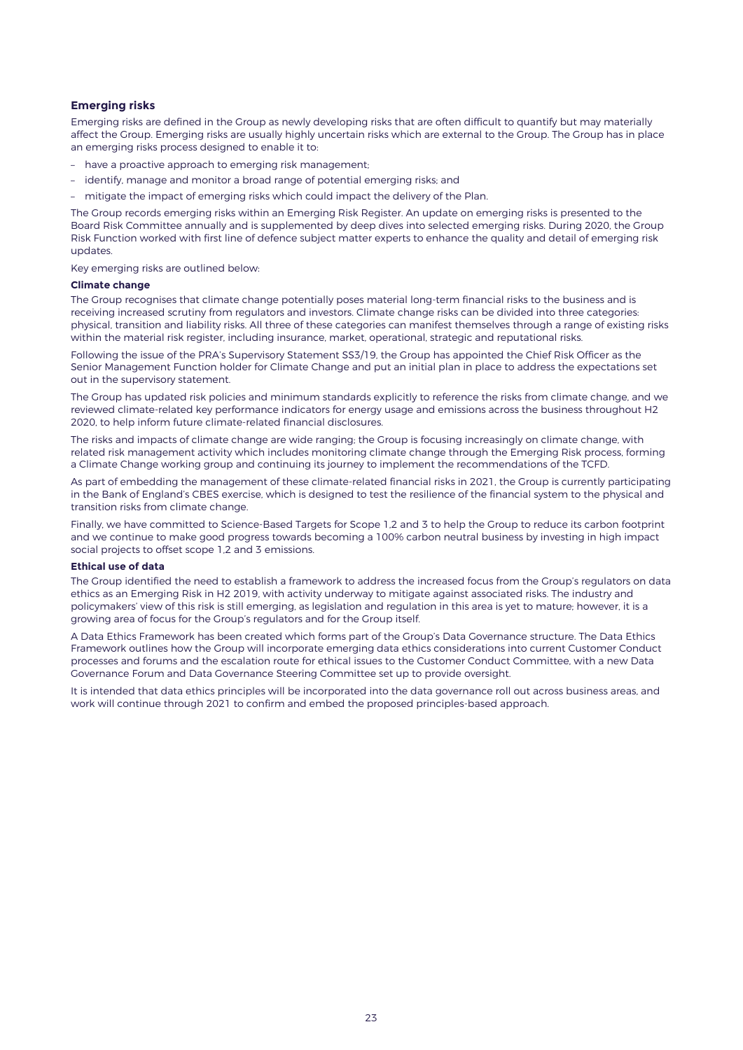## Emerging risks

Emerging risks are defined in the Group as newly developing risks that are often difficult to quantify but may materially affect the Group. Emerging risks are usually highly uncertain risks which are external to the Group. The Group has in place an emerging risks process designed to enable it to:

- have a proactive approach to emerging risk management;
- identify, manage and monitor a broad range of potential emerging risks; and
- mitigate the impact of emerging risks which could impact the delivery of the Plan.

The Group records emerging risks within an Emerging Risk Register. An update on emerging risks is presented to the Board Risk Committee annually and is supplemented by deep dives into selected emerging risks. During 2020, the Group Risk Function worked with first line of defence subject matter experts to enhance the quality and detail of emerging risk updates.

Key emerging risks are outlined below:

### Climate change

The Group recognises that climate change potentially poses material long-term financial risks to the business and is receiving increased scrutiny from regulators and investors. Climate change risks can be divided into three categories: physical, transition and liability risks. All three of these categories can manifest themselves through a range of existing risks within the material risk register, including insurance, market, operational, strategic and reputational risks.

Following the issue of the PRA's Supervisory Statement SS3/19, the Group has appointed the Chief Risk Officer as the Senior Management Function holder for Climate Change and put an initial plan in place to address the expectations set out in the supervisory statement.

The Group has updated risk policies and minimum standards explicitly to reference the risks from climate change, and we reviewed climate-related key performance indicators for energy usage and emissions across the business throughout H2 2020, to help inform future climate-related financial disclosures.

The risks and impacts of climate change are wide ranging; the Group is focusing increasingly on climate change, with related risk management activity which includes monitoring climate change through the Emerging Risk process, forming a Climate Change working group and continuing its journey to implement the recommendations of the TCFD.

As part of embedding the management of these climate-related financial risks in 2021, the Group is currently participating in the Bank of England's CBES exercise, which is designed to test the resilience of the financial system to the physical and transition risks from climate change.

Finally, we have committed to Science-Based Targets for Scope 1,2 and 3 to help the Group to reduce its carbon footprint and we continue to make good progress towards becoming a 100% carbon neutral business by investing in high impact social projects to offset scope 1,2 and 3 emissions.

### Ethical use of data

The Group identified the need to establish a framework to address the increased focus from the Group's regulators on data ethics as an Emerging Risk in H2 2019, with activity underway to mitigate against associated risks. The industry and policymakers' view of this risk is still emerging, as legislation and regulation in this area is yet to mature; however, it is a growing area of focus for the Group's regulators and for the Group itself.

A Data Ethics Framework has been created which forms part of the Group's Data Governance structure. The Data Ethics Framework outlines how the Group will incorporate emerging data ethics considerations into current Customer Conduct processes and forums and the escalation route for ethical issues to the Customer Conduct Committee, with a new Data Governance Forum and Data Governance Steering Committee set up to provide oversight.

It is intended that data ethics principles will be incorporated into the data governance roll out across business areas, and work will continue through 2021 to confirm and embed the proposed principles-based approach.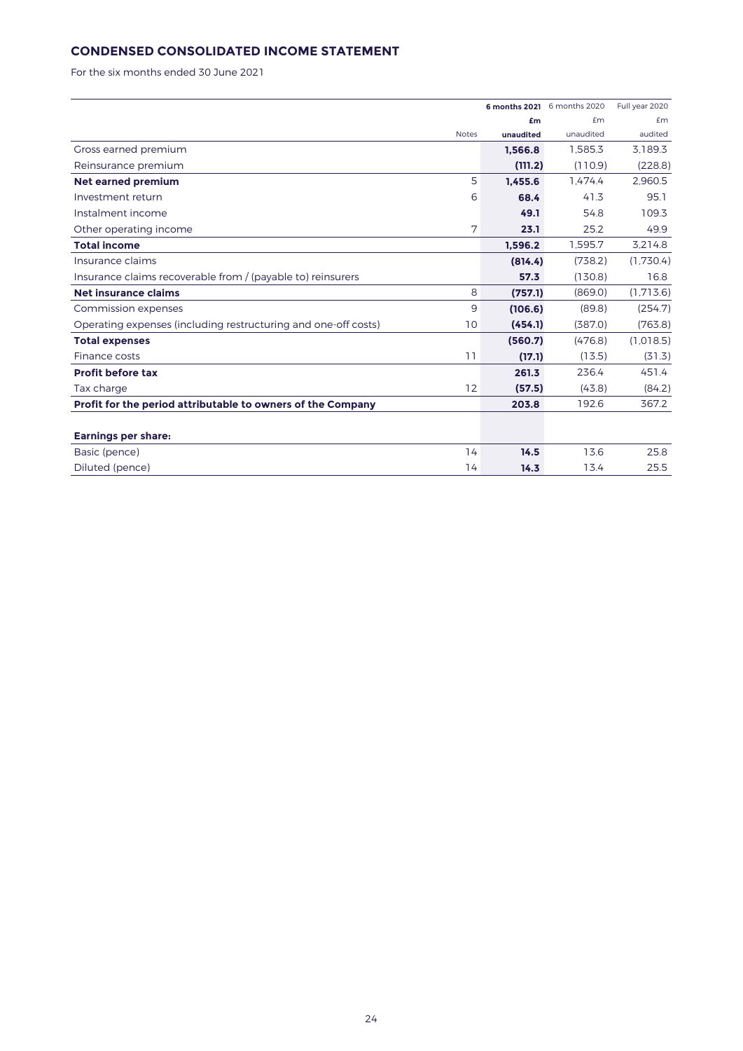## CONDENSED CONSOLIDATED INCOME STATEMENT

For the six months ended 30 June 2021

| | Notes | **6 months 2021** **£m** **unaudited** | 6 months 2020 £m unaudited | Full year 2020 £m audited |
|---|---|---|---|---|
| Gross earned premium | | **1,566.8** | 1,585.3 | 3,189.3 |
| Reinsurance premium | | **(111.2)** | (110.9) | (228.8) |
| **Net earned premium** | 5 | **1,455.6** | 1,474.4 | 2,960.5 |
| Investment return | 6 | **68.4** | 41.3 | 95.1 |
| Instalment income | | **49.1** | 54.8 | 109.3 |
| Other operating income | 7 | **23.1** | 25.2 | 49.9 |
| **Total income** | | **1,596.2** | 1,595.7 | 3,214.8 |
| Insurance claims | | **(814.4)** | (738.2) | (1,730.4) |
| Insurance claims recoverable from / (payable to) reinsurers | | **57.3** | (130.8) | 16.8 |
| **Net insurance claims** | 8 | **(757.1)** | (869.0) | (1,713.6) |
| Commission expenses | 9 | **(106.6)** | (89.8) | (254.7) |
| Operating expenses (including restructuring and one-off costs) | 10 | **(454.1)** | (387.0) | (763.8) |
| **Total expenses** | | **(560.7)** | (476.8) | (1,018.5) |
| Finance costs | 11 | **(17.1)** | (13.5) | (31.3) |
| **Profit before tax** | | **261.3** | 236.4 | 451.4 |
| Tax charge | 12 | **(57.5)** | (43.8) | (84.2) |
| **Profit for the period attributable to owners of the Company** | | **203.8** | 192.6 | 367.2 |
| | | | | |
| **Earnings per share:** | | | | |
| Basic (pence) | 14 | **14.5** | 13.6 | 25.8 |
| Diluted (pence) | 14 | **14.3** | 13.4 | 25.5 |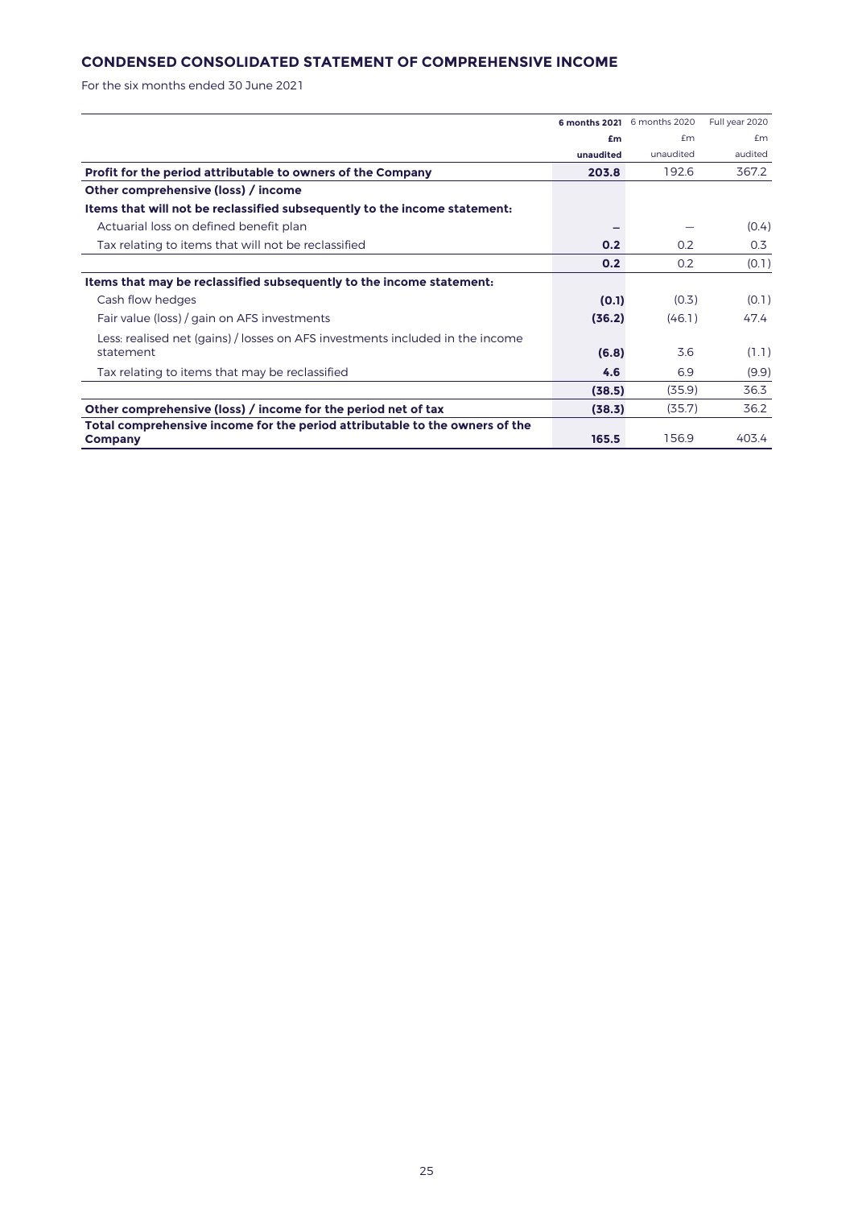## CONDENSED CONSOLIDATED STATEMENT OF COMPREHENSIVE INCOME

For the six months ended 30 June 2021

| | **6 months 2021** | 6 months 2020 | Full year 2020 |
|---|---|---|---|
| | **£m** | £m | £m |
| | **unaudited** | unaudited | audited |
| **Profit for the period attributable to owners of the Company** | **203.8** | 192.6 | 367.2 |
| **Other comprehensive (loss) / income** | | | |
| **Items that will not be reclassified subsequently to the income statement:** | | | |
| Actuarial loss on defined benefit plan | **–** | – | (0.4) |
| Tax relating to items that will not be reclassified | **0.2** | 0.2 | 0.3 |
| | **0.2** | 0.2 | (0.1) |
| **Items that may be reclassified subsequently to the income statement:** | | | |
| Cash flow hedges | **(0.1)** | (0.3) | (0.1) |
| Fair value (loss) / gain on AFS investments | **(36.2)** | (46.1) | 47.4 |
| Less: realised net (gains) / losses on AFS investments included in the income statement | **(6.8)** | 3.6 | (1.1) |
| Tax relating to items that may be reclassified | **4.6** | 6.9 | (9.9) |
| | **(38.5)** | (35.9) | 36.3 |
| **Other comprehensive (loss) / income for the period net of tax** | **(38.3)** | (35.7) | 36.2 |
| **Total comprehensive income for the period attributable to the owners of the Company** | **165.5** | 156.9 | 403.4 |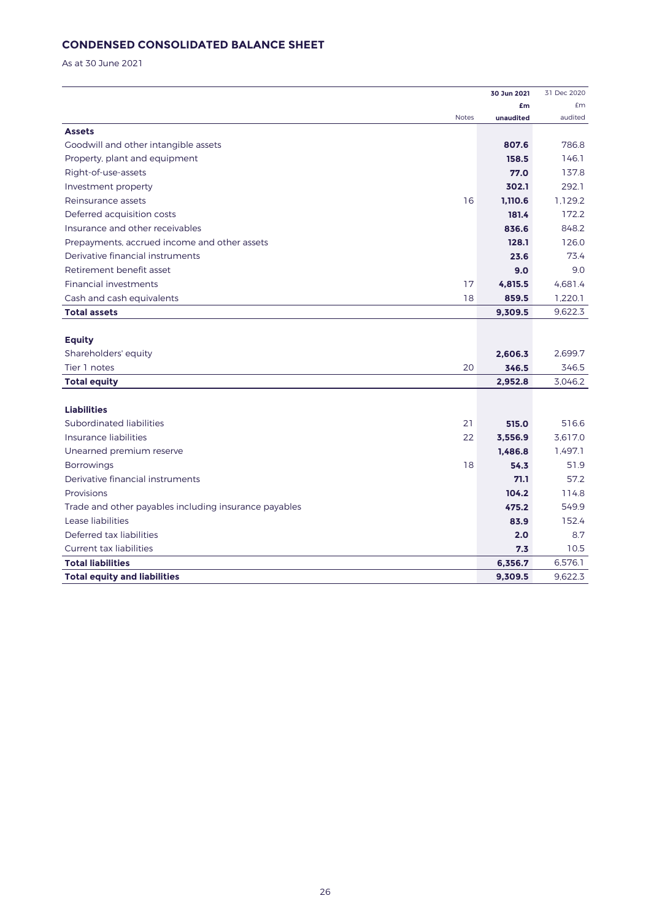## CONDENSED CONSOLIDATED BALANCE SHEET

As at 30 June 2021

| | Notes | 30 Jun 2021 £m unaudited | 31 Dec 2020 £m audited |
|---|---|---|---|
| **Assets** | | | |
| Goodwill and other intangible assets | | **807.6** | 786.8 |
| Property, plant and equipment | | **158.5** | 146.1 |
| Right-of-use-assets | | **77.0** | 137.8 |
| Investment property | | **302.1** | 292.1 |
| Reinsurance assets | 16 | **1,110.6** | 1,129.2 |
| Deferred acquisition costs | | **181.4** | 172.2 |
| Insurance and other receivables | | **836.6** | 848.2 |
| Prepayments, accrued income and other assets | | **128.1** | 126.0 |
| Derivative financial instruments | | **23.6** | 73.4 |
| Retirement benefit asset | | **9.0** | 9.0 |
| Financial investments | 17 | **4,815.5** | 4,681.4 |
| Cash and cash equivalents | 18 | **859.5** | 1,220.1 |
| **Total assets** | | **9,309.5** | 9,622.3 |
| | | | |
| **Equity** | | | |
| Shareholders' equity | | **2,606.3** | 2,699.7 |
| Tier 1 notes | 20 | **346.5** | 346.5 |
| **Total equity** | | **2,952.8** | 3,046.2 |
| | | | |
| **Liabilities** | | | |
| Subordinated liabilities | 21 | **515.0** | 516.6 |
| Insurance liabilities | 22 | **3,556.9** | 3,617.0 |
| Unearned premium reserve | | **1,486.8** | 1,497.1 |
| Borrowings | 18 | **54.3** | 51.9 |
| Derivative financial instruments | | **71.1** | 57.2 |
| Provisions | | **104.2** | 114.8 |
| Trade and other payables including insurance payables | | **475.2** | 549.9 |
| Lease liabilities | | **83.9** | 152.4 |
| Deferred tax liabilities | | **2.0** | 8.7 |
| Current tax liabilities | | **7.3** | 10.5 |
| **Total liabilities** | | **6,356.7** | 6,576.1 |
| **Total equity and liabilities** | | **9,309.5** | 9,622.3 |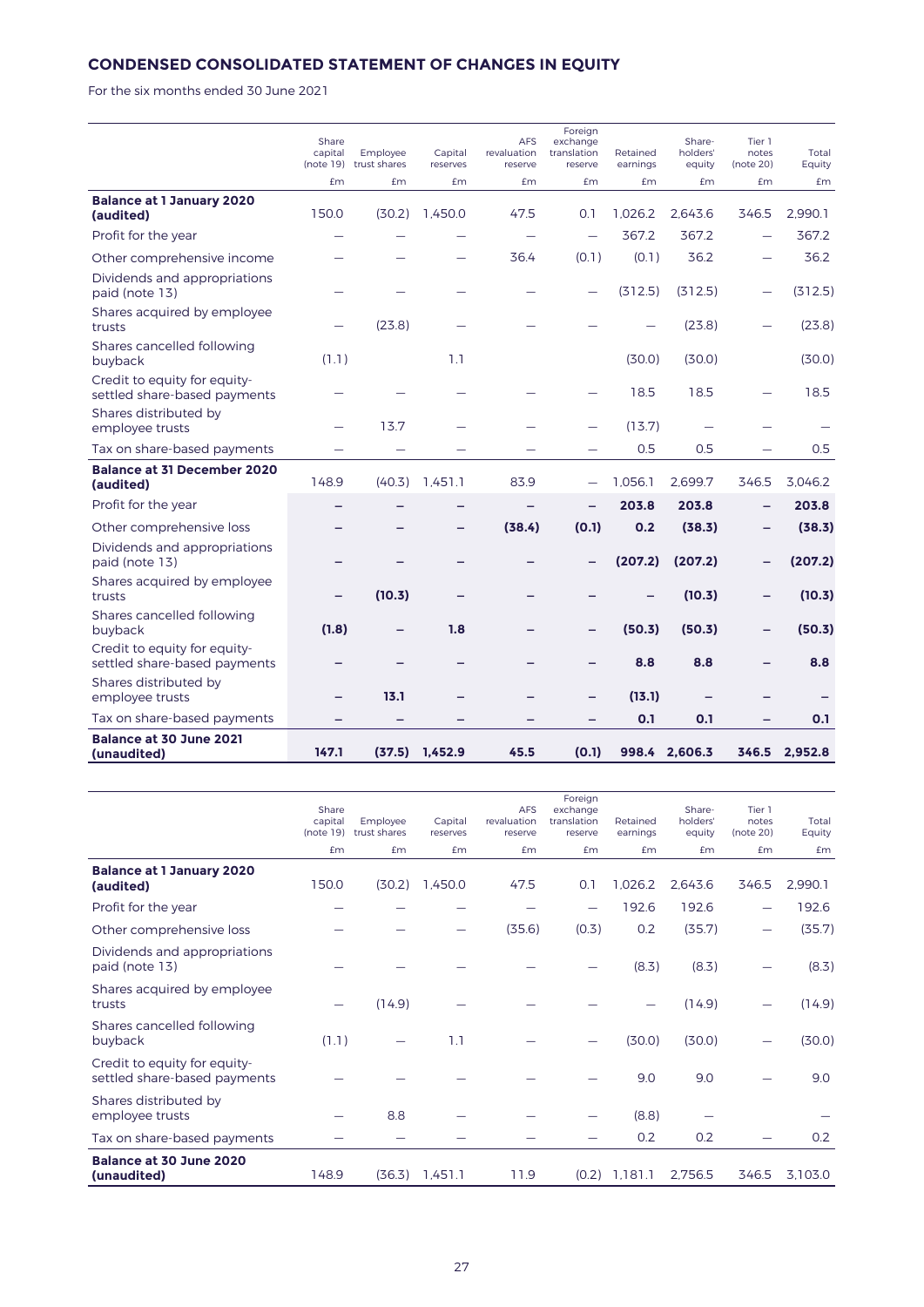## CONDENSED CONSOLIDATED STATEMENT OF CHANGES IN EQUITY

For the six months ended 30 June 2021

| | Share capital (note 19) £m | Employee trust shares £m | Capital reserves £m | AFS revaluation reserve £m | Foreign exchange translation reserve £m | Retained earnings £m | Share-holders' equity £m | Tier 1 notes (note 20) £m | Total Equity £m |
|---|---|---|---|---|---|---|---|---|---|
| **Balance at 1 January 2020 (audited)** | 150.0 | (30.2) | 1,450.0 | 47.5 | 0.1 | 1,026.2 | 2,643.6 | 346.5 | 2,990.1 |
| Profit for the year | – | – | – | – | – | 367.2 | 367.2 | – | 367.2 |
| Other comprehensive income | – | – | – | 36.4 | (0.1) | (0.1) | 36.2 | – | 36.2 |
| Dividends and appropriations paid (note 13) | – | – | – | – | – | (312.5) | (312.5) | – | (312.5) |
| Shares acquired by employee trusts | – | (23.8) | – | – | – | – | (23.8) | – | (23.8) |
| Shares cancelled following buyback | (1.1) | | 1.1 | | | (30.0) | (30.0) | | (30.0) |
| Credit to equity for equity-settled share-based payments | – | – | – | – | – | 18.5 | 18.5 | – | 18.5 |
| Shares distributed by employee trusts | – | 13.7 | – | – | – | (13.7) | – | – | – |
| Tax on share-based payments | – | – | – | – | – | 0.5 | 0.5 | – | 0.5 |
| **Balance at 31 December 2020 (audited)** | 148.9 | (40.3) | 1,451.1 | 83.9 | – | 1,056.1 | 2,699.7 | 346.5 | 3,046.2 |
| Profit for the year | **–** | **–** | **–** | **–** | **–** | **203.8** | **203.8** | **–** | **203.8** |
| Other comprehensive loss | **–** | **–** | **–** | **(38.4)** | **(0.1)** | **0.2** | **(38.3)** | **–** | **(38.3)** |
| Dividends and appropriations paid (note 13) | **–** | **–** | **–** | **–** | **–** | **(207.2)** | **(207.2)** | **–** | **(207.2)** |
| Shares acquired by employee trusts | **–** | **(10.3)** | **–** | **–** | **–** | **–** | **(10.3)** | **–** | **(10.3)** |
| Shares cancelled following buyback | **(1.8)** | **–** | **1.8** | **–** | **–** | **(50.3)** | **(50.3)** | **–** | **(50.3)** |
| Credit to equity for equity-settled share-based payments | **–** | **–** | **–** | **–** | **–** | **8.8** | **8.8** | **–** | **8.8** |
| Shares distributed by employee trusts | **–** | **13.1** | **–** | **–** | **–** | **(13.1)** | **–** | **–** | **–** |
| Tax on share-based payments | **–** | **–** | **–** | **–** | **–** | **0.1** | **0.1** | **–** | **0.1** |
| **Balance at 30 June 2021 (unaudited)** | **147.1** | **(37.5)** | **1,452.9** | **45.5** | **(0.1)** | **998.4** | **2,606.3** | **346.5** | **2,952.8** |

| | Share capital (note 19) £m | Employee trust shares £m | Capital reserves £m | AFS revaluation reserve £m | Foreign exchange translation reserve £m | Retained earnings £m | Share-holders' equity £m | Tier 1 notes (note 20) £m | Total Equity £m |
|---|---|---|---|---|---|---|---|---|---|
| **Balance at 1 January 2020 (audited)** | 150.0 | (30.2) | 1,450.0 | 47.5 | 0.1 | 1,026.2 | 2,643.6 | 346.5 | 2,990.1 |
| Profit for the year | – | – | – | – | – | 192.6 | 192.6 | – | 192.6 |
| Other comprehensive loss | – | – | – | (35.6) | (0.3) | 0.2 | (35.7) | – | (35.7) |
| Dividends and appropriations paid (note 13) | – | – | – | – | – | (8.3) | (8.3) | – | (8.3) |
| Shares acquired by employee trusts | – | (14.9) | – | – | – | – | (14.9) | – | (14.9) |
| Shares cancelled following buyback | (1.1) | – | 1.1 | – | – | (30.0) | (30.0) | – | (30.0) |
| Credit to equity for equity-settled share-based payments | – | – | – | – | – | 9.0 | 9.0 | – | 9.0 |
| Shares distributed by employee trusts | – | 8.8 | – | – | – | (8.8) | – | – | – |
| Tax on share-based payments | – | – | – | – | – | 0.2 | 0.2 | – | 0.2 |
| **Balance at 30 June 2020 (unaudited)** | 148.9 | (36.3) | 1,451.1 | 11.9 | (0.2) | 1,181.1 | 2,756.5 | 346.5 | 3,103.0 |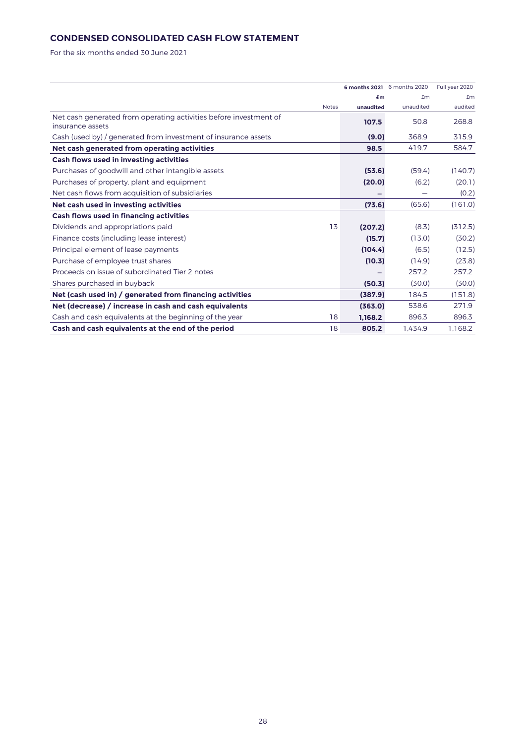## CONDENSED CONSOLIDATED CASH FLOW STATEMENT

For the six months ended 30 June 2021

| | Notes | **6 months 2021** | 6 months 2020 | Full year 2020 |
|---|---|---|---|---|
| | | **£m** | £m | £m |
| | | **unaudited** | unaudited | audited |
| Net cash generated from operating activities before investment of insurance assets | | **107.5** | 50.8 | 268.8 |
| Cash (used by) / generated from investment of insurance assets | | **(9.0)** | 368.9 | 315.9 |
| **Net cash generated from operating activities** | | **98.5** | 419.7 | 584.7 |
| **Cash flows used in investing activities** | | | | |
| Purchases of goodwill and other intangible assets | | **(53.6)** | (59.4) | (140.7) |
| Purchases of property, plant and equipment | | **(20.0)** | (6.2) | (20.1) |
| Net cash flows from acquisition of subsidiaries | | **–** | – | (0.2) |
| **Net cash used in investing activities** | | **(73.6)** | (65.6) | (161.0) |
| **Cash flows used in financing activities** | | | | |
| Dividends and appropriations paid | 13 | **(207.2)** | (8.3) | (312.5) |
| Finance costs (including lease interest) | | **(15.7)** | (13.0) | (30.2) |
| Principal element of lease payments | | **(104.4)** | (6.5) | (12.5) |
| Purchase of employee trust shares | | **(10.3)** | (14.9) | (23.8) |
| Proceeds on issue of subordinated Tier 2 notes | | **–** | 257.2 | 257.2 |
| Shares purchased in buyback | | **(50.3)** | (30.0) | (30.0) |
| **Net (cash used in) / generated from financing activities** | | **(387.9)** | 184.5 | (151.8) |
| **Net (decrease) / increase in cash and cash equivalents** | | **(363.0)** | 538.6 | 271.9 |
| Cash and cash equivalents at the beginning of the year | 18 | **1,168.2** | 896.3 | 896.3 |
| **Cash and cash equivalents at the end of the period** | 18 | **805.2** | 1,434.9 | 1,168.2 |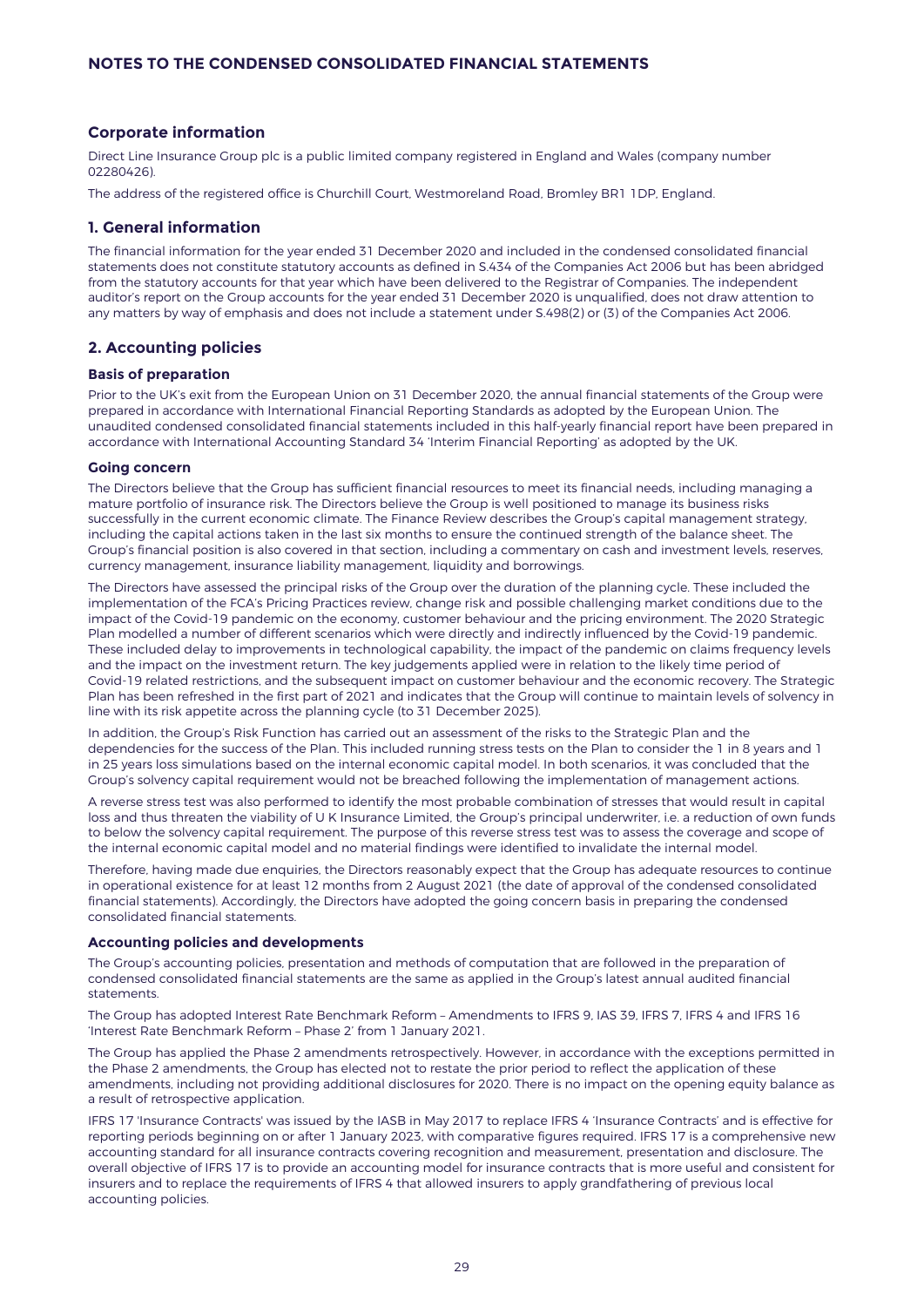# NOTES TO THE CONDENSED CONSOLIDATED FINANCIAL STATEMENTS

## Corporate information

Direct Line Insurance Group plc is a public limited company registered in England and Wales (company number 02280426).

The address of the registered office is Churchill Court, Westmoreland Road, Bromley BR1 1DP, England.

## 1. General information

The financial information for the year ended 31 December 2020 and included in the condensed consolidated financial statements does not constitute statutory accounts as defined in S.434 of the Companies Act 2006 but has been abridged from the statutory accounts for that year which have been delivered to the Registrar of Companies. The independent auditor's report on the Group accounts for the year ended 31 December 2020 is unqualified, does not draw attention to any matters by way of emphasis and does not include a statement under S.498(2) or (3) of the Companies Act 2006.

## 2. Accounting policies

### Basis of preparation

Prior to the UK's exit from the European Union on 31 December 2020, the annual financial statements of the Group were prepared in accordance with International Financial Reporting Standards as adopted by the European Union. The unaudited condensed consolidated financial statements included in this half-yearly financial report have been prepared in accordance with International Accounting Standard 34 'Interim Financial Reporting' as adopted by the UK.

### Going concern

The Directors believe that the Group has sufficient financial resources to meet its financial needs, including managing a mature portfolio of insurance risk. The Directors believe the Group is well positioned to manage its business risks successfully in the current economic climate. The Finance Review describes the Group's capital management strategy, including the capital actions taken in the last six months to ensure the continued strength of the balance sheet. The Group's financial position is also covered in that section, including a commentary on cash and investment levels, reserves, currency management, insurance liability management, liquidity and borrowings.

The Directors have assessed the principal risks of the Group over the duration of the planning cycle. These included the implementation of the FCA's Pricing Practices review, change risk and possible challenging market conditions due to the impact of the Covid-19 pandemic on the economy, customer behaviour and the pricing environment. The 2020 Strategic Plan modelled a number of different scenarios which were directly and indirectly influenced by the Covid-19 pandemic. These included delay to improvements in technological capability, the impact of the pandemic on claims frequency levels and the impact on the investment return. The key judgements applied were in relation to the likely time period of Covid-19 related restrictions, and the subsequent impact on customer behaviour and the economic recovery. The Strategic Plan has been refreshed in the first part of 2021 and indicates that the Group will continue to maintain levels of solvency in line with its risk appetite across the planning cycle (to 31 December 2025).

In addition, the Group's Risk Function has carried out an assessment of the risks to the Strategic Plan and the dependencies for the success of the Plan. This included running stress tests on the Plan to consider the 1 in 8 years and 1 in 25 years loss simulations based on the internal economic capital model. In both scenarios, it was concluded that the Group's solvency capital requirement would not be breached following the implementation of management actions.

A reverse stress test was also performed to identify the most probable combination of stresses that would result in capital loss and thus threaten the viability of U K Insurance Limited, the Group's principal underwriter, i.e. a reduction of own funds to below the solvency capital requirement. The purpose of this reverse stress test was to assess the coverage and scope of the internal economic capital model and no material findings were identified to invalidate the internal model.

Therefore, having made due enquiries, the Directors reasonably expect that the Group has adequate resources to continue in operational existence for at least 12 months from 2 August 2021 (the date of approval of the condensed consolidated financial statements). Accordingly, the Directors have adopted the going concern basis in preparing the condensed consolidated financial statements.

### Accounting policies and developments

The Group's accounting policies, presentation and methods of computation that are followed in the preparation of condensed consolidated financial statements are the same as applied in the Group's latest annual audited financial statements.

The Group has adopted Interest Rate Benchmark Reform – Amendments to IFRS 9, IAS 39, IFRS 7, IFRS 4 and IFRS 16 'Interest Rate Benchmark Reform – Phase 2' from 1 January 2021.

The Group has applied the Phase 2 amendments retrospectively. However, in accordance with the exceptions permitted in the Phase 2 amendments, the Group has elected not to restate the prior period to reflect the application of these amendments, including not providing additional disclosures for 2020. There is no impact on the opening equity balance as a result of retrospective application.

IFRS 17 'Insurance Contracts' was issued by the IASB in May 2017 to replace IFRS 4 'Insurance Contracts' and is effective for reporting periods beginning on or after 1 January 2023, with comparative figures required. IFRS 17 is a comprehensive new accounting standard for all insurance contracts covering recognition and measurement, presentation and disclosure. The overall objective of IFRS 17 is to provide an accounting model for insurance contracts that is more useful and consistent for insurers and to replace the requirements of IFRS 4 that allowed insurers to apply grandfathering of previous local accounting policies.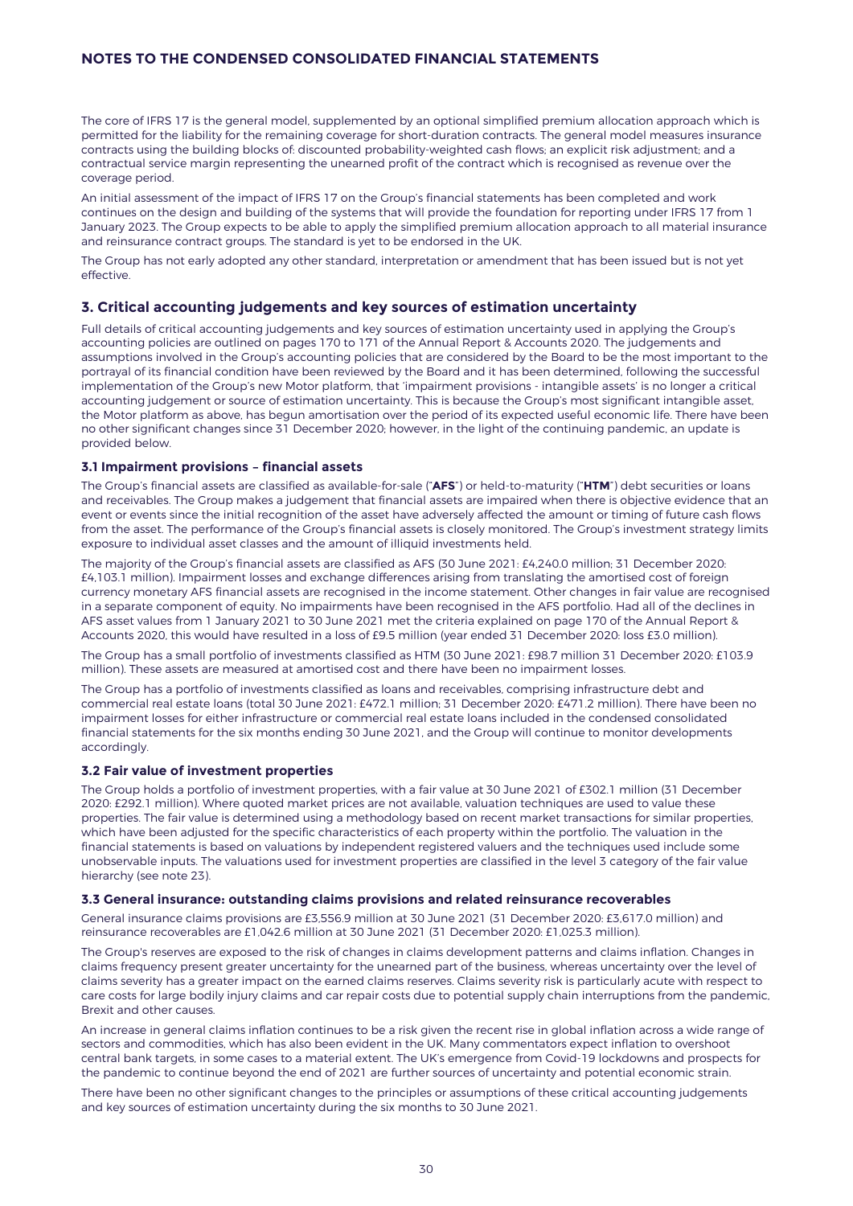The core of IFRS 17 is the general model, supplemented by an optional simplified premium allocation approach which is permitted for the liability for the remaining coverage for short-duration contracts. The general model measures insurance contracts using the building blocks of: discounted probability-weighted cash flows; an explicit risk adjustment; and a contractual service margin representing the unearned profit of the contract which is recognised as revenue over the coverage period.

An initial assessment of the impact of IFRS 17 on the Group's financial statements has been completed and work continues on the design and building of the systems that will provide the foundation for reporting under IFRS 17 from 1 January 2023. The Group expects to be able to apply the simplified premium allocation approach to all material insurance and reinsurance contract groups. The standard is yet to be endorsed in the UK.

The Group has not early adopted any other standard, interpretation or amendment that has been issued but is not yet effective.

## 3. Critical accounting judgements and key sources of estimation uncertainty

Full details of critical accounting judgements and key sources of estimation uncertainty used in applying the Group's accounting policies are outlined on pages 170 to 171 of the Annual Report & Accounts 2020. The judgements and assumptions involved in the Group's accounting policies that are considered by the Board to be the most important to the portrayal of its financial condition have been reviewed by the Board and it has been determined, following the successful implementation of the Group's new Motor platform, that 'impairment provisions - intangible assets' is no longer a critical accounting judgement or source of estimation uncertainty. This is because the Group's most significant intangible asset, the Motor platform as above, has begun amortisation over the period of its expected useful economic life. There have been no other significant changes since 31 December 2020; however, in the light of the continuing pandemic, an update is provided below.

### 3.1 Impairment provisions – financial assets

The Group's financial assets are classified as available-for-sale ("**AFS**") or held-to-maturity ("**HTM**") debt securities or loans and receivables. The Group makes a judgement that financial assets are impaired when there is objective evidence that an event or events since the initial recognition of the asset have adversely affected the amount or timing of future cash flows from the asset. The performance of the Group's financial assets is closely monitored. The Group's investment strategy limits exposure to individual asset classes and the amount of illiquid investments held.

The majority of the Group's financial assets are classified as AFS (30 June 2021: £4,240.0 million; 31 December 2020: £4,103.1 million). Impairment losses and exchange differences arising from translating the amortised cost of foreign currency monetary AFS financial assets are recognised in the income statement. Other changes in fair value are recognised in a separate component of equity. No impairments have been recognised in the AFS portfolio. Had all of the declines in AFS asset values from 1 January 2021 to 30 June 2021 met the criteria explained on page 170 of the Annual Report & Accounts 2020, this would have resulted in a loss of £9.5 million (year ended 31 December 2020: loss £3.0 million).

The Group has a small portfolio of investments classified as HTM (30 June 2021: £98.7 million 31 December 2020: £103.9 million). These assets are measured at amortised cost and there have been no impairment losses.

The Group has a portfolio of investments classified as loans and receivables, comprising infrastructure debt and commercial real estate loans (total 30 June 2021: £472.1 million; 31 December 2020: £471.2 million). There have been no impairment losses for either infrastructure or commercial real estate loans included in the condensed consolidated financial statements for the six months ending 30 June 2021, and the Group will continue to monitor developments accordingly.

### 3.2 Fair value of investment properties

The Group holds a portfolio of investment properties, with a fair value at 30 June 2021 of £302.1 million (31 December 2020: £292.1 million). Where quoted market prices are not available, valuation techniques are used to value these properties. The fair value is determined using a methodology based on recent market transactions for similar properties, which have been adjusted for the specific characteristics of each property within the portfolio. The valuation in the financial statements is based on valuations by independent registered valuers and the techniques used include some unobservable inputs. The valuations used for investment properties are classified in the level 3 category of the fair value hierarchy (see note 23).

### 3.3 General insurance: outstanding claims provisions and related reinsurance recoverables

General insurance claims provisions are £3,556.9 million at 30 June 2021 (31 December 2020: £3,617.0 million) and reinsurance recoverables are £1,042.6 million at 30 June 2021 (31 December 2020: £1,025.3 million).

The Group's reserves are exposed to the risk of changes in claims development patterns and claims inflation. Changes in claims frequency present greater uncertainty for the unearned part of the business, whereas uncertainty over the level of claims severity has a greater impact on the earned claims reserves. Claims severity risk is particularly acute with respect to care costs for large bodily injury claims and car repair costs due to potential supply chain interruptions from the pandemic, Brexit and other causes.

An increase in general claims inflation continues to be a risk given the recent rise in global inflation across a wide range of sectors and commodities, which has also been evident in the UK. Many commentators expect inflation to overshoot central bank targets, in some cases to a material extent. The UK's emergence from Covid-19 lockdowns and prospects for the pandemic to continue beyond the end of 2021 are further sources of uncertainty and potential economic strain.

There have been no other significant changes to the principles or assumptions of these critical accounting judgements and key sources of estimation uncertainty during the six months to 30 June 2021.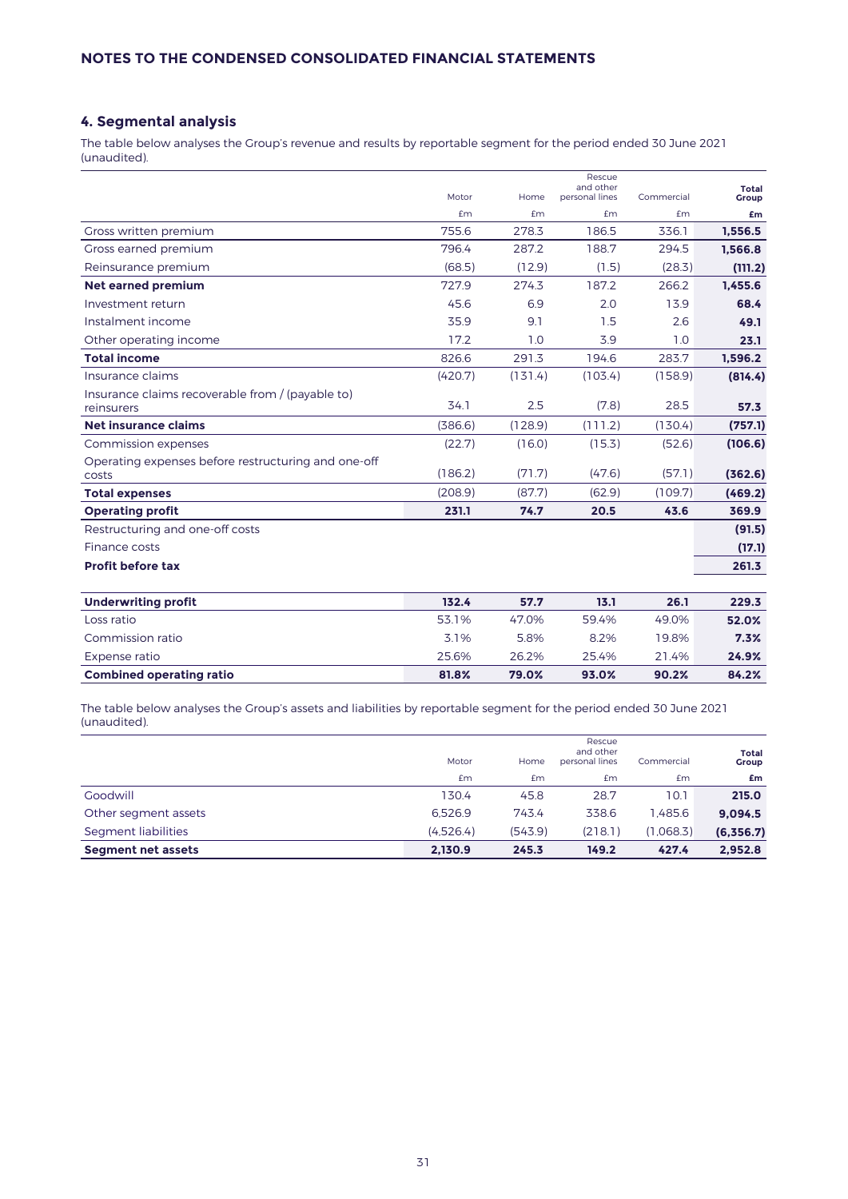# NOTES TO THE CONDENSED CONSOLIDATED FINANCIAL STATEMENTS

## 4. Segmental analysis

The table below analyses the Group's revenue and results by reportable segment for the period ended 30 June 2021 (unaudited).

| | Motor | Home | Rescue and other personal lines | Commercial | Total Group |
|---|---|---|---|---|---|
| | £m | £m | £m | £m | £m |
| Gross written premium | 755.6 | 278.3 | 186.5 | 336.1 | **1,556.5** |
| Gross earned premium | 796.4 | 287.2 | 188.7 | 294.5 | **1,566.8** |
| Reinsurance premium | (68.5) | (12.9) | (1.5) | (28.3) | **(111.2)** |
| **Net earned premium** | 727.9 | 274.3 | 187.2 | 266.2 | **1,455.6** |
| Investment return | 45.6 | 6.9 | 2.0 | 13.9 | **68.4** |
| Instalment income | 35.9 | 9.1 | 1.5 | 2.6 | **49.1** |
| Other operating income | 17.2 | 1.0 | 3.9 | 1.0 | **23.1** |
| **Total income** | 826.6 | 291.3 | 194.6 | 283.7 | **1,596.2** |
| Insurance claims | (420.7) | (131.4) | (103.4) | (158.9) | **(814.4)** |
| Insurance claims recoverable from / (payable to) reinsurers | 34.1 | 2.5 | (7.8) | 28.5 | **57.3** |
| **Net insurance claims** | (386.6) | (128.9) | (111.2) | (130.4) | **(757.1)** |
| Commission expenses | (22.7) | (16.0) | (15.3) | (52.6) | **(106.6)** |
| Operating expenses before restructuring and one-off costs | (186.2) | (71.7) | (47.6) | (57.1) | **(362.6)** |
| **Total expenses** | (208.9) | (87.7) | (62.9) | (109.7) | **(469.2)** |
| **Operating profit** | **231.1** | **74.7** | **20.5** | **43.6** | **369.9** |
| Restructuring and one-off costs | | | | | **(91.5)** |
| Finance costs | | | | | **(17.1)** |
| **Profit before tax** | | | | | **261.3** |
| | | | | | |
| **Underwriting profit** | **132.4** | **57.7** | **13.1** | **26.1** | **229.3** |
| Loss ratio | 53.1% | 47.0% | 59.4% | 49.0% | **52.0%** |
| Commission ratio | 3.1% | 5.8% | 8.2% | 19.8% | **7.3%** |
| Expense ratio | 25.6% | 26.2% | 25.4% | 21.4% | **24.9%** |
| **Combined operating ratio** | **81.8%** | **79.0%** | **93.0%** | **90.2%** | **84.2%** |

The table below analyses the Group's assets and liabilities by reportable segment for the period ended 30 June 2021 (unaudited).

| | Motor | Home | Rescue and other personal lines | Commercial | Total Group |
|---|---|---|---|---|---|
| | £m | £m | £m | £m | £m |
| Goodwill | 130.4 | 45.8 | 28.7 | 10.1 | **215.0** |
| Other segment assets | 6,526.9 | 743.4 | 338.6 | 1,485.6 | **9,094.5** |
| Segment liabilities | (4,526.4) | (543.9) | (218.1) | (1,068.3) | **(6,356.7)** |
| **Segment net assets** | **2,130.9** | **245.3** | **149.2** | **427.4** | **2,952.8** |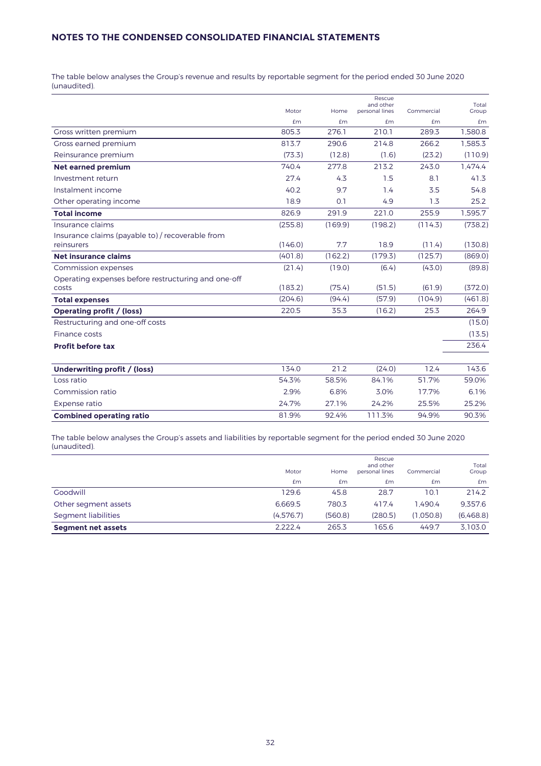## NOTES TO THE CONDENSED CONSOLIDATED FINANCIAL STATEMENTS

The table below analyses the Group's revenue and results by reportable segment for the period ended 30 June 2020 (unaudited).

| | Motor | Home | Rescue and other personal lines | Commercial | Total Group |
|---|---|---|---|---|---|
| | £m | £m | £m | £m | £m |
| Gross written premium | 805.3 | 276.1 | 210.1 | 289.3 | 1,580.8 |
| Gross earned premium | 813.7 | 290.6 | 214.8 | 266.2 | 1,585.3 |
| Reinsurance premium | (73.3) | (12.8) | (1.6) | (23.2) | (110.9) |
| **Net earned premium** | 740.4 | 277.8 | 213.2 | 243.0 | 1,474.4 |
| Investment return | 27.4 | 4.3 | 1.5 | 8.1 | 41.3 |
| Instalment income | 40.2 | 9.7 | 1.4 | 3.5 | 54.8 |
| Other operating income | 18.9 | 0.1 | 4.9 | 1.3 | 25.2 |
| **Total income** | 826.9 | 291.9 | 221.0 | 255.9 | 1,595.7 |
| Insurance claims | (255.8) | (169.9) | (198.2) | (114.3) | (738.2) |
| Insurance claims (payable to) / recoverable from reinsurers | (146.0) | 7.7 | 18.9 | (11.4) | (130.8) |
| **Net insurance claims** | (401.8) | (162.2) | (179.3) | (125.7) | (869.0) |
| Commission expenses | (21.4) | (19.0) | (6.4) | (43.0) | (89.8) |
| Operating expenses before restructuring and one-off costs | (183.2) | (75.4) | (51.5) | (61.9) | (372.0) |
| **Total expenses** | (204.6) | (94.4) | (57.9) | (104.9) | (461.8) |
| **Operating profit / (loss)** | 220.5 | 35.3 | (16.2) | 25.3 | 264.9 |
| Restructuring and one-off costs | | | | | (15.0) |
| Finance costs | | | | | (13.5) |
| **Profit before tax** | | | | | 236.4 |
| | | | | | |
| **Underwriting profit / (loss)** | 134.0 | 21.2 | (24.0) | 12.4 | 143.6 |
| Loss ratio | 54.3% | 58.5% | 84.1% | 51.7% | 59.0% |
| Commission ratio | 2.9% | 6.8% | 3.0% | 17.7% | 6.1% |
| Expense ratio | 24.7% | 27.1% | 24.2% | 25.5% | 25.2% |
| **Combined operating ratio** | 81.9% | 92.4% | 111.3% | 94.9% | 90.3% |

The table below analyses the Group's assets and liabilities by reportable segment for the period ended 30 June 2020 (unaudited).

| | Motor | Home | Rescue and other personal lines | Commercial | Total Group |
|---|---|---|---|---|---|
| | £m | £m | £m | £m | £m |
| Goodwill | 129.6 | 45.8 | 28.7 | 10.1 | 214.2 |
| Other segment assets | 6,669.5 | 780.3 | 417.4 | 1,490.4 | 9,357.6 |
| Segment liabilities | (4,576.7) | (560.8) | (280.5) | (1,050.8) | (6,468.8) |
| **Segment net assets** | 2,222.4 | 265.3 | 165.6 | 449.7 | 3,103.0 |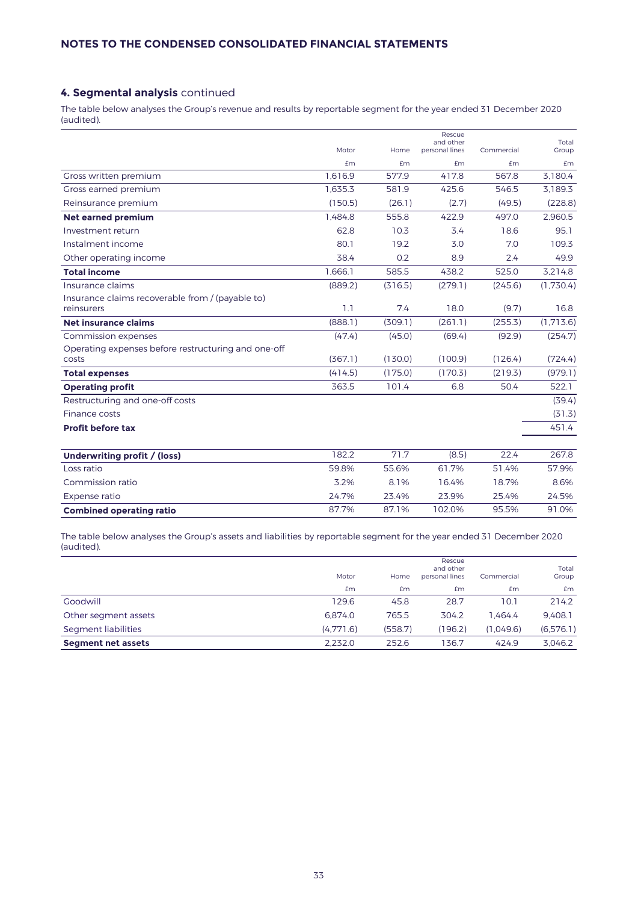## NOTES TO THE CONDENSED CONSOLIDATED FINANCIAL STATEMENTS

### 4. Segmental analysis continued

The table below analyses the Group's revenue and results by reportable segment for the year ended 31 December 2020 (audited).

| | Motor | Home | Rescue and other personal lines | Commercial | Total Group |
|---|---|---|---|---|---|
| | £m | £m | £m | £m | £m |
| Gross written premium | 1,616.9 | 577.9 | 417.8 | 567.8 | 3,180.4 |
| Gross earned premium | 1,635.3 | 581.9 | 425.6 | 546.5 | 3,189.3 |
| Reinsurance premium | (150.5) | (26.1) | (2.7) | (49.5) | (228.8) |
| **Net earned premium** | 1,484.8 | 555.8 | 422.9 | 497.0 | 2,960.5 |
| Investment return | 62.8 | 10.3 | 3.4 | 18.6 | 95.1 |
| Instalment income | 80.1 | 19.2 | 3.0 | 7.0 | 109.3 |
| Other operating income | 38.4 | 0.2 | 8.9 | 2.4 | 49.9 |
| **Total income** | 1,666.1 | 585.5 | 438.2 | 525.0 | 3,214.8 |
| Insurance claims | (889.2) | (316.5) | (279.1) | (245.6) | (1,730.4) |
| Insurance claims recoverable from / (payable to) reinsurers | 1.1 | 7.4 | 18.0 | (9.7) | 16.8 |
| **Net insurance claims** | (888.1) | (309.1) | (261.1) | (255.3) | (1,713.6) |
| Commission expenses | (47.4) | (45.0) | (69.4) | (92.9) | (254.7) |
| Operating expenses before restructuring and one-off costs | (367.1) | (130.0) | (100.9) | (126.4) | (724.4) |
| **Total expenses** | (414.5) | (175.0) | (170.3) | (219.3) | (979.1) |
| **Operating profit** | 363.5 | 101.4 | 6.8 | 50.4 | 522.1 |
| Restructuring and one-off costs | | | | | (39.4) |
| Finance costs | | | | | (31.3) |
| **Profit before tax** | | | | | 451.4 |
| | | | | | |
| **Underwriting profit / (loss)** | 182.2 | 71.7 | (8.5) | 22.4 | 267.8 |
| Loss ratio | 59.8% | 55.6% | 61.7% | 51.4% | 57.9% |
| Commission ratio | 3.2% | 8.1% | 16.4% | 18.7% | 8.6% |
| Expense ratio | 24.7% | 23.4% | 23.9% | 25.4% | 24.5% |
| **Combined operating ratio** | 87.7% | 87.1% | 102.0% | 95.5% | 91.0% |

The table below analyses the Group's assets and liabilities by reportable segment for the year ended 31 December 2020 (audited).

| | Motor | Home | Rescue and other personal lines | Commercial | Total Group |
|---|---|---|---|---|---|
| | £m | £m | £m | £m | £m |
| Goodwill | 129.6 | 45.8 | 28.7 | 10.1 | 214.2 |
| Other segment assets | 6,874.0 | 765.5 | 304.2 | 1,464.4 | 9,408.1 |
| Segment liabilities | (4,771.6) | (558.7) | (196.2) | (1,049.6) | (6,576.1) |
| **Segment net assets** | 2,232.0 | 252.6 | 136.7 | 424.9 | 3,046.2 |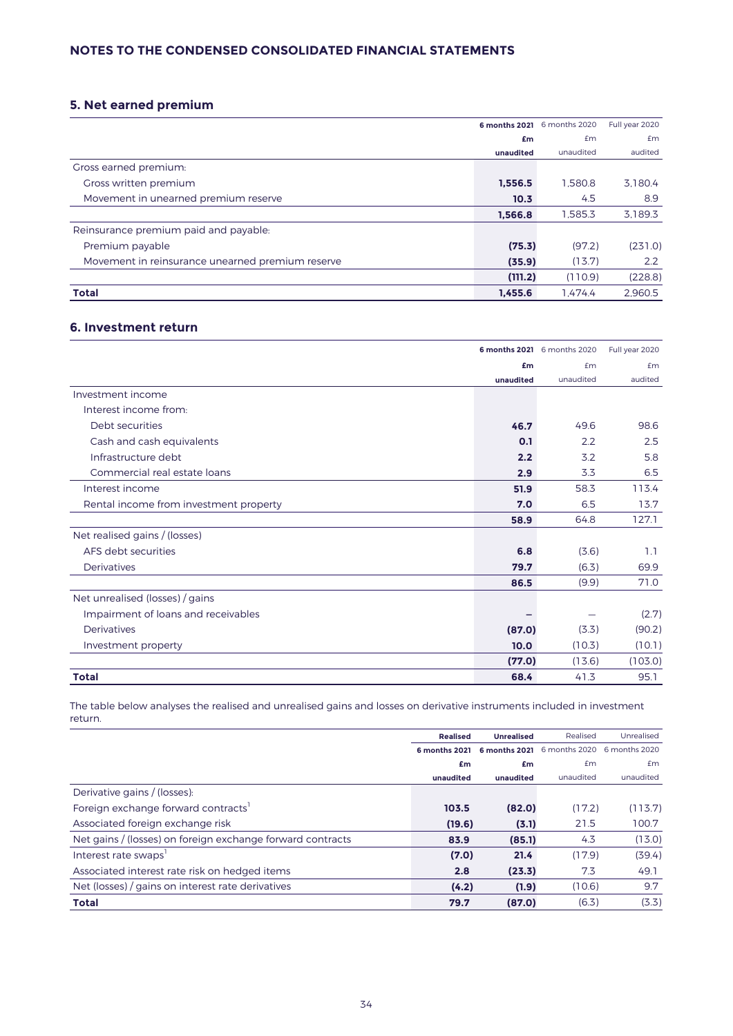## NOTES TO THE CONDENSED CONSOLIDATED FINANCIAL STATEMENTS

### 5. Net earned premium

| | **6 months 2021** | 6 months 2020 | Full year 2020 |
|---|---|---|---|
| | **£m** | £m | £m |
| | **unaudited** | unaudited | audited |
| Gross earned premium: | | | |
| Gross written premium | **1,556.5** | 1,580.8 | 3,180.4 |
| Movement in unearned premium reserve | **10.3** | 4.5 | 8.9 |
| | **1,566.8** | 1,585.3 | 3,189.3 |
| Reinsurance premium paid and payable: | | | |
| Premium payable | **(75.3)** | (97.2) | (231.0) |
| Movement in reinsurance unearned premium reserve | **(35.9)** | (13.7) | 2.2 |
| | **(111.2)** | (110.9) | (228.8) |
| **Total** | **1,455.6** | 1,474.4 | 2,960.5 |

### 6. Investment return

| | **6 months 2021** | 6 months 2020 | Full year 2020 |
|---|---|---|---|
| | **£m** | £m | £m |
| | **unaudited** | unaudited | audited |
| Investment income | | | |
| Interest income from: | | | |
| Debt securities | **46.7** | 49.6 | 98.6 |
| Cash and cash equivalents | **0.1** | 2.2 | 2.5 |
| Infrastructure debt | **2.2** | 3.2 | 5.8 |
| Commercial real estate loans | **2.9** | 3.3 | 6.5 |
| Interest income | **51.9** | 58.3 | 113.4 |
| Rental income from investment property | **7.0** | 6.5 | 13.7 |
| | **58.9** | 64.8 | 127.1 |
| Net realised gains / (losses) | | | |
| AFS debt securities | **6.8** | (3.6) | 1.1 |
| Derivatives | **79.7** | (6.3) | 69.9 |
| | **86.5** | (9.9) | 71.0 |
| Net unrealised (losses) / gains | | | |
| Impairment of loans and receivables | **–** | – | (2.7) |
| Derivatives | **(87.0)** | (3.3) | (90.2) |
| Investment property | **10.0** | (10.3) | (10.1) |
| | **(77.0)** | (13.6) | (103.0) |
| **Total** | **68.4** | 41.3 | 95.1 |

The table below analyses the realised and unrealised gains and losses on derivative instruments included in investment return.

| | **Realised** | **Unrealised** | Realised | Unrealised |
|---|---|---|---|---|
| | **6 months 2021** | **6 months 2021** | 6 months 2020 | 6 months 2020 |
| | **£m** | **£m** | £m | £m |
| | **unaudited** | **unaudited** | unaudited | unaudited |
| Derivative gains / (losses): | | | | |
| Foreign exchange forward contracts[1] | **103.5** | **(82.0)** | (17.2) | (113.7) |
| Associated foreign exchange risk | **(19.6)** | **(3.1)** | 21.5 | 100.7 |
| Net gains / (losses) on foreign exchange forward contracts | **83.9** | **(85.1)** | 4.3 | (13.0) |
| Interest rate swaps[1] | **(7.0)** | **21.4** | (17.9) | (39.4) |
| Associated interest rate risk on hedged items | **2.8** | **(23.3)** | 7.3 | 49.1 |
| Net (losses) / gains on interest rate derivatives | **(4.2)** | **(1.9)** | (10.6) | 9.7 |
| **Total** | **79.7** | **(87.0)** | (6.3) | (3.3) |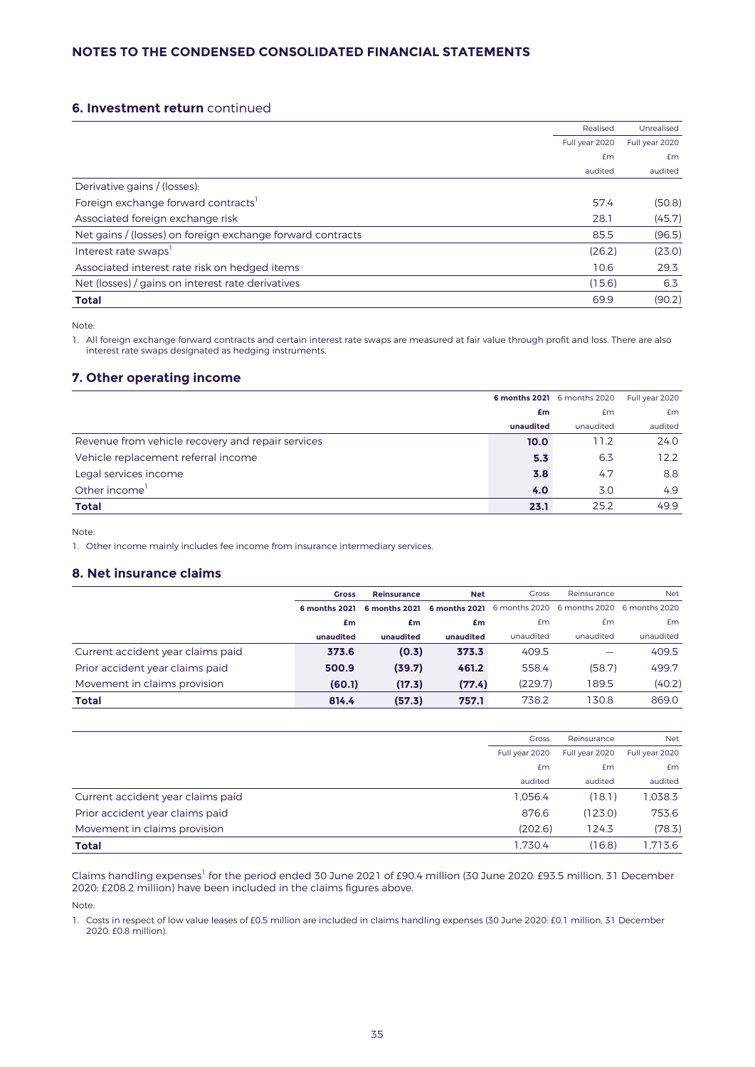## NOTES TO THE CONDENSED CONSOLIDATED FINANCIAL STATEMENTS

### 6. Investment return continued

| | Realised | Unrealised |
|---|---|---|
| | Full year 2020 | Full year 2020 |
| | £m | £m |
| | audited | audited |
| Derivative gains / (losses): | | |
| Foreign exchange forward contracts[1] | 57.4 | (50.8) |
| Associated foreign exchange risk | 28.1 | (45.7) |
| Net gains / (losses) on foreign exchange forward contracts | 85.5 | (96.5) |
| Interest rate swaps[1] | (26.2) | (23.0) |
| Associated interest rate risk on hedged items | 10.6 | 29.3 |
| Net (losses) / gains on interest rate derivatives | (15.6) | 6.3 |
| **Total** | 69.9 | (90.2) |

Note:

1. All foreign exchange forward contracts and certain interest rate swaps are measured at fair value through profit and loss. There are also interest rate swaps designated as hedging instruments.

### 7. Other operating income

| | **6 months 2021** | 6 months 2020 | Full year 2020 |
|---|---|---|---|
| | **£m** | £m | £m |
| | **unaudited** | unaudited | audited |
| Revenue from vehicle recovery and repair services | **10.0** | 11.2 | 24.0 |
| Vehicle replacement referral income | **5.3** | 6.3 | 12.2 |
| Legal services income | **3.8** | 4.7 | 8.8 |
| Other income[1] | **4.0** | 3.0 | 4.9 |
| **Total** | **23.1** | 25.2 | 49.9 |

Note:

1. Other income mainly includes fee income from insurance intermediary services.

### 8. Net insurance claims

| | **Gross** | **Reinsurance** | **Net** | Gross | Reinsurance | Net |
|---|---|---|---|---|---|---|
| | **6 months 2021** | **6 months 2021** | **6 months 2021** | 6 months 2020 | 6 months 2020 | 6 months 2020 |
| | **£m** | **£m** | **£m** | £m | £m | £m |
| | **unaudited** | **unaudited** | **unaudited** | unaudited | unaudited | unaudited |
| Current accident year claims paid | **373.6** | **(0.3)** | **373.3** | 409.5 | — | 409.5 |
| Prior accident year claims paid | **500.9** | **(39.7)** | **461.2** | 558.4 | (58.7) | 499.7 |
| Movement in claims provision | **(60.1)** | **(17.3)** | **(77.4)** | (229.7) | 189.5 | (40.2) |
| **Total** | **814.4** | **(57.3)** | **757.1** | 738.2 | 130.8 | 869.0 |

| | Gross | Reinsurance | Net |
|---|---|---|---|
| | Full year 2020 | Full year 2020 | Full year 2020 |
| | £m | £m | £m |
| | audited | audited | audited |
| Current accident year claims paid | 1,056.4 | (18.1) | 1,038.3 |
| Prior accident year claims paid | 876.6 | (123.0) | 753.6 |
| Movement in claims provision | (202.6) | 124.3 | (78.3) |
| **Total** | 1,730.4 | (16.8) | 1,713.6 |

Claims handling expenses[1] for the period ended 30 June 2021 of £90.4 million (30 June 2020: £93.5 million, 31 December 2020: £208.2 million) have been included in the claims figures above.

Note:

1. Costs in respect of low value leases of £0.5 million are included in claims handling expenses (30 June 2020: £0.1 million, 31 December 2020: £0.8 million).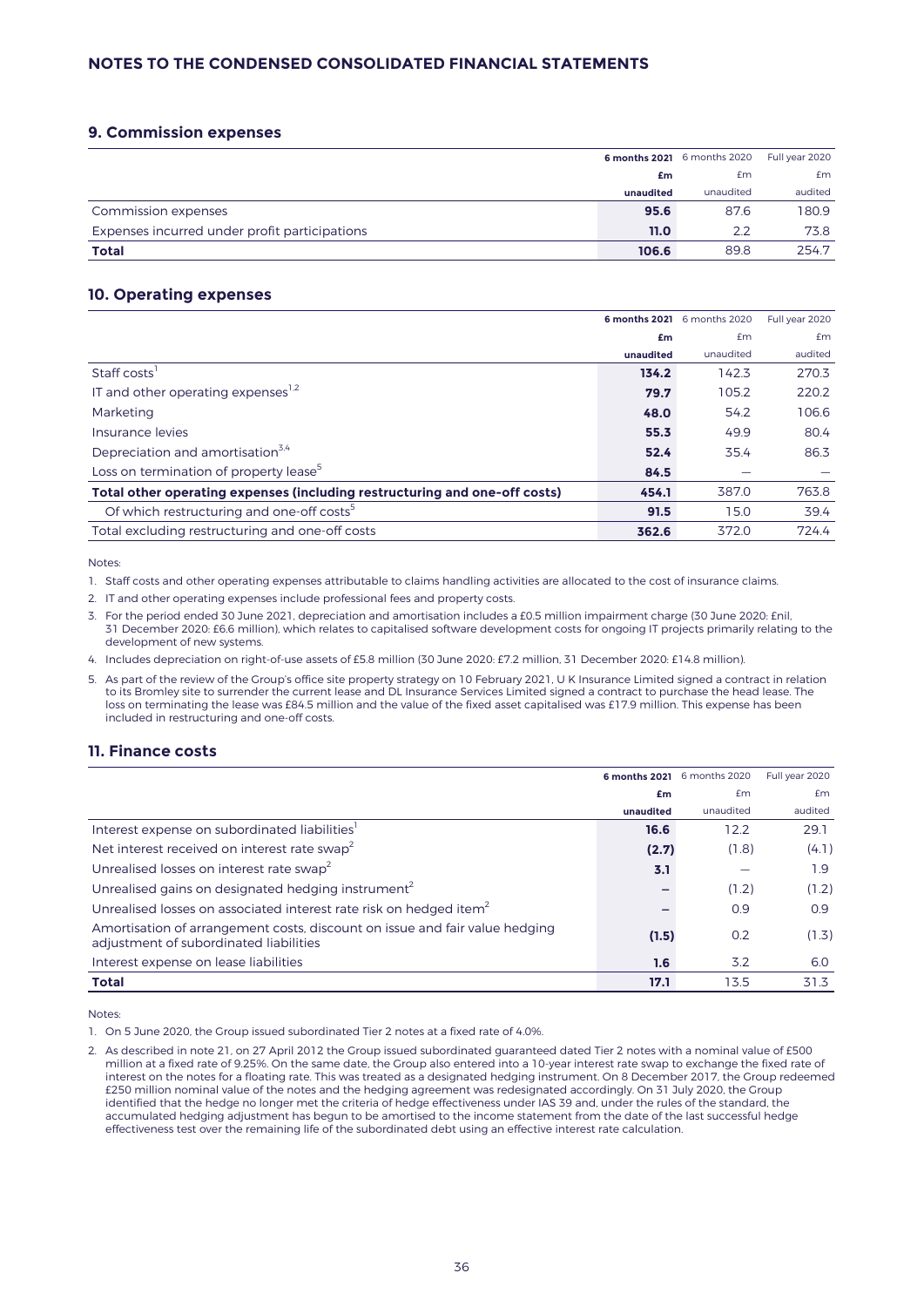# NOTES TO THE CONDENSED CONSOLIDATED FINANCIAL STATEMENTS

## 9. Commission expenses

| | 6 months 2021 | 6 months 2020 | Full year 2020 |
|---|---|---|---|
| | £m | £m | £m |
| | unaudited | unaudited | audited |
| Commission expenses | **95.6** | 87.6 | 180.9 |
| Expenses incurred under profit participations | **11.0** | 2.2 | 73.8 |
| **Total** | **106.6** | 89.8 | 254.7 |

## 10. Operating expenses

| | 6 months 2021 | 6 months 2020 | Full year 2020 |
|---|---|---|---|
| | £m | £m | £m |
| | unaudited | unaudited | audited |
| Staff costs[1] | **134.2** | 142.3 | 270.3 |
| IT and other operating expenses[1,2] | **79.7** | 105.2 | 220.2 |
| Marketing | **48.0** | 54.2 | 106.6 |
| Insurance levies | **55.3** | 49.9 | 80.4 |
| Depreciation and amortisation[3,4] | **52.4** | 35.4 | 86.3 |
| Loss on termination of property lease[5] | **84.5** | — | — |
| **Total other operating expenses (including restructuring and one-off costs)** | **454.1** | 387.0 | 763.8 |
| Of which restructuring and one-off costs[5] | **91.5** | 15.0 | 39.4 |
| Total excluding restructuring and one-off costs | **362.6** | 372.0 | 724.4 |

Notes:

1. Staff costs and other operating expenses attributable to claims handling activities are allocated to the cost of insurance claims.
2. IT and other operating expenses include professional fees and property costs.
3. For the period ended 30 June 2021, depreciation and amortisation includes a £0.5 million impairment charge (30 June 2020: £nil, 31 December 2020: £6.6 million), which relates to capitalised software development costs for ongoing IT projects primarily relating to the development of new systems.
4. Includes depreciation on right-of-use assets of £5.8 million (30 June 2020: £7.2 million, 31 December 2020: £14.8 million).
5. As part of the review of the Group's office site property strategy on 10 February 2021, U K Insurance Limited signed a contract in relation to its Bromley site to surrender the current lease and DL Insurance Services Limited signed a contract to purchase the head lease. The loss on terminating the lease was £84.5 million and the value of the fixed asset capitalised was £17.9 million. This expense has been included in restructuring and one-off costs.

## 11. Finance costs

| | 6 months 2021 | 6 months 2020 | Full year 2020 |
|---|---|---|---|
| | £m | £m | £m |
| | unaudited | unaudited | audited |
| Interest expense on subordinated liabilities[1] | **16.6** | 12.2 | 29.1 |
| Net interest received on interest rate swap[2] | **(2.7)** | (1.8) | (4.1) |
| Unrealised losses on interest rate swap[2] | **3.1** | — | 1.9 |
| Unrealised gains on designated hedging instrument[2] | **–** | (1.2) | (1.2) |
| Unrealised losses on associated interest rate risk on hedged item[2] | **–** | 0.9 | 0.9 |
| Amortisation of arrangement costs, discount on issue and fair value hedging adjustment of subordinated liabilities | **(1.5)** | 0.2 | (1.3) |
| Interest expense on lease liabilities | **1.6** | 3.2 | 6.0 |
| **Total** | **17.1** | 13.5 | 31.3 |

Notes:

1. On 5 June 2020, the Group issued subordinated Tier 2 notes at a fixed rate of 4.0%.
2. As described in note 21, on 27 April 2012 the Group issued subordinated guaranteed dated Tier 2 notes with a nominal value of £500 million at a fixed rate of 9.25%. On the same date, the Group also entered into a 10-year interest rate swap to exchange the fixed rate of interest on the notes for a floating rate. This was treated as a designated hedging instrument. On 8 December 2017, the Group redeemed £250 million nominal value of the notes and the hedging agreement was redesignated accordingly. On 31 July 2020, the Group identified that the hedge no longer met the criteria of hedge effectiveness under IAS 39 and, under the rules of the standard, the accumulated hedging adjustment has begun to be amortised to the income statement from the date of the last successful hedge effectiveness test over the remaining life of the subordinated debt using an effective interest rate calculation.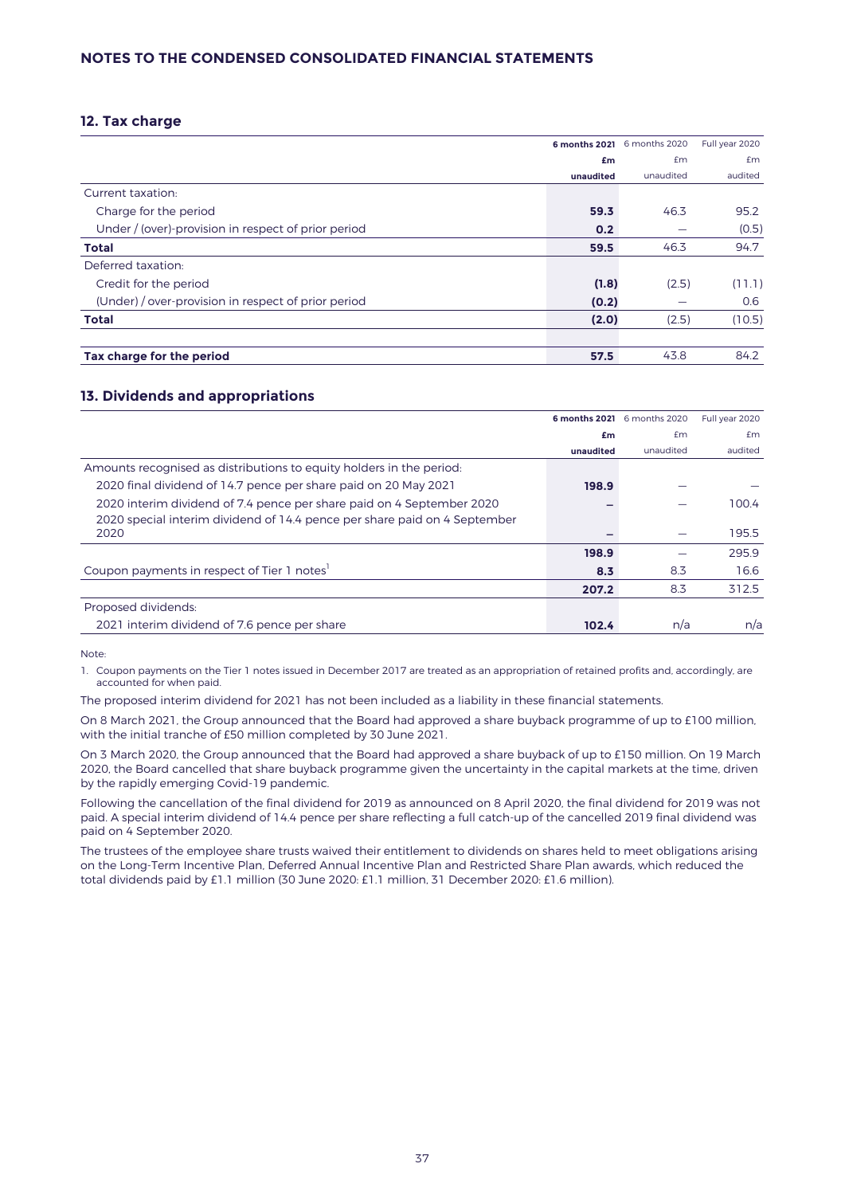## NOTES TO THE CONDENSED CONSOLIDATED FINANCIAL STATEMENTS

### 12. Tax charge

| | **6 months 2021** | 6 months 2020 | Full year 2020 |
|---|---|---|---|
| | **£m** | £m | £m |
| | **unaudited** | unaudited | audited |
| Current taxation: | | | |
| Charge for the period | **59.3** | 46.3 | 95.2 |
| Under / (over)-provision in respect of prior period | **0.2** | — | (0.5) |
| **Total** | **59.5** | 46.3 | 94.7 |
| Deferred taxation: | | | |
| Credit for the period | **(1.8)** | (2.5) | (11.1) |
| (Under) / over-provision in respect of prior period | **(0.2)** | — | 0.6 |
| **Total** | **(2.0)** | (2.5) | (10.5) |
| | | | |
| **Tax charge for the period** | **57.5** | 43.8 | 84.2 |

### 13. Dividends and appropriations

| | **6 months 2021** | 6 months 2020 | Full year 2020 |
|---|---|---|---|
| | **£m** | £m | £m |
| | **unaudited** | unaudited | audited |
| Amounts recognised as distributions to equity holders in the period: | | | |
| 2020 final dividend of 14.7 pence per share paid on 20 May 2021 | **198.9** | — | — |
| 2020 interim dividend of 7.4 pence per share paid on 4 September 2020 | **–** | — | 100.4 |
| 2020 special interim dividend of 14.4 pence per share paid on 4 September 2020 | **–** | — | 195.5 |
| | **198.9** | — | 295.9 |
| Coupon payments in respect of Tier 1 notes[1] | **8.3** | 8.3 | 16.6 |
| | **207.2** | 8.3 | 312.5 |
| Proposed dividends: | | | |
| 2021 interim dividend of 7.6 pence per share | **102.4** | n/a | n/a |

Note:

1. Coupon payments on the Tier 1 notes issued in December 2017 are treated as an appropriation of retained profits and, accordingly, are accounted for when paid.

The proposed interim dividend for 2021 has not been included as a liability in these financial statements.

On 8 March 2021, the Group announced that the Board had approved a share buyback programme of up to £100 million, with the initial tranche of £50 million completed by 30 June 2021.

On 3 March 2020, the Group announced that the Board had approved a share buyback of up to £150 million. On 19 March 2020, the Board cancelled that share buyback programme given the uncertainty in the capital markets at the time, driven by the rapidly emerging Covid-19 pandemic.

Following the cancellation of the final dividend for 2019 as announced on 8 April 2020, the final dividend for 2019 was not paid. A special interim dividend of 14.4 pence per share reflecting a full catch-up of the cancelled 2019 final dividend was paid on 4 September 2020.

The trustees of the employee share trusts waived their entitlement to dividends on shares held to meet obligations arising on the Long-Term Incentive Plan, Deferred Annual Incentive Plan and Restricted Share Plan awards, which reduced the total dividends paid by £1.1 million (30 June 2020: £1.1 million, 31 December 2020: £1.6 million).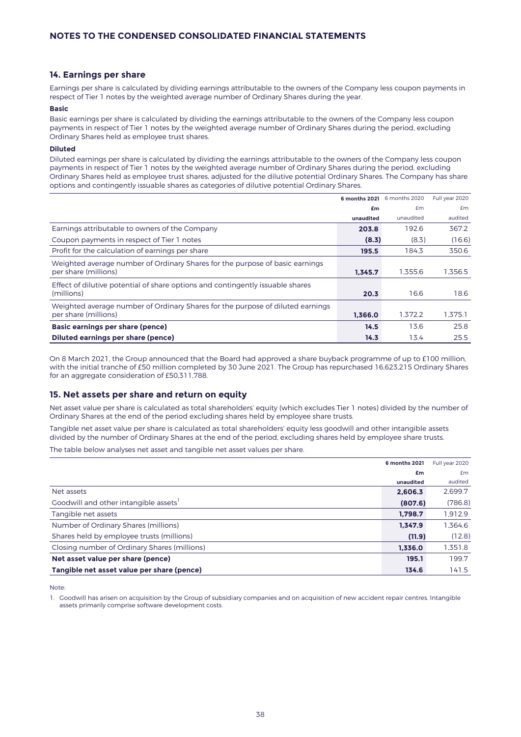## NOTES TO THE CONDENSED CONSOLIDATED FINANCIAL STATEMENTS

### 14. Earnings per share

Earnings per share is calculated by dividing earnings attributable to the owners of the Company less coupon payments in respect of Tier 1 notes by the weighted average number of Ordinary Shares during the year.

**Basic**

Basic earnings per share is calculated by dividing the earnings attributable to the owners of the Company less coupon payments in respect of Tier 1 notes by the weighted average number of Ordinary Shares during the period, excluding Ordinary Shares held as employee trust shares.

**Diluted**

Diluted earnings per share is calculated by dividing the earnings attributable to the owners of the Company less coupon payments in respect of Tier 1 notes by the weighted average number of Ordinary Shares during the period, excluding Ordinary Shares held as employee trust shares, adjusted for the dilutive potential Ordinary Shares. The Company has share options and contingently issuable shares as categories of dilutive potential Ordinary Shares.

| | 6 months 2021 | 6 months 2020 | Full year 2020 |
|---|---|---|---|
| | £m | £m | £m |
| | unaudited | unaudited | audited |
| Earnings attributable to owners of the Company | 203.8 | 192.6 | 367.2 |
| Coupon payments in respect of Tier 1 notes | (8.3) | (8.3) | (16.6) |
| Profit for the calculation of earnings per share | 195.5 | 184.3 | 350.6 |
| Weighted average number of Ordinary Shares for the purpose of basic earnings per share (millions) | 1,345.7 | 1,355.6 | 1,356.5 |
| Effect of dilutive potential of share options and contingently issuable shares (millions) | 20.3 | 16.6 | 18.6 |
| Weighted average number of Ordinary Shares for the purpose of diluted earnings per share (millions) | 1,366.0 | 1,372.2 | 1,375.1 |
| **Basic earnings per share (pence)** | **14.5** | 13.6 | 25.8 |
| **Diluted earnings per share (pence)** | **14.3** | 13.4 | 25.5 |

On 8 March 2021, the Group announced that the Board had approved a share buyback programme of up to £100 million, with the initial tranche of £50 million completed by 30 June 2021. The Group has repurchased 16,623,215 Ordinary Shares for an aggregate consideration of £50,311,788.

### 15. Net assets per share and return on equity

Net asset value per share is calculated as total shareholders' equity (which excludes Tier 1 notes) divided by the number of Ordinary Shares at the end of the period excluding shares held by employee share trusts.

Tangible net asset value per share is calculated as total shareholders' equity less goodwill and other intangible assets divided by the number of Ordinary Shares at the end of the period, excluding shares held by employee share trusts.

The table below analyses net asset and tangible net asset values per share.

| | 6 months 2021 | Full year 2020 |
|---|---|---|
| | £m | £m |
| | unaudited | audited |
| Net assets | 2,606.3 | 2,699.7 |
| Goodwill and other intangible assets[1] | (807.6) | (786.8) |
| Tangible net assets | 1,798.7 | 1,912.9 |
| Number of Ordinary Shares (millions) | 1,347.9 | 1,364.6 |
| Shares held by employee trusts (millions) | (11.9) | (12.8) |
| Closing number of Ordinary Shares (millions) | 1,336.0 | 1,351.8 |
| **Net asset value per share (pence)** | **195.1** | 199.7 |
| **Tangible net asset value per share (pence)** | **134.6** | 141.5 |

Note:

1. Goodwill has arisen on acquisition by the Group of subsidiary companies and on acquisition of new accident repair centres. Intangible assets primarily comprise software development costs.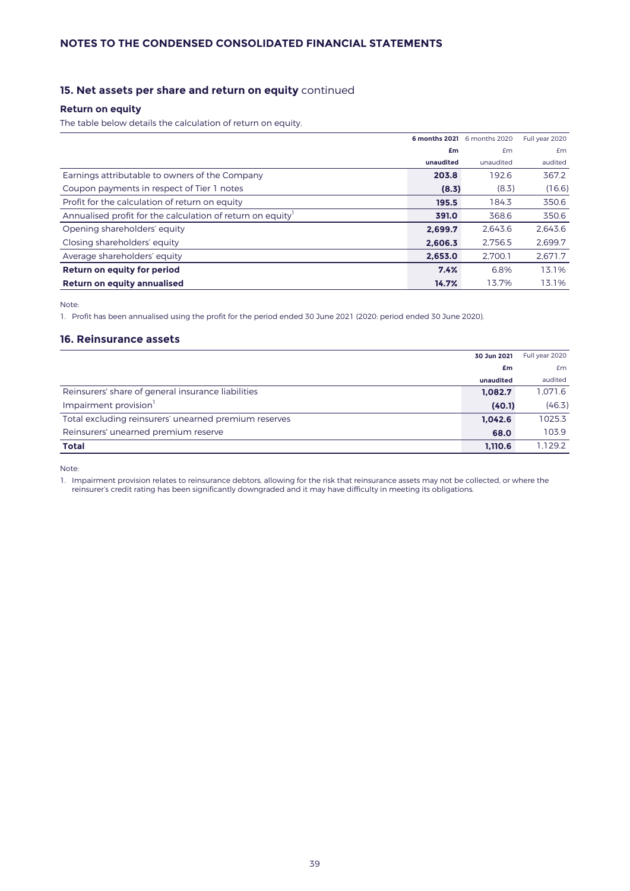## 15. Net assets per share and return on equity continued

### Return on equity

The table below details the calculation of return on equity.

| | 6 months 2021 | 6 months 2020 | Full year 2020 |
|---|---|---|---|
| | £m | £m | £m |
| | unaudited | unaudited | audited |
| Earnings attributable to owners of the Company | 203.8 | 192.6 | 367.2 |
| Coupon payments in respect of Tier 1 notes | (8.3) | (8.3) | (16.6) |
| Profit for the calculation of return on equity | 195.5 | 184.3 | 350.6 |
| Annualised profit for the calculation of return on equity[1] | 391.0 | 368.6 | 350.6 |
| Opening shareholders' equity | 2,699.7 | 2,643.6 | 2,643.6 |
| Closing shareholders' equity | 2,606.3 | 2,756.5 | 2,699.7 |
| Average shareholders' equity | 2,653.0 | 2,700.1 | 2,671.7 |
| **Return on equity for period** | 7.4% | 6.8% | 13.1% |
| **Return on equity annualised** | 14.7% | 13.7% | 13.1% |

Note:

1. Profit has been annualised using the profit for the period ended 30 June 2021 (2020: period ended 30 June 2020).

## 16. Reinsurance assets

| | 30 Jun 2021 | Full year 2020 |
|---|---|---|
| | £m | £m |
| | unaudited | audited |
| Reinsurers' share of general insurance liabilities | 1,082.7 | 1,071.6 |
| Impairment provision[1] | (40.1) | (46.3) |
| Total excluding reinsurers' unearned premium reserves | 1,042.6 | 1025.3 |
| Reinsurers' unearned premium reserve | 68.0 | 103.9 |
| **Total** | 1,110.6 | 1,129.2 |

Note:

1. Impairment provision relates to reinsurance debtors, allowing for the risk that reinsurance assets may not be collected, or where the reinsurer's credit rating has been significantly downgraded and it may have difficulty in meeting its obligations.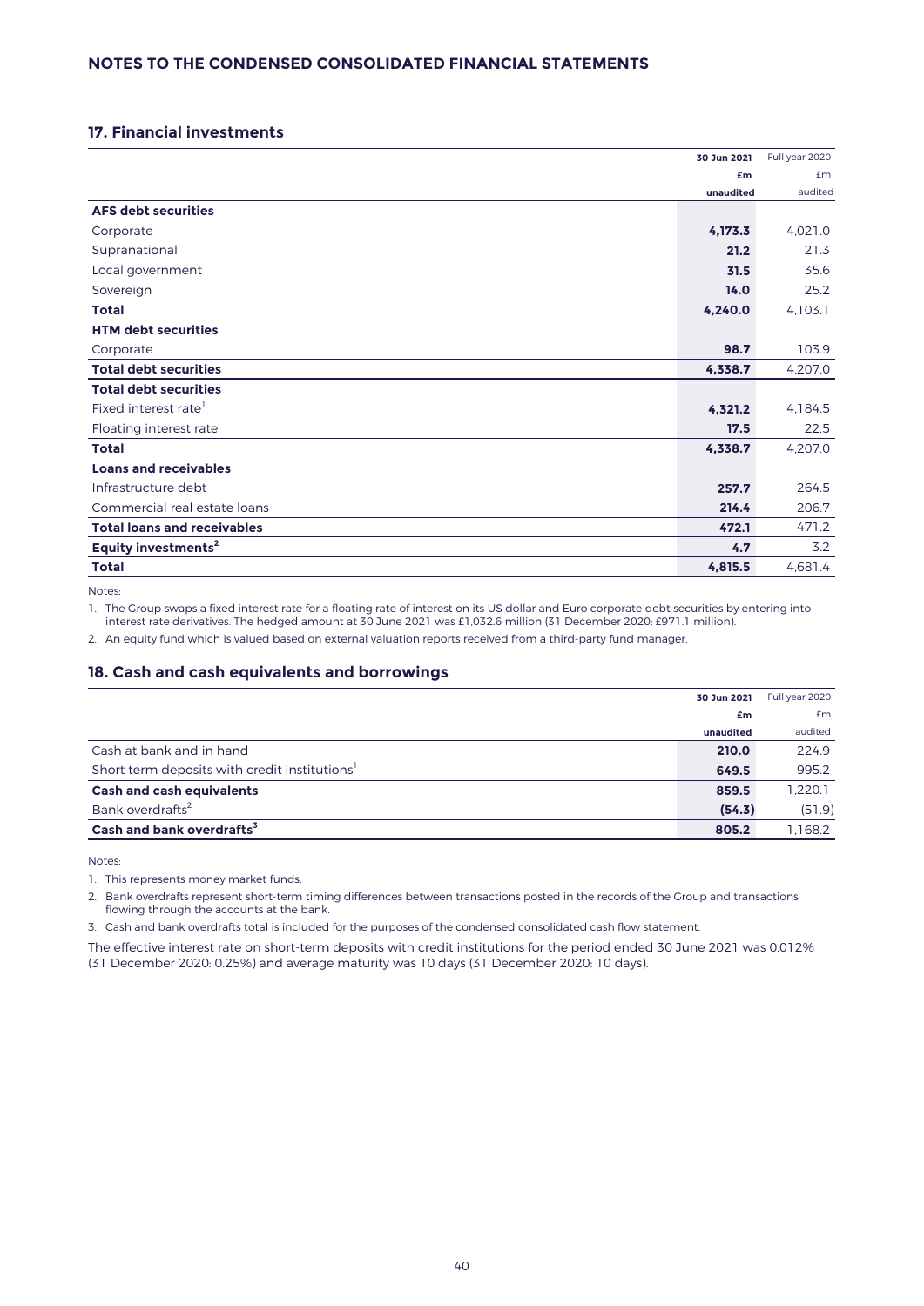## 17. Financial investments

| | 30 Jun 2021 | Full year 2020 |
|---|---|---|
| | **£m** | £m |
| | **unaudited** | audited |
| **AFS debt securities** | | |
| Corporate | **4,173.3** | 4,021.0 |
| Supranational | **21.2** | 21.3 |
| Local government | **31.5** | 35.6 |
| Sovereign | **14.0** | 25.2 |
| **Total** | **4,240.0** | 4,103.1 |
| **HTM debt securities** | | |
| Corporate | **98.7** | 103.9 |
| **Total debt securities** | **4,338.7** | 4,207.0 |
| **Total debt securities** | | |
| Fixed interest rate[1] | **4,321.2** | 4,184.5 |
| Floating interest rate | **17.5** | 22.5 |
| **Total** | **4,338.7** | 4,207.0 |
| **Loans and receivables** | | |
| Infrastructure debt | **257.7** | 264.5 |
| Commercial real estate loans | **214.4** | 206.7 |
| **Total loans and receivables** | **472.1** | 471.2 |
| **Equity investments[2]** | **4.7** | 3.2 |
| **Total** | **4,815.5** | 4,681.4 |

Notes:

1. The Group swaps a fixed interest rate for a floating rate of interest on its US dollar and Euro corporate debt securities by entering into interest rate derivatives. The hedged amount at 30 June 2021 was £1,032.6 million (31 December 2020: £971.1 million).
2. An equity fund which is valued based on external valuation reports received from a third-party fund manager.

## 18. Cash and cash equivalents and borrowings

| | 30 Jun 2021 | Full year 2020 |
|---|---|---|
| | **£m** | £m |
| | **unaudited** | audited |
| Cash at bank and in hand | **210.0** | 224.9 |
| Short term deposits with credit institutions[1] | **649.5** | 995.2 |
| **Cash and cash equivalents** | **859.5** | 1,220.1 |
| Bank overdrafts[2] | **(54.3)** | (51.9) |
| **Cash and bank overdrafts[3]** | **805.2** | 1,168.2 |

Notes:

1. This represents money market funds.
2. Bank overdrafts represent short-term timing differences between transactions posted in the records of the Group and transactions flowing through the accounts at the bank.
3. Cash and bank overdrafts total is included for the purposes of the condensed consolidated cash flow statement.

The effective interest rate on short-term deposits with credit institutions for the period ended 30 June 2021 was 0.012% (31 December 2020: 0.25%) and average maturity was 10 days (31 December 2020: 10 days).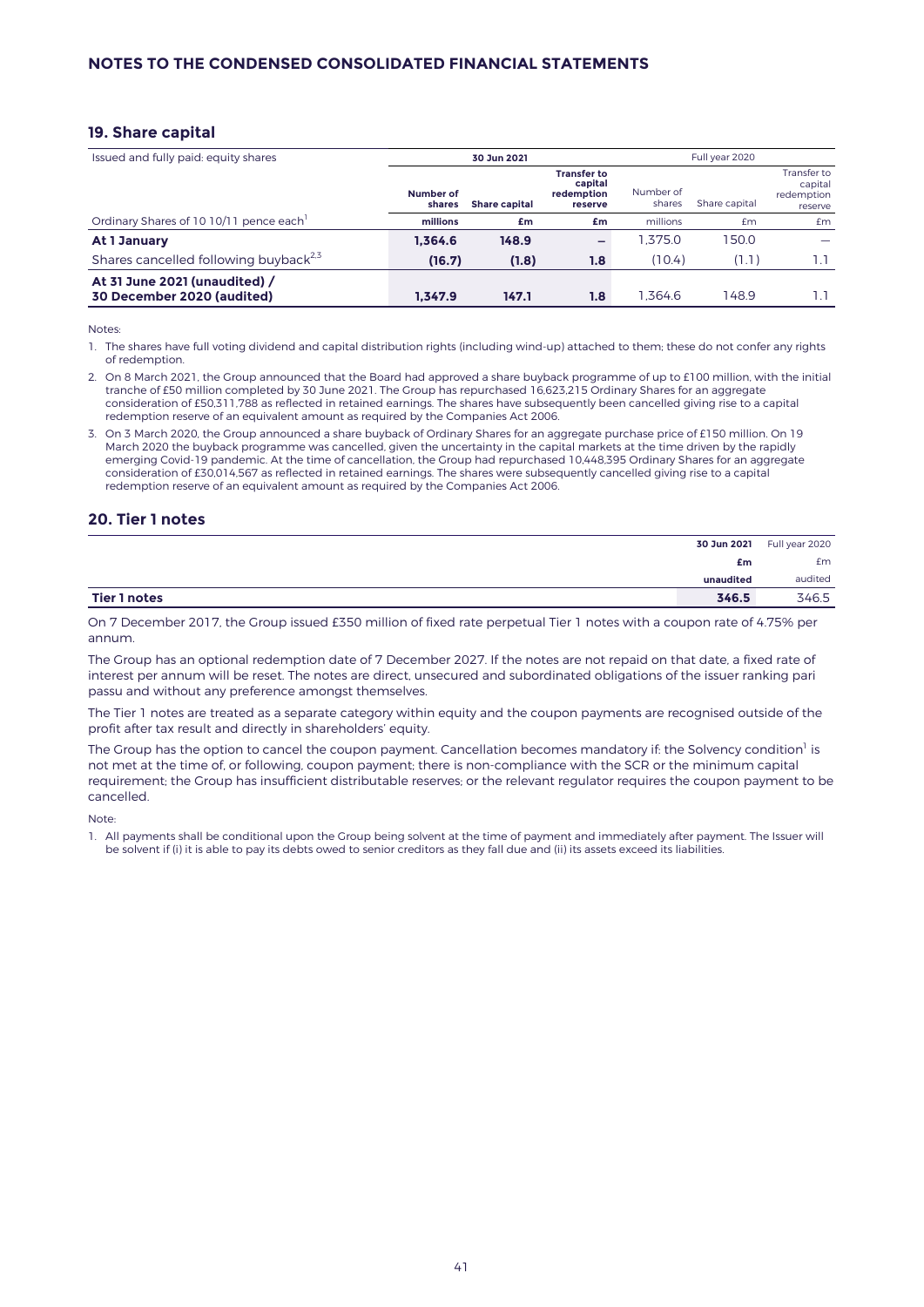## NOTES TO THE CONDENSED CONSOLIDATED FINANCIAL STATEMENTS

### 19. Share capital

| Issued and fully paid: equity shares | 30 Jun 2021 | | | Full year 2020 | | |
|---|---|---|---|---|---|---|
| | **Number of shares** | **Share capital** | **Transfer to capital redemption reserve** | Number of shares | Share capital | Transfer to capital redemption reserve |
| Ordinary Shares of 10 10/11 pence each[1] | **millions** | **£m** | **£m** | millions | £m | £m |
| **At 1 January** | **1,364.6** | **148.9** | **–** | 1,375.0 | 150.0 | – |
| Shares cancelled following buyback[2,3] | **(16.7)** | **(1.8)** | **1.8** | (10.4) | (1.1) | 1.1 |
| **At 31 June 2021 (unaudited) / 30 December 2020 (audited)** | **1,347.9** | **147.1** | **1.8** | 1,364.6 | 148.9 | 1.1 |

Notes:

1. The shares have full voting dividend and capital distribution rights (including wind-up) attached to them; these do not confer any rights of redemption.
2. On 8 March 2021, the Group announced that the Board had approved a share buyback programme of up to £100 million, with the initial tranche of £50 million completed by 30 June 2021. The Group has repurchased 16,623,215 Ordinary Shares for an aggregate consideration of £50,311,788 as reflected in retained earnings. The shares have subsequently been cancelled giving rise to a capital redemption reserve of an equivalent amount as required by the Companies Act 2006.
3. On 3 March 2020, the Group announced a share buyback of Ordinary Shares for an aggregate purchase price of £150 million. On 19 March 2020 the buyback programme was cancelled, given the uncertainty in the capital markets at the time driven by the rapidly emerging Covid-19 pandemic. At the time of cancellation, the Group had repurchased 10,448,395 Ordinary Shares for an aggregate consideration of £30,014,567 as reflected in retained earnings. The shares were subsequently cancelled giving rise to a capital redemption reserve of an equivalent amount as required by the Companies Act 2006.

### 20. Tier 1 notes

| | **30 Jun 2021** | Full year 2020 |
|---|---|---|
| | **£m** | £m |
| | **unaudited** | audited |
| **Tier 1 notes** | **346.5** | 346.5 |

On 7 December 2017, the Group issued £350 million of fixed rate perpetual Tier 1 notes with a coupon rate of 4.75% per annum.

The Group has an optional redemption date of 7 December 2027. If the notes are not repaid on that date, a fixed rate of interest per annum will be reset. The notes are direct, unsecured and subordinated obligations of the issuer ranking pari passu and without any preference amongst themselves.

The Tier 1 notes are treated as a separate category within equity and the coupon payments are recognised outside of the profit after tax result and directly in shareholders' equity.

The Group has the option to cancel the coupon payment. Cancellation becomes mandatory if: the Solvency condition[1] is not met at the time of, or following, coupon payment; there is non-compliance with the SCR or the minimum capital requirement; the Group has insufficient distributable reserves; or the relevant regulator requires the coupon payment to be cancelled.

Note:

1. All payments shall be conditional upon the Group being solvent at the time of payment and immediately after payment. The Issuer will be solvent if (i) it is able to pay its debts owed to senior creditors as they fall due and (ii) its assets exceed its liabilities.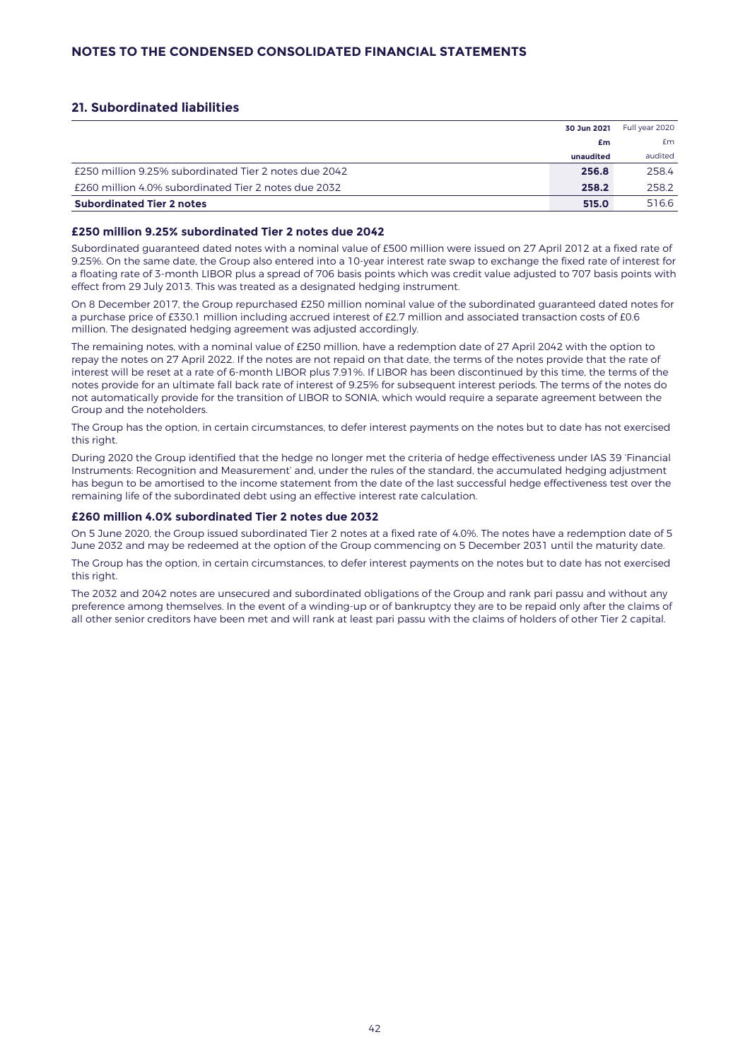# NOTES TO THE CONDENSED CONSOLIDATED FINANCIAL STATEMENTS

## 21. Subordinated liabilities

| | 30 Jun 2021 | Full year 2020 |
|---|---|---|
| | £m | £m |
| | unaudited | audited |
| £250 million 9.25% subordinated Tier 2 notes due 2042 | **256.8** | 258.4 |
| £260 million 4.0% subordinated Tier 2 notes due 2032 | **258.2** | 258.2 |
| **Subordinated Tier 2 notes** | **515.0** | 516.6 |

### £250 million 9.25% subordinated Tier 2 notes due 2042

Subordinated guaranteed dated notes with a nominal value of £500 million were issued on 27 April 2012 at a fixed rate of 9.25%. On the same date, the Group also entered into a 10-year interest rate swap to exchange the fixed rate of interest for a floating rate of 3-month LIBOR plus a spread of 706 basis points which was credit value adjusted to 707 basis points with effect from 29 July 2013. This was treated as a designated hedging instrument.

On 8 December 2017, the Group repurchased £250 million nominal value of the subordinated guaranteed dated notes for a purchase price of £330.1 million including accrued interest of £2.7 million and associated transaction costs of £0.6 million. The designated hedging agreement was adjusted accordingly.

The remaining notes, with a nominal value of £250 million, have a redemption date of 27 April 2042 with the option to repay the notes on 27 April 2022. If the notes are not repaid on that date, the terms of the notes provide that the rate of interest will be reset at a rate of 6-month LIBOR plus 7.91%. If LIBOR has been discontinued by this time, the terms of the notes provide for an ultimate fall back rate of interest of 9.25% for subsequent interest periods. The terms of the notes do not automatically provide for the transition of LIBOR to SONIA, which would require a separate agreement between the Group and the noteholders.

The Group has the option, in certain circumstances, to defer interest payments on the notes but to date has not exercised this right.

During 2020 the Group identified that the hedge no longer met the criteria of hedge effectiveness under IAS 39 'Financial Instruments: Recognition and Measurement' and, under the rules of the standard, the accumulated hedging adjustment has begun to be amortised to the income statement from the date of the last successful hedge effectiveness test over the remaining life of the subordinated debt using an effective interest rate calculation.

### £260 million 4.0% subordinated Tier 2 notes due 2032

On 5 June 2020, the Group issued subordinated Tier 2 notes at a fixed rate of 4.0%. The notes have a redemption date of 5 June 2032 and may be redeemed at the option of the Group commencing on 5 December 2031 until the maturity date.

The Group has the option, in certain circumstances, to defer interest payments on the notes but to date has not exercised this right.

The 2032 and 2042 notes are unsecured and subordinated obligations of the Group and rank pari passu and without any preference among themselves. In the event of a winding-up or of bankruptcy they are to be repaid only after the claims of all other senior creditors have been met and will rank at least pari passu with the claims of holders of other Tier 2 capital.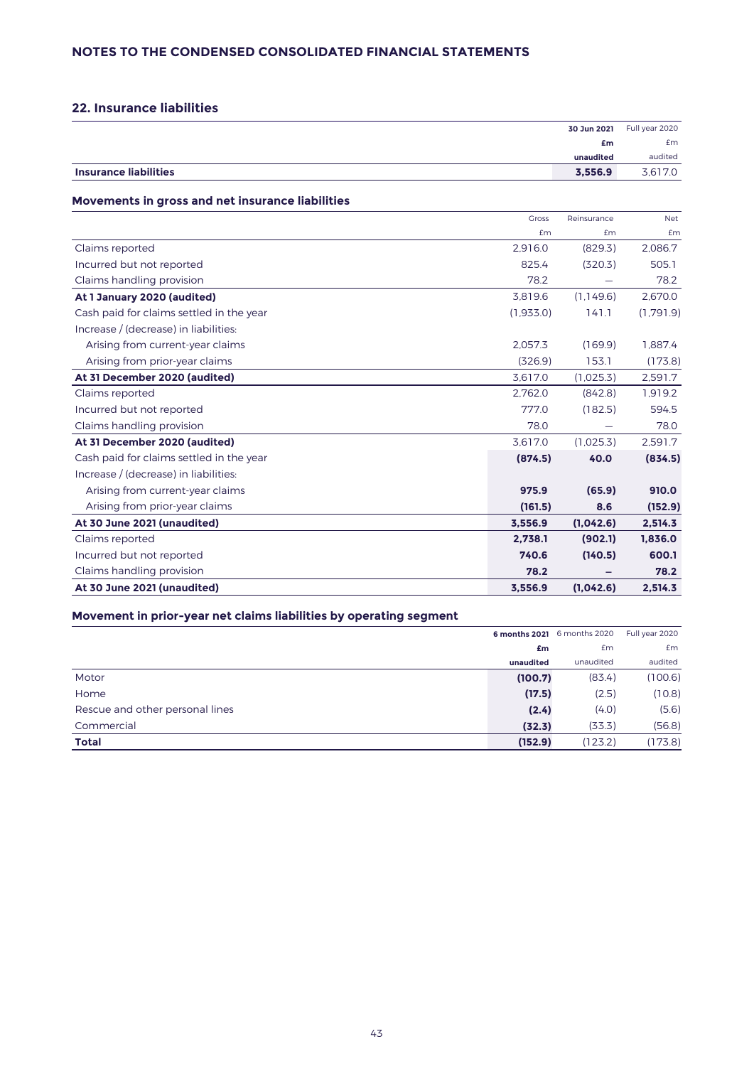## NOTES TO THE CONDENSED CONSOLIDATED FINANCIAL STATEMENTS

### 22. Insurance liabilities

| | 30 Jun 2021 | Full year 2020 |
|---|---|---|
| | £m | £m |
| | unaudited | audited |
| **Insurance liabilities** | **3,556.9** | 3,617.0 |

### Movements in gross and net insurance liabilities

| | Gross | Reinsurance | Net |
|---|---|---|---|
| | £m | £m | £m |
| Claims reported | 2,916.0 | (829.3) | 2,086.7 |
| Incurred but not reported | 825.4 | (320.3) | 505.1 |
| Claims handling provision | 78.2 | — | 78.2 |
| **At 1 January 2020 (audited)** | 3,819.6 | (1,149.6) | 2,670.0 |
| Cash paid for claims settled in the year | (1,933.0) | 141.1 | (1,791.9) |
| Increase / (decrease) in liabilities: | | | |
| Arising from current-year claims | 2,057.3 | (169.9) | 1,887.4 |
| Arising from prior-year claims | (326.9) | 153.1 | (173.8) |
| **At 31 December 2020 (audited)** | 3,617.0 | (1,025.3) | 2,591.7 |
| Claims reported | 2,762.0 | (842.8) | 1,919.2 |
| Incurred but not reported | 777.0 | (182.5) | 594.5 |
| Claims handling provision | 78.0 | — | 78.0 |
| **At 31 December 2020 (audited)** | 3,617.0 | (1,025.3) | 2,591.7 |
| Cash paid for claims settled in the year | **(874.5)** | **40.0** | **(834.5)** |
| Increase / (decrease) in liabilities: | | | |
| Arising from current-year claims | **975.9** | **(65.9)** | **910.0** |
| Arising from prior-year claims | **(161.5)** | **8.6** | **(152.9)** |
| **At 30 June 2021 (unaudited)** | **3,556.9** | **(1,042.6)** | **2,514.3** |
| Claims reported | **2,738.1** | **(902.1)** | **1,836.0** |
| Incurred but not reported | **740.6** | **(140.5)** | **600.1** |
| Claims handling provision | **78.2** | **–** | **78.2** |
| **At 30 June 2021 (unaudited)** | **3,556.9** | **(1,042.6)** | **2,514.3** |

### Movement in prior-year net claims liabilities by operating segment

| | 6 months 2021 | 6 months 2020 | Full year 2020 |
|---|---|---|---|
| | £m | £m | £m |
| | unaudited | unaudited | audited |
| Motor | **(100.7)** | (83.4) | (100.6) |
| Home | **(17.5)** | (2.5) | (10.8) |
| Rescue and other personal lines | **(2.4)** | (4.0) | (5.6) |
| Commercial | **(32.3)** | (33.3) | (56.8) |
| **Total** | **(152.9)** | (123.2) | (173.8) |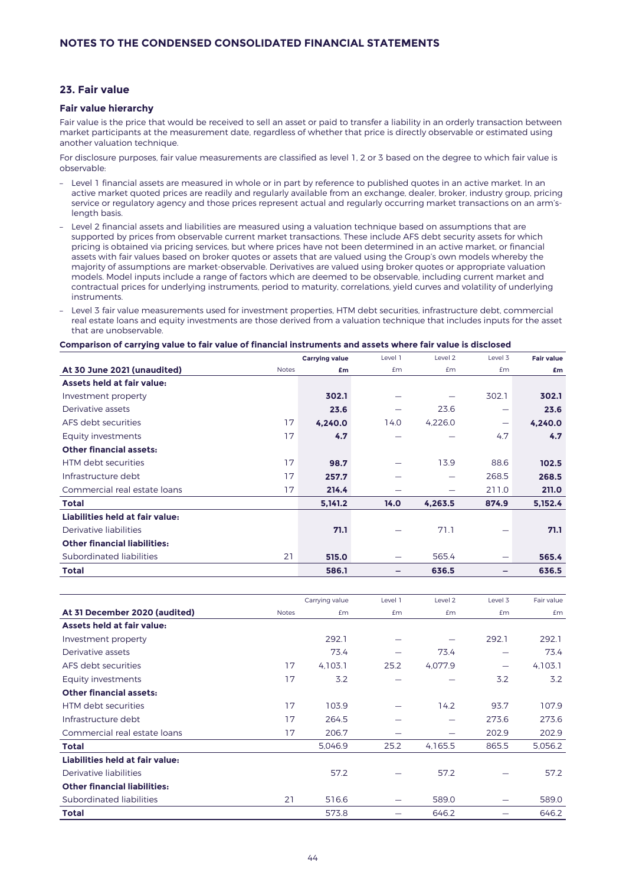## 23. Fair value

### Fair value hierarchy

Fair value is the price that would be received to sell an asset or paid to transfer a liability in an orderly transaction between market participants at the measurement date, regardless of whether that price is directly observable or estimated using another valuation technique.

For disclosure purposes, fair value measurements are classified as level 1, 2 or 3 based on the degree to which fair value is observable:

- Level 1 financial assets are measured in whole or in part by reference to published quotes in an active market. In an active market quoted prices are readily and regularly available from an exchange, dealer, broker, industry group, pricing service or regulatory agency and those prices represent actual and regularly occurring market transactions on an arm's-length basis.
- Level 2 financial assets and liabilities are measured using a valuation technique based on assumptions that are supported by prices from observable current market transactions. These include AFS debt security assets for which pricing is obtained via pricing services, but where prices have not been determined in an active market, or financial assets with fair values based on broker quotes or assets that are valued using the Group's own models whereby the majority of assumptions are market-observable. Derivatives are valued using broker quotes or appropriate valuation models. Model inputs include a range of factors which are deemed to be observable, including current market and contractual prices for underlying instruments, period to maturity, correlations, yield curves and volatility of underlying instruments.
- Level 3 fair value measurements used for investment properties, HTM debt securities, infrastructure debt, commercial real estate loans and equity investments are those derived from a valuation technique that includes inputs for the asset that are unobservable.

**Comparison of carrying value to fair value of financial instruments and assets where fair value is disclosed**

| At 30 June 2021 (unaudited) | Notes | Carrying value £m | Level 1 £m | Level 2 £m | Level 3 £m | Fair value £m |
|---|---|---|---|---|---|---|
| **Assets held at fair value:** | | | | | | |
| Investment property | | **302.1** | – | – | 302.1 | **302.1** |
| Derivative assets | | **23.6** | – | 23.6 | – | **23.6** |
| AFS debt securities | 17 | **4,240.0** | 14.0 | 4,226.0 | – | **4,240.0** |
| Equity investments | 17 | **4.7** | – | – | 4.7 | **4.7** |
| **Other financial assets:** | | | | | | |
| HTM debt securities | 17 | **98.7** | – | 13.9 | 88.6 | **102.5** |
| Infrastructure debt | 17 | **257.7** | – | – | 268.5 | **268.5** |
| Commercial real estate loans | 17 | **214.4** | – | – | 211.0 | **211.0** |
| **Total** | | **5,141.2** | **14.0** | **4,263.5** | **874.9** | **5,152.4** |
| **Liabilities held at fair value:** | | | | | | |
| Derivative liabilities | | **71.1** | – | 71.1 | – | **71.1** |
| **Other financial liabilities:** | | | | | | |
| Subordinated liabilities | 21 | **515.0** | – | 565.4 | – | **565.4** |
| **Total** | | **586.1** | **–** | **636.5** | **–** | **636.5** |

| At 31 December 2020 (audited) | Notes | Carrying value £m | Level 1 £m | Level 2 £m | Level 3 £m | Fair value £m |
|---|---|---|---|---|---|---|
| **Assets held at fair value:** | | | | | | |
| Investment property | | 292.1 | – | – | 292.1 | 292.1 |
| Derivative assets | | 73.4 | – | 73.4 | – | 73.4 |
| AFS debt securities | 17 | 4,103.1 | 25.2 | 4,077.9 | – | 4,103.1 |
| Equity investments | 17 | 3.2 | – | – | 3.2 | 3.2 |
| **Other financial assets:** | | | | | | |
| HTM debt securities | 17 | 103.9 | – | 14.2 | 93.7 | 107.9 |
| Infrastructure debt | 17 | 264.5 | – | – | 273.6 | 273.6 |
| Commercial real estate loans | 17 | 206.7 | – | – | 202.9 | 202.9 |
| **Total** | | 5,046.9 | 25.2 | 4,165.5 | 865.5 | 5,056.2 |
| **Liabilities held at fair value:** | | | | | | |
| Derivative liabilities | | 57.2 | – | 57.2 | – | 57.2 |
| **Other financial liabilities:** | | | | | | |
| Subordinated liabilities | 21 | 516.6 | – | 589.0 | – | 589.0 |
| **Total** | | 573.8 | – | 646.2 | – | 646.2 |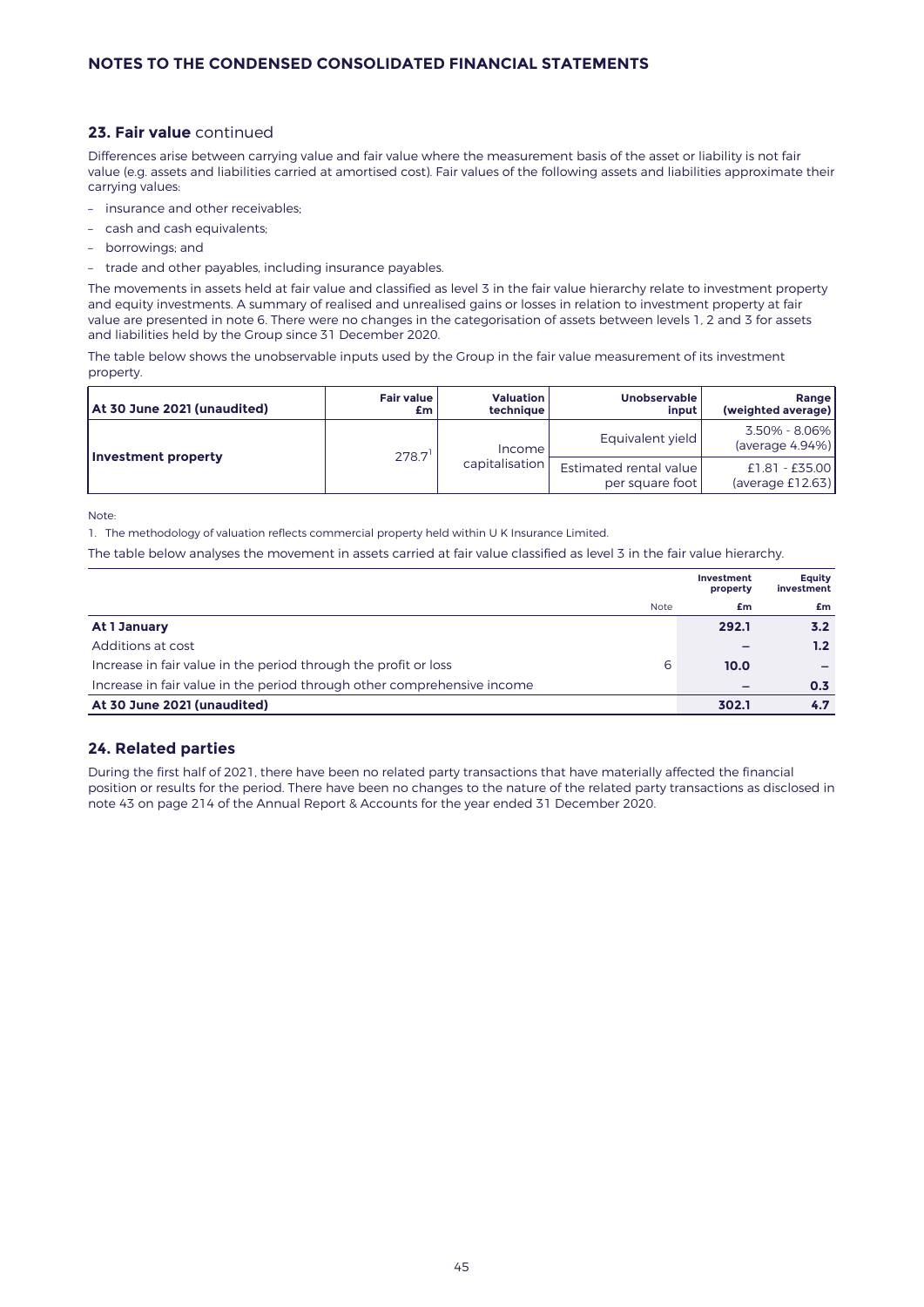## 23. Fair value continued

Differences arise between carrying value and fair value where the measurement basis of the asset or liability is not fair value (e.g. assets and liabilities carried at amortised cost). Fair values of the following assets and liabilities approximate their carrying values:

- insurance and other receivables;
- cash and cash equivalents;
- borrowings; and
- trade and other payables, including insurance payables.

The movements in assets held at fair value and classified as level 3 in the fair value hierarchy relate to investment property and equity investments. A summary of realised and unrealised gains or losses in relation to investment property at fair value are presented in note 6. There were no changes in the categorisation of assets between levels 1, 2 and 3 for assets and liabilities held by the Group since 31 December 2020.

The table below shows the unobservable inputs used by the Group in the fair value measurement of its investment property.

| At 30 June 2021 (unaudited) | Fair value £m | Valuation technique | Unobservable input | Range (weighted average) |
|---|---|---|---|---|
| Investment property | 278.7[1] | Income capitalisation | Equivalent yield | 3.50% - 8.06% (average 4.94%) |
| | | | Estimated rental value per square foot | £1.81 - £35.00 (average £12.63) |

Note:

1. The methodology of valuation reflects commercial property held within U K Insurance Limited.

The table below analyses the movement in assets carried at fair value classified as level 3 in the fair value hierarchy.

| | Note | Investment property £m | Equity investment £m |
|---|---|---|---|
| **At 1 January** | | **292.1** | **3.2** |
| Additions at cost | | – | 1.2 |
| Increase in fair value in the period through the profit or loss | 6 | 10.0 | – |
| Increase in fair value in the period through other comprehensive income | | – | 0.3 |
| **At 30 June 2021 (unaudited)** | | **302.1** | **4.7** |

## 24. Related parties

During the first half of 2021, there have been no related party transactions that have materially affected the financial position or results for the period. There have been no changes to the nature of the related party transactions as disclosed in note 43 on page 214 of the Annual Report & Accounts for the year ended 31 December 2020.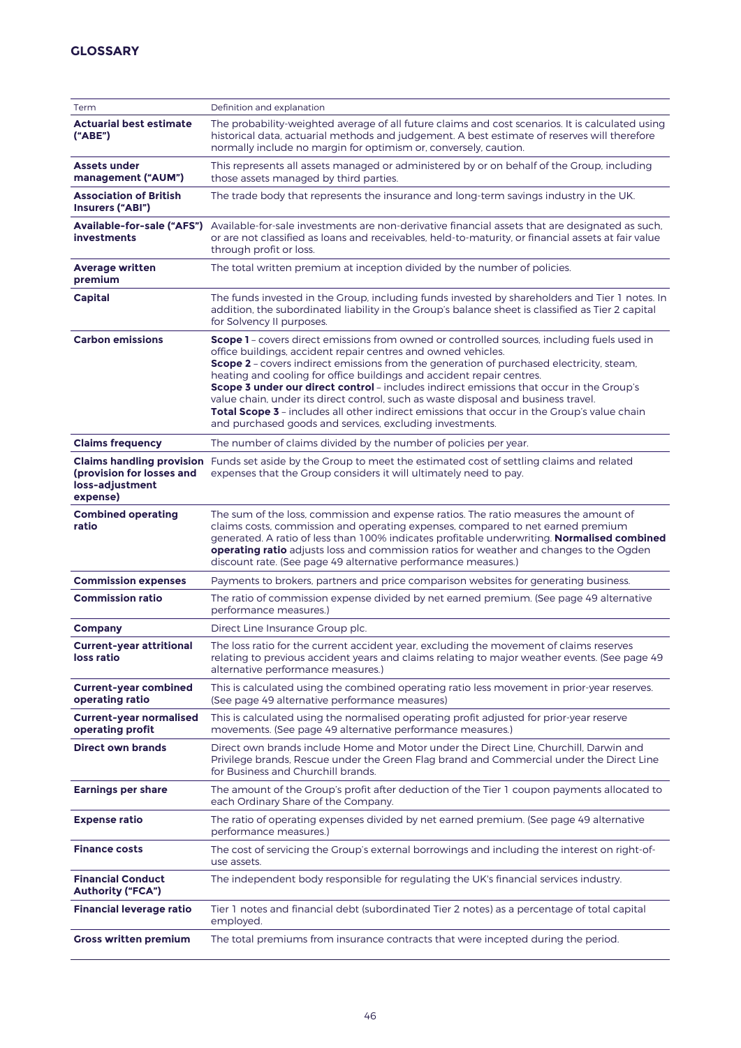## GLOSSARY

| Term | Definition and explanation |
|---|---|
| **Actuarial best estimate ("ABE")** | The probability-weighted average of all future claims and cost scenarios. It is calculated using historical data, actuarial methods and judgement. A best estimate of reserves will therefore normally include no margin for optimism or, conversely, caution. |
| **Assets under management ("AUM")** | This represents all assets managed or administered by or on behalf of the Group, including those assets managed by third parties. |
| **Association of British Insurers ("ABI")** | The trade body that represents the insurance and long-term savings industry in the UK. |
| **Available-for-sale ("AFS") investments** | Available-for-sale investments are non-derivative financial assets that are designated as such, or are not classified as loans and receivables, held-to-maturity, or financial assets at fair value through profit or loss. |
| **Average written premium** | The total written premium at inception divided by the number of policies. |
| **Capital** | The funds invested in the Group, including funds invested by shareholders and Tier 1 notes. In addition, the subordinated liability in the Group's balance sheet is classified as Tier 2 capital for Solvency II purposes. |
| **Carbon emissions** | **Scope 1** – covers direct emissions from owned or controlled sources, including fuels used in office buildings, accident repair centres and owned vehicles. **Scope 2** – covers indirect emissions from the generation of purchased electricity, steam, heating and cooling for office buildings and accident repair centres. **Scope 3 under our direct control** – includes indirect emissions that occur in the Group's value chain, under its direct control, such as waste disposal and business travel. **Total Scope 3** – includes all other indirect emissions that occur in the Group's value chain and purchased goods and services, excluding investments. |
| **Claims frequency** | The number of claims divided by the number of policies per year. |
| **Claims handling provision (provision for losses and loss-adjustment expense)** | Funds set aside by the Group to meet the estimated cost of settling claims and related expenses that the Group considers it will ultimately need to pay. |
| **Combined operating ratio** | The sum of the loss, commission and expense ratios. The ratio measures the amount of claims costs, commission and operating expenses, compared to net earned premium generated. A ratio of less than 100% indicates profitable underwriting. **Normalised combined operating ratio** adjusts loss and commission ratios for weather and changes to the Ogden discount rate. (See page 49 alternative performance measures.) |
| **Commission expenses** | Payments to brokers, partners and price comparison websites for generating business. |
| **Commission ratio** | The ratio of commission expense divided by net earned premium. (See page 49 alternative performance measures.) |
| **Company** | Direct Line Insurance Group plc. |
| **Current-year attritional loss ratio** | The loss ratio for the current accident year, excluding the movement of claims reserves relating to previous accident years and claims relating to major weather events. (See page 49 alternative performance measures.) |
| **Current-year combined operating ratio** | This is calculated using the combined operating ratio less movement in prior-year reserves. (See page 49 alternative performance measures) |
| **Current-year normalised operating profit** | This is calculated using the normalised operating profit adjusted for prior-year reserve movements. (See page 49 alternative performance measures.) |
| **Direct own brands** | Direct own brands include Home and Motor under the Direct Line, Churchill, Darwin and Privilege brands, Rescue under the Green Flag brand and Commercial under the Direct Line for Business and Churchill brands. |
| **Earnings per share** | The amount of the Group's profit after deduction of the Tier 1 coupon payments allocated to each Ordinary Share of the Company. |
| **Expense ratio** | The ratio of operating expenses divided by net earned premium. (See page 49 alternative performance measures.) |
| **Finance costs** | The cost of servicing the Group's external borrowings and including the interest on right-of-use assets. |
| **Financial Conduct Authority ("FCA")** | The independent body responsible for regulating the UK's financial services industry. |
| **Financial leverage ratio** | Tier 1 notes and financial debt (subordinated Tier 2 notes) as a percentage of total capital employed. |
| **Gross written premium** | The total premiums from insurance contracts that were incepted during the period. |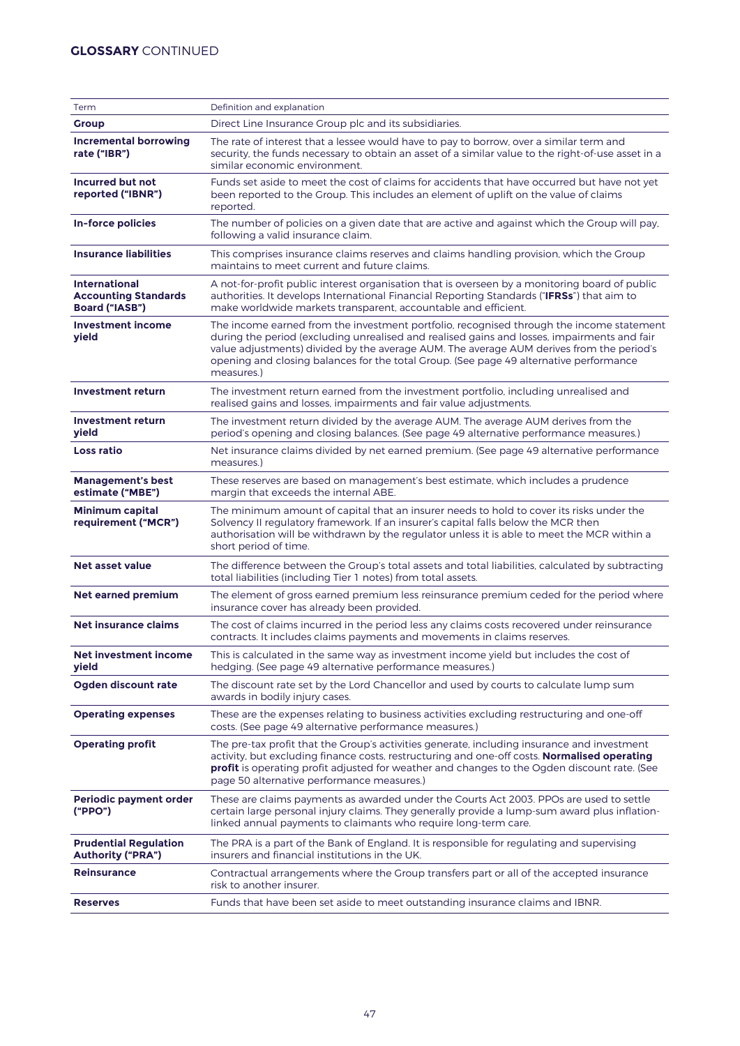## GLOSSARY CONTINUED

| Term | Definition and explanation |
|---|---|
| **Group** | Direct Line Insurance Group plc and its subsidiaries. |
| **Incremental borrowing rate ("IBR")** | The rate of interest that a lessee would have to pay to borrow, over a similar term and security, the funds necessary to obtain an asset of a similar value to the right-of-use asset in a similar economic environment. |
| **Incurred but not reported ("IBNR")** | Funds set aside to meet the cost of claims for accidents that have occurred but have not yet been reported to the Group. This includes an element of uplift on the value of claims reported. |
| **In-force policies** | The number of policies on a given date that are active and against which the Group will pay, following a valid insurance claim. |
| **Insurance liabilities** | This comprises insurance claims reserves and claims handling provision, which the Group maintains to meet current and future claims. |
| **International Accounting Standards Board ("IASB")** | A not-for-profit public interest organisation that is overseen by a monitoring board of public authorities. It develops International Financial Reporting Standards ("**IFRSs**") that aim to make worldwide markets transparent, accountable and efficient. |
| **Investment income yield** | The income earned from the investment portfolio, recognised through the income statement during the period (excluding unrealised and realised gains and losses, impairments and fair value adjustments) divided by the average AUM. The average AUM derives from the period's opening and closing balances for the total Group. (See page 49 alternative performance measures.) |
| **Investment return** | The investment return earned from the investment portfolio, including unrealised and realised gains and losses, impairments and fair value adjustments. |
| **Investment return yield** | The investment return divided by the average AUM. The average AUM derives from the period's opening and closing balances. (See page 49 alternative performance measures.) |
| **Loss ratio** | Net insurance claims divided by net earned premium. (See page 49 alternative performance measures.) |
| **Management's best estimate ("MBE")** | These reserves are based on management's best estimate, which includes a prudence margin that exceeds the internal ABE. |
| **Minimum capital requirement ("MCR")** | The minimum amount of capital that an insurer needs to hold to cover its risks under the Solvency II regulatory framework. If an insurer's capital falls below the MCR then authorisation will be withdrawn by the regulator unless it is able to meet the MCR within a short period of time. |
| **Net asset value** | The difference between the Group's total assets and total liabilities, calculated by subtracting total liabilities (including Tier 1 notes) from total assets. |
| **Net earned premium** | The element of gross earned premium less reinsurance premium ceded for the period where insurance cover has already been provided. |
| **Net insurance claims** | The cost of claims incurred in the period less any claims costs recovered under reinsurance contracts. It includes claims payments and movements in claims reserves. |
| **Net investment income yield** | This is calculated in the same way as investment income yield but includes the cost of hedging. (See page 49 alternative performance measures.) |
| **Ogden discount rate** | The discount rate set by the Lord Chancellor and used by courts to calculate lump sum awards in bodily injury cases. |
| **Operating expenses** | These are the expenses relating to business activities excluding restructuring and one-off costs. (See page 49 alternative performance measures.) |
| **Operating profit** | The pre-tax profit that the Group's activities generate, including insurance and investment activity, but excluding finance costs, restructuring and one-off costs. **Normalised operating profit** is operating profit adjusted for weather and changes to the Ogden discount rate. (See page 50 alternative performance measures.) |
| **Periodic payment order ("PPO")** | These are claims payments as awarded under the Courts Act 2003. PPOs are used to settle certain large personal injury claims. They generally provide a lump-sum award plus inflation-linked annual payments to claimants who require long-term care. |
| **Prudential Regulation Authority ("PRA")** | The PRA is a part of the Bank of England. It is responsible for regulating and supervising insurers and financial institutions in the UK. |
| **Reinsurance** | Contractual arrangements where the Group transfers part or all of the accepted insurance risk to another insurer. |
| **Reserves** | Funds that have been set aside to meet outstanding insurance claims and IBNR. |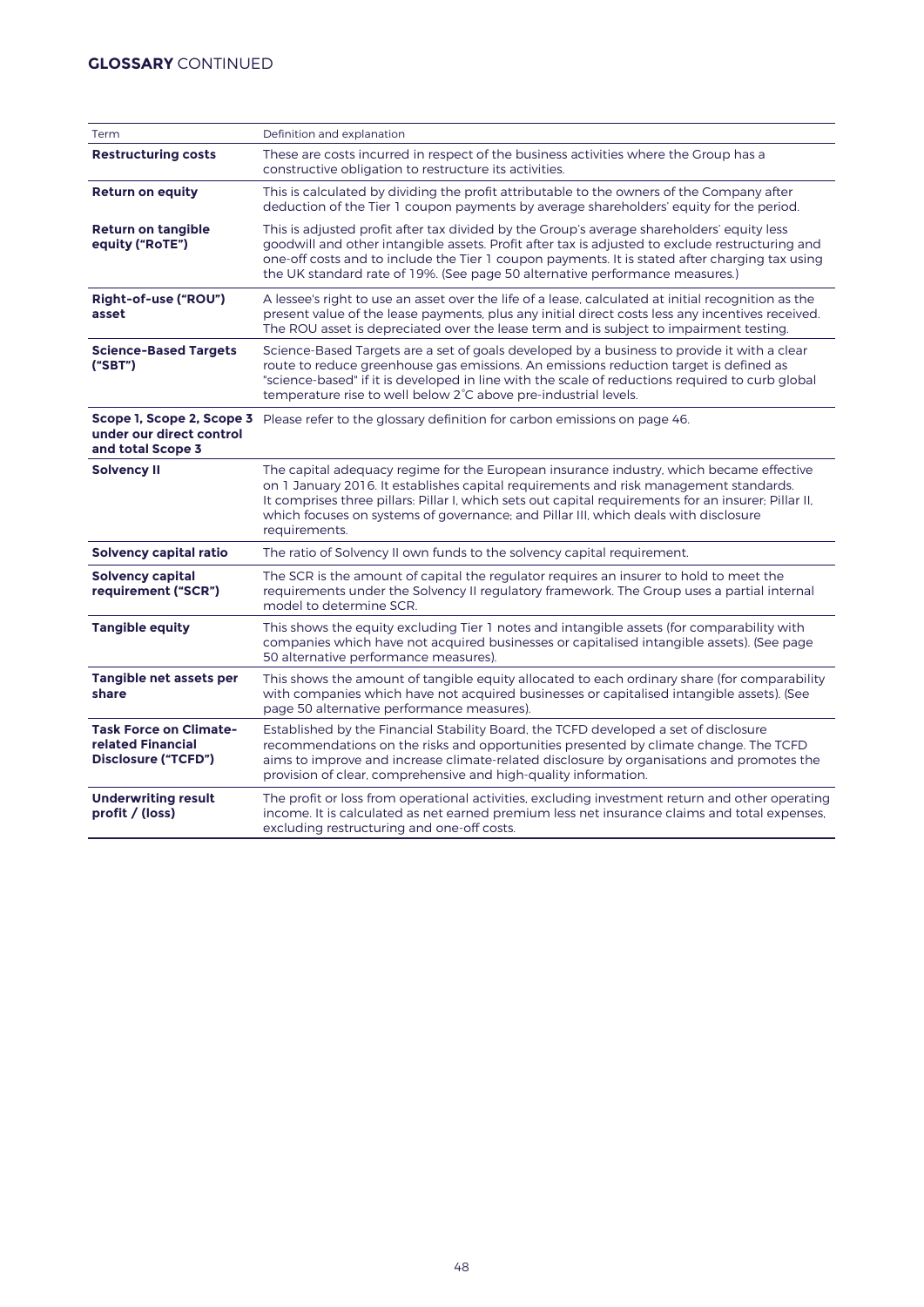## GLOSSARY CONTINUED

| Term | Definition and explanation |
|---|---|
| **Restructuring costs** | These are costs incurred in respect of the business activities where the Group has a constructive obligation to restructure its activities. |
| **Return on equity** | This is calculated by dividing the profit attributable to the owners of the Company after deduction of the Tier 1 coupon payments by average shareholders' equity for the period. |
| **Return on tangible equity ("RoTE")** | This is adjusted profit after tax divided by the Group's average shareholders' equity less goodwill and other intangible assets. Profit after tax is adjusted to exclude restructuring and one-off costs and to include the Tier 1 coupon payments. It is stated after charging tax using the UK standard rate of 19%. (See page 50 alternative performance measures.) |
| **Right-of-use ("ROU") asset** | A lessee's right to use an asset over the life of a lease, calculated at initial recognition as the present value of the lease payments, plus any initial direct costs less any incentives received. The ROU asset is depreciated over the lease term and is subject to impairment testing. |
| **Science-Based Targets ("SBT")** | Science-Based Targets are a set of goals developed by a business to provide it with a clear route to reduce greenhouse gas emissions. An emissions reduction target is defined as "science-based" if it is developed in line with the scale of reductions required to curb global temperature rise to well below 2°C above pre-industrial levels. |
| **Scope 1, Scope 2, Scope 3 under our direct control and total Scope 3** | Please refer to the glossary definition for carbon emissions on page 46. |
| **Solvency II** | The capital adequacy regime for the European insurance industry, which became effective on 1 January 2016. It establishes capital requirements and risk management standards. It comprises three pillars: Pillar I, which sets out capital requirements for an insurer; Pillar II, which focuses on systems of governance; and Pillar III, which deals with disclosure requirements. |
| **Solvency capital ratio** | The ratio of Solvency II own funds to the solvency capital requirement. |
| **Solvency capital requirement ("SCR")** | The SCR is the amount of capital the regulator requires an insurer to hold to meet the requirements under the Solvency II regulatory framework. The Group uses a partial internal model to determine SCR. |
| **Tangible equity** | This shows the equity excluding Tier 1 notes and intangible assets (for comparability with companies which have not acquired businesses or capitalised intangible assets). (See page 50 alternative performance measures). |
| **Tangible net assets per share** | This shows the amount of tangible equity allocated to each ordinary share (for comparability with companies which have not acquired businesses or capitalised intangible assets). (See page 50 alternative performance measures). |
| **Task Force on Climate-related Financial Disclosure ("TCFD")** | Established by the Financial Stability Board, the TCFD developed a set of disclosure recommendations on the risks and opportunities presented by climate change. The TCFD aims to improve and increase climate-related disclosure by organisations and promotes the provision of clear, comprehensive and high-quality information. |
| **Underwriting result profit / (loss)** | The profit or loss from operational activities, excluding investment return and other operating income. It is calculated as net earned premium less net insurance claims and total expenses, excluding restructuring and one-off costs. |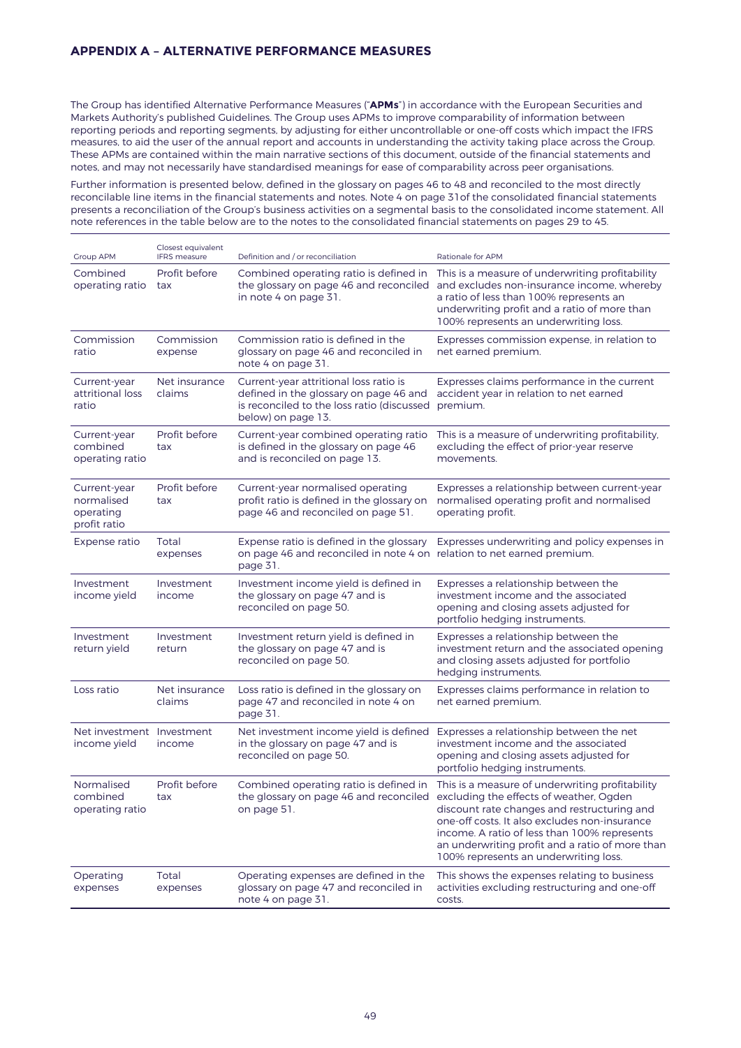## APPENDIX A – ALTERNATIVE PERFORMANCE MEASURES

The Group has identified Alternative Performance Measures ("**APMs**") in accordance with the European Securities and Markets Authority's published Guidelines. The Group uses APMs to improve comparability of information between reporting periods and reporting segments, by adjusting for either uncontrollable or one-off costs which impact the IFRS measures, to aid the user of the annual report and accounts in understanding the activity taking place across the Group. These APMs are contained within the main narrative sections of this document, outside of the financial statements and notes, and may not necessarily have standardised meanings for ease of comparability across peer organisations.

Further information is presented below, defined in the glossary on pages 46 to 48 and reconciled to the most directly reconcilable line items in the financial statements and notes. Note 4 on page 31of the consolidated financial statements presents a reconciliation of the Group's business activities on a segmental basis to the consolidated income statement. All note references in the table below are to the notes to the consolidated financial statements on pages 29 to 45.

| Group APM | Closest equivalent IFRS measure | Definition and / or reconciliation | Rationale for APM |
|---|---|---|---|
| Combined operating ratio | Profit before tax | Combined operating ratio is defined in the glossary on page 46 and reconciled in note 4 on page 31. | This is a measure of underwriting profitability and excludes non-insurance income, whereby a ratio of less than 100% represents an underwriting profit and a ratio of more than 100% represents an underwriting loss. |
| Commission ratio | Commission expense | Commission ratio is defined in the glossary on page 46 and reconciled in note 4 on page 31. | Expresses commission expense, in relation to net earned premium. |
| Current-year attritional loss ratio | Net insurance claims | Current-year attritional loss ratio is defined in the glossary on page 46 and is reconciled to the loss ratio (discussed below) on page 13. | Expresses claims performance in the current accident year in relation to net earned premium. |
| Current-year combined operating ratio | Profit before tax | Current-year combined operating ratio is defined in the glossary on page 46 and is reconciled on page 13. | This is a measure of underwriting profitability, excluding the effect of prior-year reserve movements. |
| Current-year normalised operating profit ratio | Profit before tax | Current-year normalised operating profit ratio is defined in the glossary on page 46 and reconciled on page 51. | Expresses a relationship between current-year normalised operating profit and normalised operating profit. |
| Expense ratio | Total expenses | Expense ratio is defined in the glossary on page 46 and reconciled in note 4 on page 31. | Expresses underwriting and policy expenses in relation to net earned premium. |
| Investment income yield | Investment income | Investment income yield is defined in the glossary on page 47 and is reconciled on page 50. | Expresses a relationship between the investment income and the associated opening and closing assets adjusted for portfolio hedging instruments. |
| Investment return yield | Investment return | Investment return yield is defined in the glossary on page 47 and is reconciled on page 50. | Expresses a relationship between the investment return and the associated opening and closing assets adjusted for portfolio hedging instruments. |
| Loss ratio | Net insurance claims | Loss ratio is defined in the glossary on page 47 and reconciled in note 4 on page 31. | Expresses claims performance in relation to net earned premium. |
| Net investment income yield | Investment income | Net investment income yield is defined in the glossary on page 47 and is reconciled on page 50. | Expresses a relationship between the net investment income and the associated opening and closing assets adjusted for portfolio hedging instruments. |
| Normalised combined operating ratio | Profit before tax | Combined operating ratio is defined in the glossary on page 46 and reconciled on page 51. | This is a measure of underwriting profitability excluding the effects of weather, Ogden discount rate changes and restructuring and one-off costs. It also excludes non-insurance income. A ratio of less than 100% represents an underwriting profit and a ratio of more than 100% represents an underwriting loss. |
| Operating expenses | Total expenses | Operating expenses are defined in the glossary on page 47 and reconciled in note 4 on page 31. | This shows the expenses relating to business activities excluding restructuring and one-off costs. |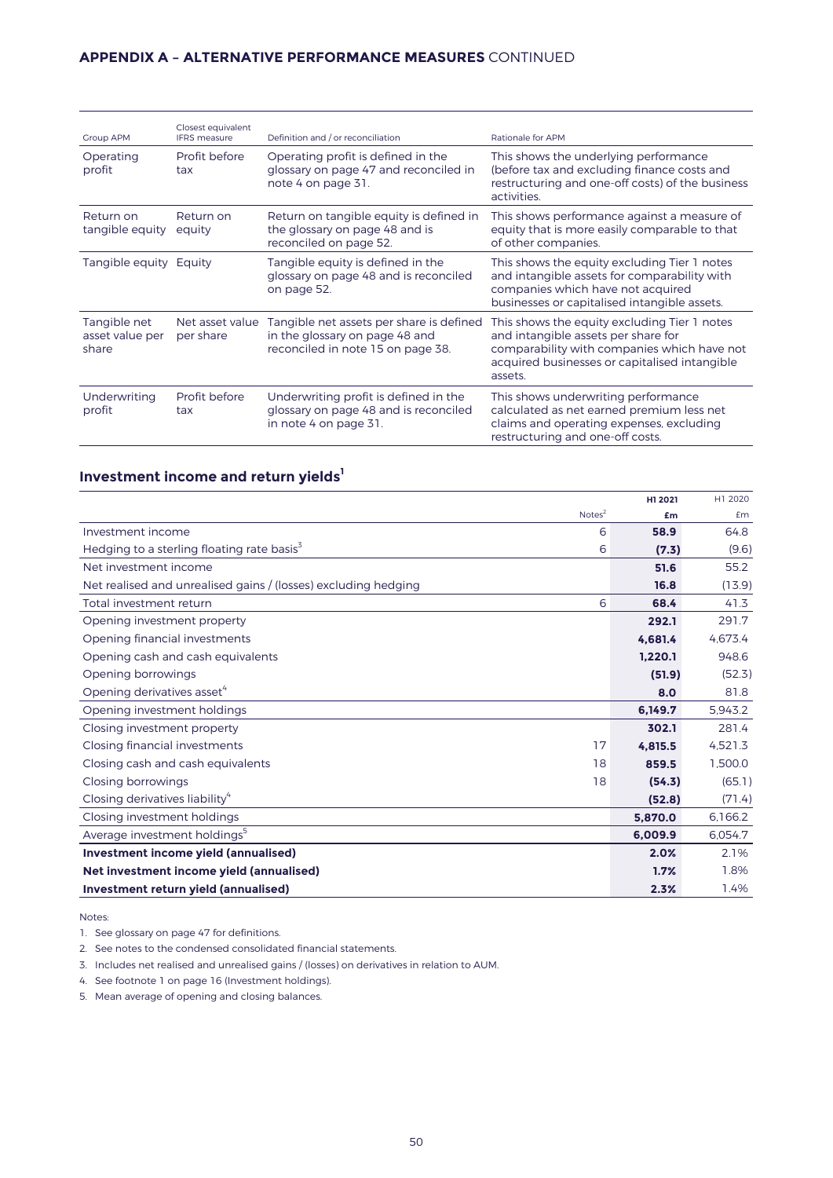## APPENDIX A – ALTERNATIVE PERFORMANCE MEASURES CONTINUED

| Group APM | Closest equivalent IFRS measure | Definition and / or reconciliation | Rationale for APM |
|---|---|---|---|
| Operating profit | Profit before tax | Operating profit is defined in the glossary on page 47 and reconciled in note 4 on page 31. | This shows the underlying performance (before tax and excluding finance costs and restructuring and one-off costs) of the business activities. |
| Return on tangible equity | Return on equity | Return on tangible equity is defined in the glossary on page 48 and is reconciled on page 52. | This shows performance against a measure of equity that is more easily comparable to that of other companies. |
| Tangible equity | Equity | Tangible equity is defined in the glossary on page 48 and is reconciled on page 52. | This shows the equity excluding Tier 1 notes and intangible assets for comparability with companies which have not acquired businesses or capitalised intangible assets. |
| Tangible net asset value per share | Net asset value per share | Tangible net assets per share is defined in the glossary on page 48 and reconciled in note 15 on page 38. | This shows the equity excluding Tier 1 notes and intangible assets per share for comparability with companies which have not acquired businesses or capitalised intangible assets. |
| Underwriting profit | Profit before tax | Underwriting profit is defined in the glossary on page 48 and is reconciled in note 4 on page 31. | This shows underwriting performance calculated as net earned premium less net claims and operating expenses, excluding restructuring and one-off costs. |

### Investment income and return yields[1]

| | Notes[2] | H1 2021 £m | H1 2020 £m |
|---|---|---|---|
| Investment income | 6 | **58.9** | 64.8 |
| Hedging to a sterling floating rate basis[3] | 6 | **(7.3)** | (9.6) |
| Net investment income | | **51.6** | 55.2 |
| Net realised and unrealised gains / (losses) excluding hedging | | **16.8** | (13.9) |
| Total investment return | 6 | **68.4** | 41.3 |
| Opening investment property | | **292.1** | 291.7 |
| Opening financial investments | | **4,681.4** | 4,673.4 |
| Opening cash and cash equivalents | | **1,220.1** | 948.6 |
| Opening borrowings | | **(51.9)** | (52.3) |
| Opening derivatives asset[4] | | **8.0** | 81.8 |
| Opening investment holdings | | **6,149.7** | 5,943.2 |
| Closing investment property | | **302.1** | 281.4 |
| Closing financial investments | 17 | **4,815.5** | 4,521.3 |
| Closing cash and cash equivalents | 18 | **859.5** | 1,500.0 |
| Closing borrowings | 18 | **(54.3)** | (65.1) |
| Closing derivatives liability[4] | | **(52.8)** | (71.4) |
| Closing investment holdings | | **5,870.0** | 6,166.2 |
| Average investment holdings[5] | | **6,009.9** | 6,054.7 |
| **Investment income yield (annualised)** | | **2.0%** | 2.1% |
| **Net investment income yield (annualised)** | | **1.7%** | 1.8% |
| **Investment return yield (annualised)** | | **2.3%** | 1.4% |

Notes:

1. See glossary on page 47 for definitions.
2. See notes to the condensed consolidated financial statements.
3. Includes net realised and unrealised gains / (losses) on derivatives in relation to AUM.
4. See footnote 1 on page 16 (Investment holdings).
5. Mean average of opening and closing balances.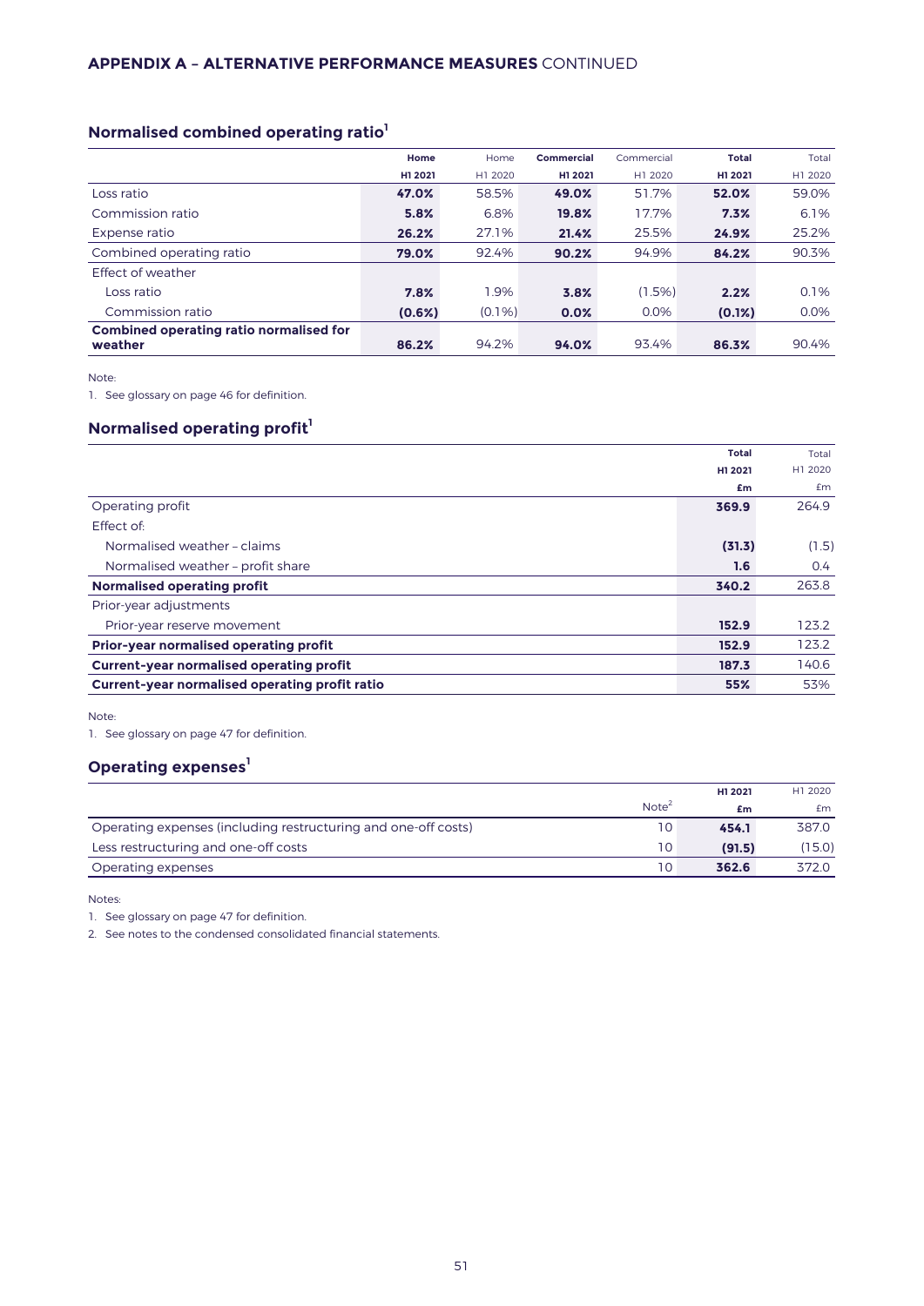**APPENDIX A – ALTERNATIVE PERFORMANCE MEASURES** CONTINUED

## Normalised combined operating ratio[1]

| | Home H1 2021 | Home H1 2020 | Commercial H1 2021 | Commercial H1 2020 | Total H1 2021 | Total H1 2020 |
|---|---|---|---|---|---|---|
| Loss ratio | **47.0%** | 58.5% | **49.0%** | 51.7% | **52.0%** | 59.0% |
| Commission ratio | **5.8%** | 6.8% | **19.8%** | 17.7% | **7.3%** | 6.1% |
| Expense ratio | **26.2%** | 27.1% | **21.4%** | 25.5% | **24.9%** | 25.2% |
| Combined operating ratio | **79.0%** | 92.4% | **90.2%** | 94.9% | **84.2%** | 90.3% |
| Effect of weather | | | | | | |
| Loss ratio | **7.8%** | 1.9% | **3.8%** | (1.5%) | **2.2%** | 0.1% |
| Commission ratio | **(0.6%)** | (0.1%) | **0.0%** | 0.0% | **(0.1%)** | 0.0% |
| **Combined operating ratio normalised for weather** | **86.2%** | 94.2% | **94.0%** | 93.4% | **86.3%** | 90.4% |

Note:

1. See glossary on page 46 for definition.

## Normalised operating profit[1]

| | Total H1 2021 £m | Total H1 2020 £m |
|---|---|---|
| Operating profit | **369.9** | 264.9 |
| Effect of: | | |
| Normalised weather – claims | **(31.3)** | (1.5) |
| Normalised weather – profit share | **1.6** | 0.4 |
| **Normalised operating profit** | **340.2** | 263.8 |
| Prior-year adjustments | | |
| Prior-year reserve movement | **152.9** | 123.2 |
| **Prior-year normalised operating profit** | **152.9** | 123.2 |
| **Current-year normalised operating profit** | **187.3** | 140.6 |
| **Current-year normalised operating profit ratio** | **55%** | 53% |

Note:

1. See glossary on page 47 for definition.

## Operating expenses[1]

| | Note[2] | H1 2021 £m | H1 2020 £m |
|---|---|---|---|
| Operating expenses (including restructuring and one-off costs) | 10 | **454.1** | 387.0 |
| Less restructuring and one-off costs | 10 | **(91.5)** | (15.0) |
| Operating expenses | 10 | **362.6** | 372.0 |

Notes:

1. See glossary on page 47 for definition.
2. See notes to the condensed consolidated financial statements.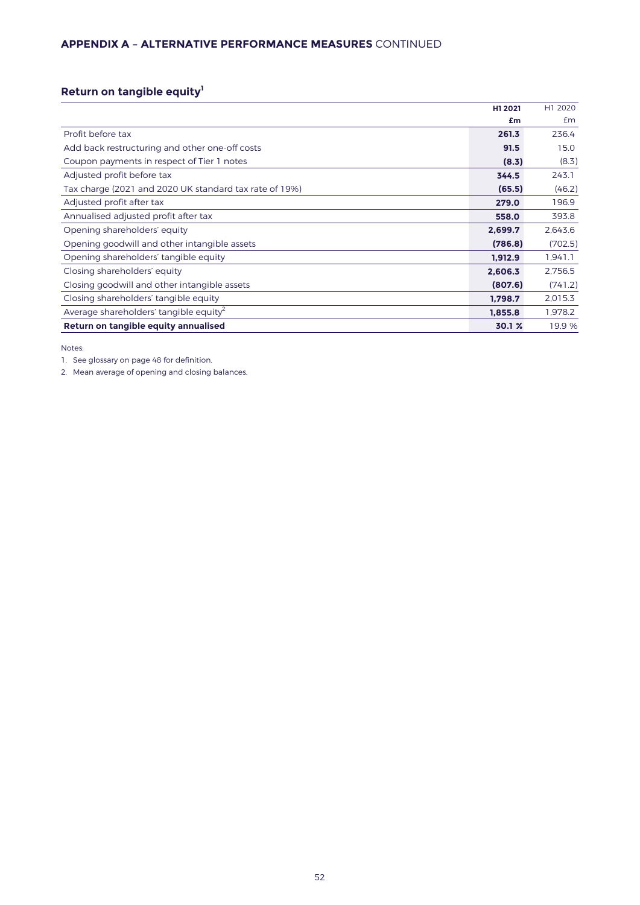## APPENDIX A – ALTERNATIVE PERFORMANCE MEASURES CONTINUED

### Return on tangible equity[1]

| | **H1 2021** | H1 2020 |
|---|---|---|
| | **£m** | £m |
| Profit before tax | **261.3** | 236.4 |
| Add back restructuring and other one-off costs | **91.5** | 15.0 |
| Coupon payments in respect of Tier 1 notes | **(8.3)** | (8.3) |
| Adjusted profit before tax | **344.5** | 243.1 |
| Tax charge (2021 and 2020 UK standard tax rate of 19%) | **(65.5)** | (46.2) |
| Adjusted profit after tax | **279.0** | 196.9 |
| Annualised adjusted profit after tax | **558.0** | 393.8 |
| Opening shareholders' equity | **2,699.7** | 2,643.6 |
| Opening goodwill and other intangible assets | **(786.8)** | (702.5) |
| Opening shareholders' tangible equity | **1,912.9** | 1,941.1 |
| Closing shareholders' equity | **2,606.3** | 2,756.5 |
| Closing goodwill and other intangible assets | **(807.6)** | (741.2) |
| Closing shareholders' tangible equity | **1,798.7** | 2,015.3 |
| Average shareholders' tangible equity[2] | **1,855.8** | 1,978.2 |
| **Return on tangible equity annualised** | **30.1 %** | 19.9 % |

Notes:

1. See glossary on page 48 for definition.
2. Mean average of opening and closing balances.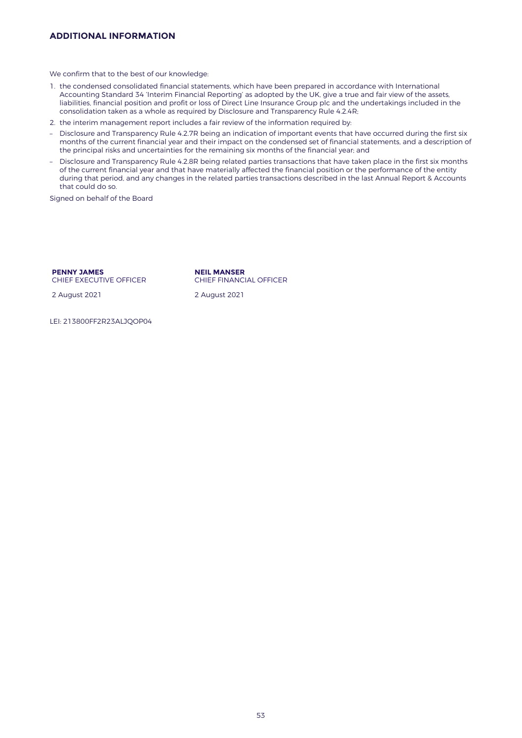## ADDITIONAL INFORMATION

We confirm that to the best of our knowledge:

1. the condensed consolidated financial statements, which have been prepared in accordance with International Accounting Standard 34 'Interim Financial Reporting' as adopted by the UK, give a true and fair view of the assets, liabilities, financial position and profit or loss of Direct Line Insurance Group plc and the undertakings included in the consolidation taken as a whole as required by Disclosure and Transparency Rule 4.2.4R;
2. the interim management report includes a fair review of the information required by:

– Disclosure and Transparency Rule 4.2.7R being an indication of important events that have occurred during the first six months of the current financial year and their impact on the condensed set of financial statements, and a description of the principal risks and uncertainties for the remaining six months of the financial year; and

– Disclosure and Transparency Rule 4.2.8R being related parties transactions that have taken place in the first six months of the current financial year and that have materially affected the financial position or the performance of the entity during that period, and any changes in the related parties transactions described in the last Annual Report & Accounts that could do so.

Signed on behalf of the Board

**PENNY JAMES**
CHIEF EXECUTIVE OFFICER

2 August 2021

**NEIL MANSER**
CHIEF FINANCIAL OFFICER

2 August 2021

LEI: 213800FF2R23ALJQOP04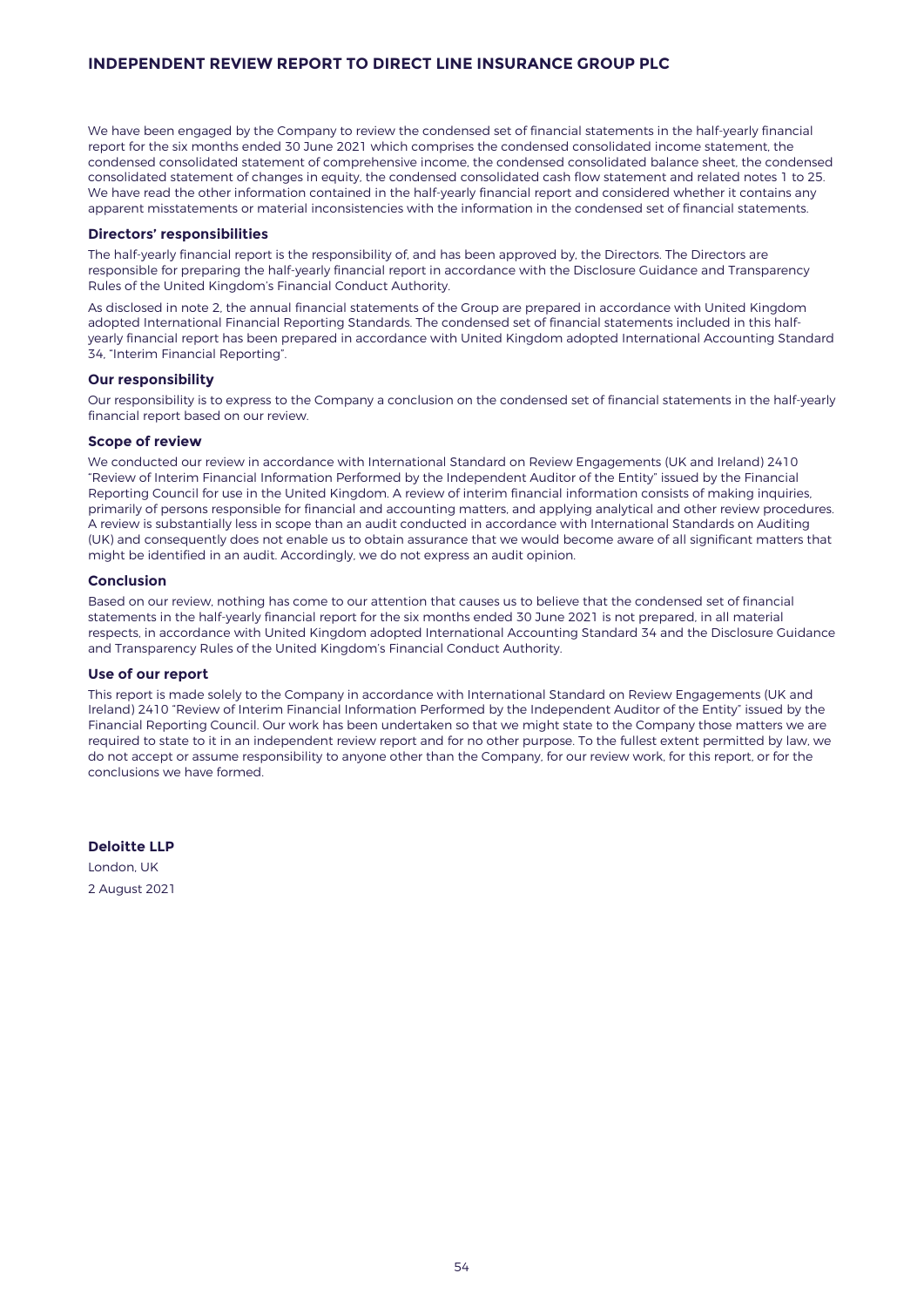# INDEPENDENT REVIEW REPORT TO DIRECT LINE INSURANCE GROUP PLC

We have been engaged by the Company to review the condensed set of financial statements in the half-yearly financial report for the six months ended 30 June 2021 which comprises the condensed consolidated income statement, the condensed consolidated statement of comprehensive income, the condensed consolidated balance sheet, the condensed consolidated statement of changes in equity, the condensed consolidated cash flow statement and related notes 1 to 25. We have read the other information contained in the half-yearly financial report and considered whether it contains any apparent misstatements or material inconsistencies with the information in the condensed set of financial statements.

### Directors' responsibilities

The half-yearly financial report is the responsibility of, and has been approved by, the Directors. The Directors are responsible for preparing the half-yearly financial report in accordance with the Disclosure Guidance and Transparency Rules of the United Kingdom's Financial Conduct Authority.

As disclosed in note 2, the annual financial statements of the Group are prepared in accordance with United Kingdom adopted International Financial Reporting Standards. The condensed set of financial statements included in this half-yearly financial report has been prepared in accordance with United Kingdom adopted International Accounting Standard 34, "Interim Financial Reporting".

### Our responsibility

Our responsibility is to express to the Company a conclusion on the condensed set of financial statements in the half-yearly financial report based on our review.

### Scope of review

We conducted our review in accordance with International Standard on Review Engagements (UK and Ireland) 2410 "Review of Interim Financial Information Performed by the Independent Auditor of the Entity" issued by the Financial Reporting Council for use in the United Kingdom. A review of interim financial information consists of making inquiries, primarily of persons responsible for financial and accounting matters, and applying analytical and other review procedures. A review is substantially less in scope than an audit conducted in accordance with International Standards on Auditing (UK) and consequently does not enable us to obtain assurance that we would become aware of all significant matters that might be identified in an audit. Accordingly, we do not express an audit opinion.

### Conclusion

Based on our review, nothing has come to our attention that causes us to believe that the condensed set of financial statements in the half-yearly financial report for the six months ended 30 June 2021 is not prepared, in all material respects, in accordance with United Kingdom adopted International Accounting Standard 34 and the Disclosure Guidance and Transparency Rules of the United Kingdom's Financial Conduct Authority.

### Use of our report

This report is made solely to the Company in accordance with International Standard on Review Engagements (UK and Ireland) 2410 "Review of Interim Financial Information Performed by the Independent Auditor of the Entity" issued by the Financial Reporting Council. Our work has been undertaken so that we might state to the Company those matters we are required to state to it in an independent review report and for no other purpose. To the fullest extent permitted by law, we do not accept or assume responsibility to anyone other than the Company, for our review work, for this report, or for the conclusions we have formed.

**Deloitte LLP**

London, UK

2 August 2021